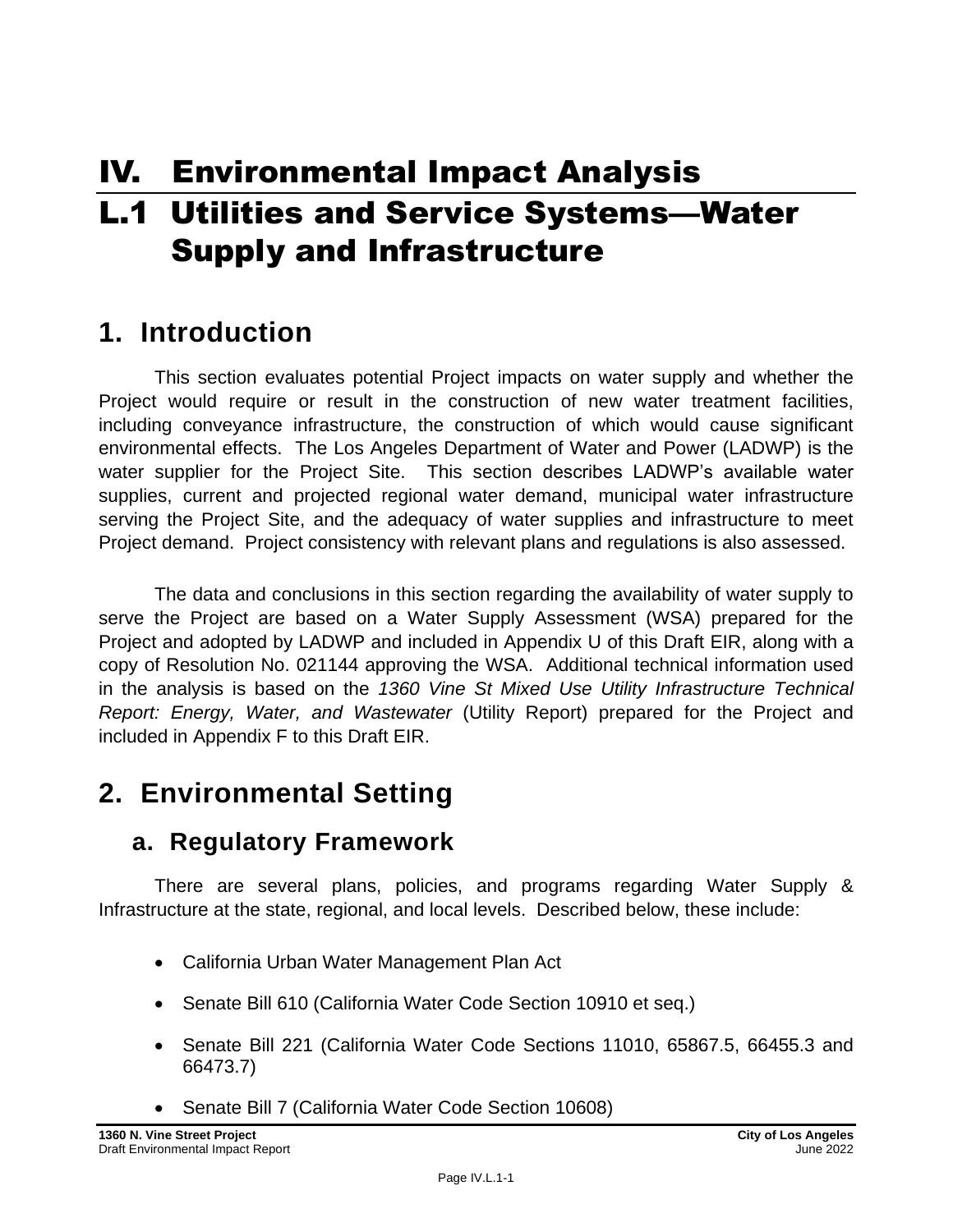# IV. Environmental Impact Analysis

# L.1 Utilities and Service Systems—Water Supply and Infrastructure

## 1. Introduction

This section evaluates potential Project impacts on water supply and whether the Project would require or result in the construction of new water treatment facilities, including conveyance infrastructure, the construction of which would cause significant environmental effects. The Los Angeles Department of Water and Power (LADWP) is the water supplier for the Project Site. This section describes LADWP's available water supplies, current and projected regional water demand, municipal water infrastructure serving the Project Site, and the adequacy of water supplies and infrastructure to meet Project demand. Project consistency with relevant plans and regulations is also assessed.

The data and conclusions in this section regarding the availability of water supply to serve the Project are based on a Water Supply Assessment (WSA) prepared for the Project and adopted by LADWP and included in Appendix U of this Draft EIR, along with a copy of Resolution No. 021144 approving the WSA. Additional technical information used in the analysis is based on the *1360 Vine St Mixed Use Utility Infrastructure Technical Report: Energy, Water, and Wastewater* (Utility Report) prepared for the Project and included in Appendix F to this Draft EIR.

## 2. Environmental Setting

### a. Regulatory Framework

There are several plans, policies, and programs regarding Water Supply & Infrastructure at the state, regional, and local levels. Described below, these include:

- California Urban Water Management Plan Act
- Senate Bill 610 (California Water Code Section 10910 et seq.)
- Senate Bill 221 (California Water Code Sections 11010, 65867.5, 66455.3 and 66473.7)
- Senate Bill 7 (California Water Code Section 10608)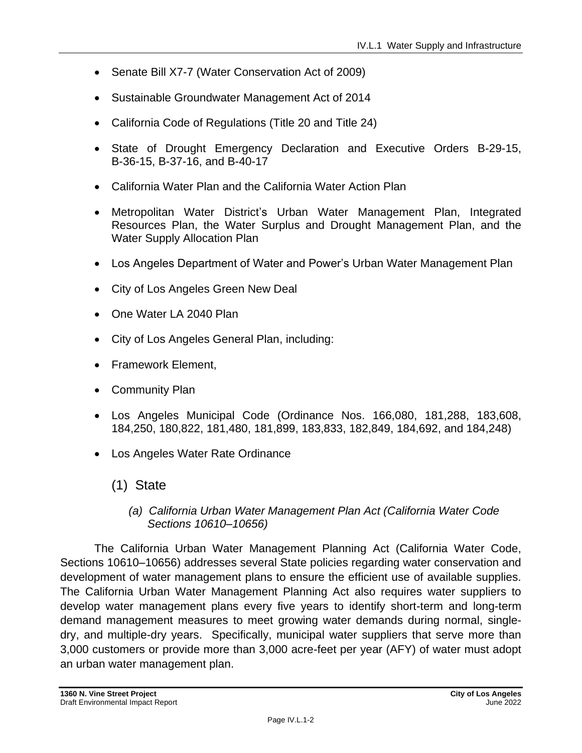- Senate Bill X7-7 (Water Conservation Act of 2009)
- Sustainable Groundwater Management Act of 2014
- California Code of Regulations (Title 20 and Title 24)
- State of Drought Emergency Declaration and Executive Orders B-29-15, B-36-15, B-37-16, and B-40-17
- California Water Plan and the California Water Action Plan
- Metropolitan Water District's Urban Water Management Plan, Integrated Resources Plan, the Water Surplus and Drought Management Plan, and the Water Supply Allocation Plan
- Los Angeles Department of Water and Power's Urban Water Management Plan
- City of Los Angeles Green New Deal
- One Water LA 2040 Plan
- City of Los Angeles General Plan, including:
- Framework Element,
- Community Plan
- Los Angeles Municipal Code (Ordinance Nos. 166,080, 181,288, 183,608, 184,250, 180,822, 181,480, 181,899, 183,833, 182,849, 184,692, and 184,248)
- Los Angeles Water Rate Ordinance

### (1) State

#### *(a) California Urban Water Management Plan Act (California Water Code Sections 10610–10656)*

The California Urban Water Management Planning Act (California Water Code, Sections 10610–10656) addresses several State policies regarding water conservation and development of water management plans to ensure the efficient use of available supplies. The California Urban Water Management Planning Act also requires water suppliers to develop water management plans every five years to identify short-term and long-term demand management measures to meet growing water demands during normal, single-dry, and multiple-dry years. Specifically, municipal water suppliers that serve more than 3,000 customers or provide more than 3,000 acre-feet per year (AFY) of water must adopt an urban water management plan.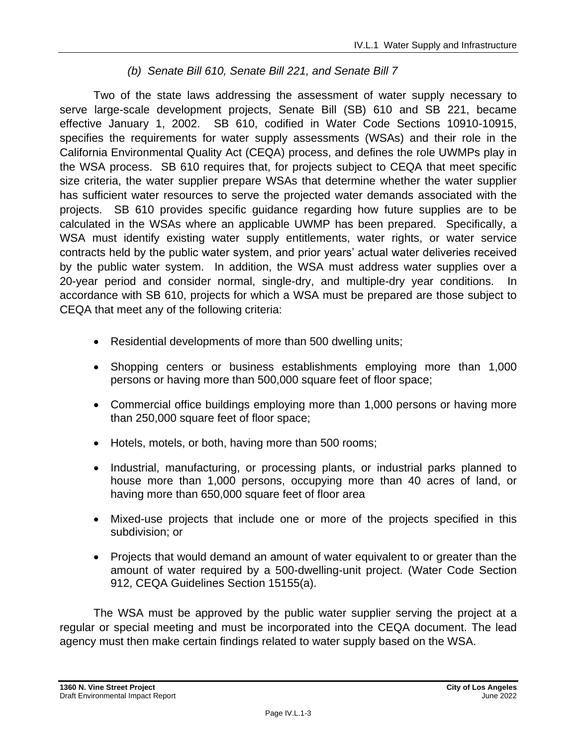#### *(b) Senate Bill 610, Senate Bill 221, and Senate Bill 7*

Two of the state laws addressing the assessment of water supply necessary to serve large-scale development projects, Senate Bill (SB) 610 and SB 221, became effective January 1, 2002. SB 610, codified in Water Code Sections 10910-10915, specifies the requirements for water supply assessments (WSAs) and their role in the California Environmental Quality Act (CEQA) process, and defines the role UWMPs play in the WSA process. SB 610 requires that, for projects subject to CEQA that meet specific size criteria, the water supplier prepare WSAs that determine whether the water supplier has sufficient water resources to serve the projected water demands associated with the projects. SB 610 provides specific guidance regarding how future supplies are to be calculated in the WSAs where an applicable UWMP has been prepared. Specifically, a WSA must identify existing water supply entitlements, water rights, or water service contracts held by the public water system, and prior years' actual water deliveries received by the public water system. In addition, the WSA must address water supplies over a 20-year period and consider normal, single-dry, and multiple-dry year conditions. In accordance with SB 610, projects for which a WSA must be prepared are those subject to CEQA that meet any of the following criteria:

- Residential developments of more than 500 dwelling units;
- Shopping centers or business establishments employing more than 1,000 persons or having more than 500,000 square feet of floor space;
- Commercial office buildings employing more than 1,000 persons or having more than 250,000 square feet of floor space;
- Hotels, motels, or both, having more than 500 rooms;
- Industrial, manufacturing, or processing plants, or industrial parks planned to house more than 1,000 persons, occupying more than 40 acres of land, or having more than 650,000 square feet of floor area
- Mixed-use projects that include one or more of the projects specified in this subdivision; or
- Projects that would demand an amount of water equivalent to or greater than the amount of water required by a 500-dwelling-unit project. (Water Code Section 912, CEQA Guidelines Section 15155(a).

The WSA must be approved by the public water supplier serving the project at a regular or special meeting and must be incorporated into the CEQA document. The lead agency must then make certain findings related to water supply based on the WSA.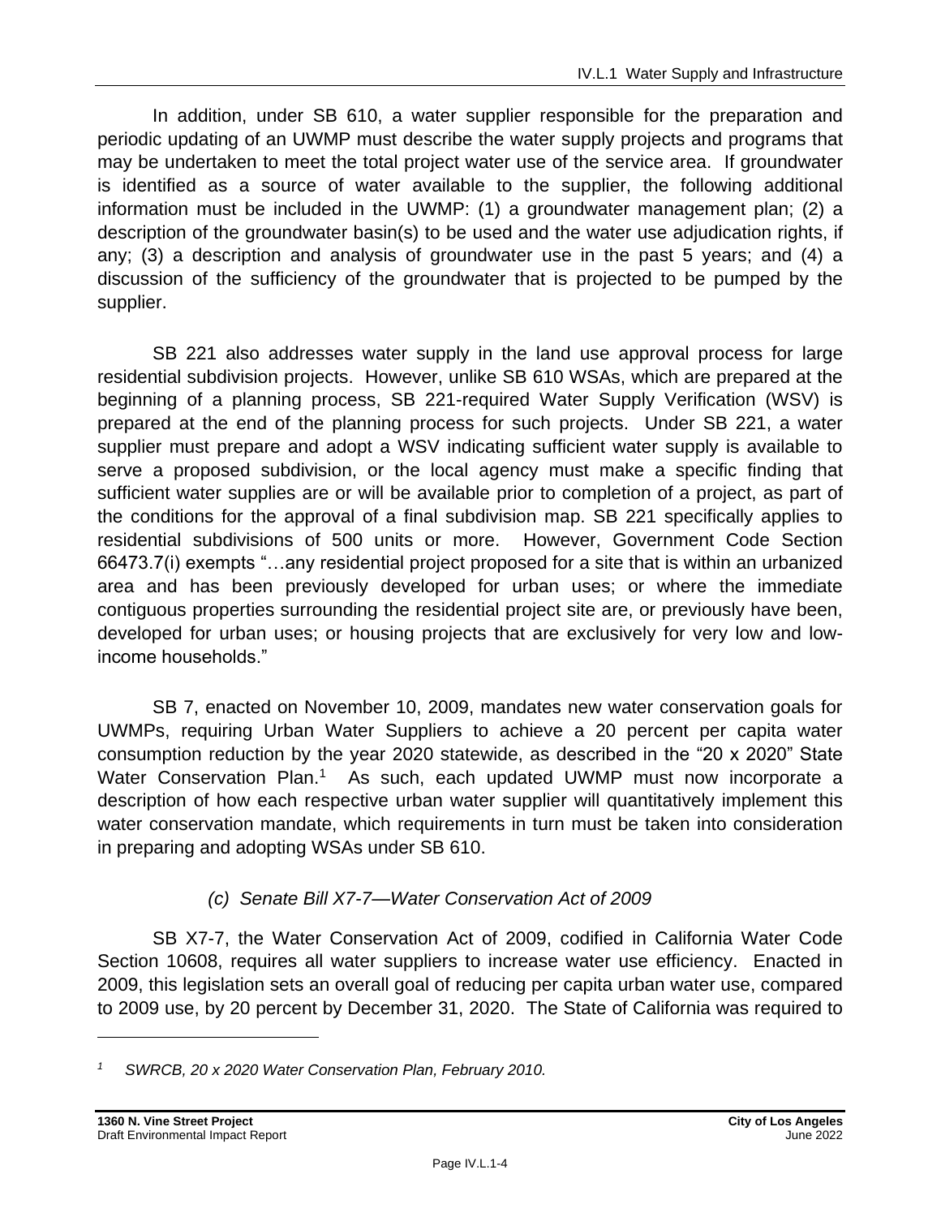In addition, under SB 610, a water supplier responsible for the preparation and periodic updating of an UWMP must describe the water supply projects and programs that may be undertaken to meet the total project water use of the service area. If groundwater is identified as a source of water available to the supplier, the following additional information must be included in the UWMP: (1) a groundwater management plan; (2) a description of the groundwater basin(s) to be used and the water use adjudication rights, if any; (3) a description and analysis of groundwater use in the past 5 years; and (4) a discussion of the sufficiency of the groundwater that is projected to be pumped by the supplier.

SB 221 also addresses water supply in the land use approval process for large residential subdivision projects. However, unlike SB 610 WSAs, which are prepared at the beginning of a planning process, SB 221-required Water Supply Verification (WSV) is prepared at the end of the planning process for such projects. Under SB 221, a water supplier must prepare and adopt a WSV indicating sufficient water supply is available to serve a proposed subdivision, or the local agency must make a specific finding that sufficient water supplies are or will be available prior to completion of a project, as part of the conditions for the approval of a final subdivision map. SB 221 specifically applies to residential subdivisions of 500 units or more. However, Government Code Section 66473.7(i) exempts "…any residential project proposed for a site that is within an urbanized area and has been previously developed for urban uses; or where the immediate contiguous properties surrounding the residential project site are, or previously have been, developed for urban uses; or housing projects that are exclusively for very low and low-income households."

SB 7, enacted on November 10, 2009, mandates new water conservation goals for UWMPs, requiring Urban Water Suppliers to achieve a 20 percent per capita water consumption reduction by the year 2020 statewide, as described in the "20 x 2020" State Water Conservation Plan.[1] As such, each updated UWMP must now incorporate a description of how each respective urban water supplier will quantitatively implement this water conservation mandate, which requirements in turn must be taken into consideration in preparing and adopting WSAs under SB 610.

### *(c) Senate Bill X7-7—Water Conservation Act of 2009*

SB X7-7, the Water Conservation Act of 2009, codified in California Water Code Section 10608, requires all water suppliers to increase water use efficiency. Enacted in 2009, this legislation sets an overall goal of reducing per capita urban water use, compared to 2009 use, by 20 percent by December 31, 2020. The State of California was required to

---

[1] *SWRCB, 20 x 2020 Water Conservation Plan, February 2010.*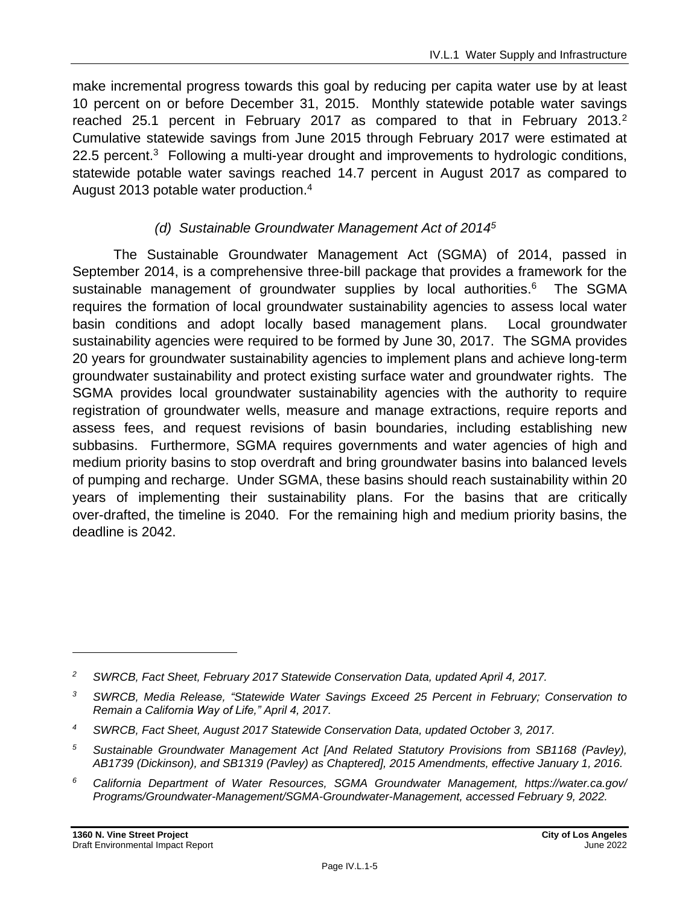make incremental progress towards this goal by reducing per capita water use by at least 10 percent on or before December 31, 2015. Monthly statewide potable water savings reached 25.1 percent in February 2017 as compared to that in February 2013.[2] Cumulative statewide savings from June 2015 through February 2017 were estimated at 22.5 percent.[3] Following a multi-year drought and improvements to hydrologic conditions, statewide potable water savings reached 14.7 percent in August 2017 as compared to August 2013 potable water production.[4]

#### *(d) Sustainable Groundwater Management Act of 2014*[5]

The Sustainable Groundwater Management Act (SGMA) of 2014, passed in September 2014, is a comprehensive three-bill package that provides a framework for the sustainable management of groundwater supplies by local authorities.[6] The SGMA requires the formation of local groundwater sustainability agencies to assess local water basin conditions and adopt locally based management plans. Local groundwater sustainability agencies were required to be formed by June 30, 2017. The SGMA provides 20 years for groundwater sustainability agencies to implement plans and achieve long-term groundwater sustainability and protect existing surface water and groundwater rights. The SGMA provides local groundwater sustainability agencies with the authority to require registration of groundwater wells, measure and manage extractions, require reports and assess fees, and request revisions of basin boundaries, including establishing new subbasins. Furthermore, SGMA requires governments and water agencies of high and medium priority basins to stop overdraft and bring groundwater basins into balanced levels of pumping and recharge. Under SGMA, these basins should reach sustainability within 20 years of implementing their sustainability plans. For the basins that are critically over-drafted, the timeline is 2040. For the remaining high and medium priority basins, the deadline is 2042.

---

[2] *SWRCB, Fact Sheet, February 2017 Statewide Conservation Data, updated April 4, 2017.*

[3] *SWRCB, Media Release, "Statewide Water Savings Exceed 25 Percent in February; Conservation to Remain a California Way of Life," April 4, 2017.*

[4] *SWRCB, Fact Sheet, August 2017 Statewide Conservation Data, updated October 3, 2017.*

[5] *Sustainable Groundwater Management Act [And Related Statutory Provisions from SB1168 (Pavley), AB1739 (Dickinson), and SB1319 (Pavley) as Chaptered], 2015 Amendments, effective January 1, 2016.*

[6] *California Department of Water Resources, SGMA Groundwater Management, https://water.ca.gov/Programs/Groundwater-Management/SGMA-Groundwater-Management, accessed February 9, 2022.*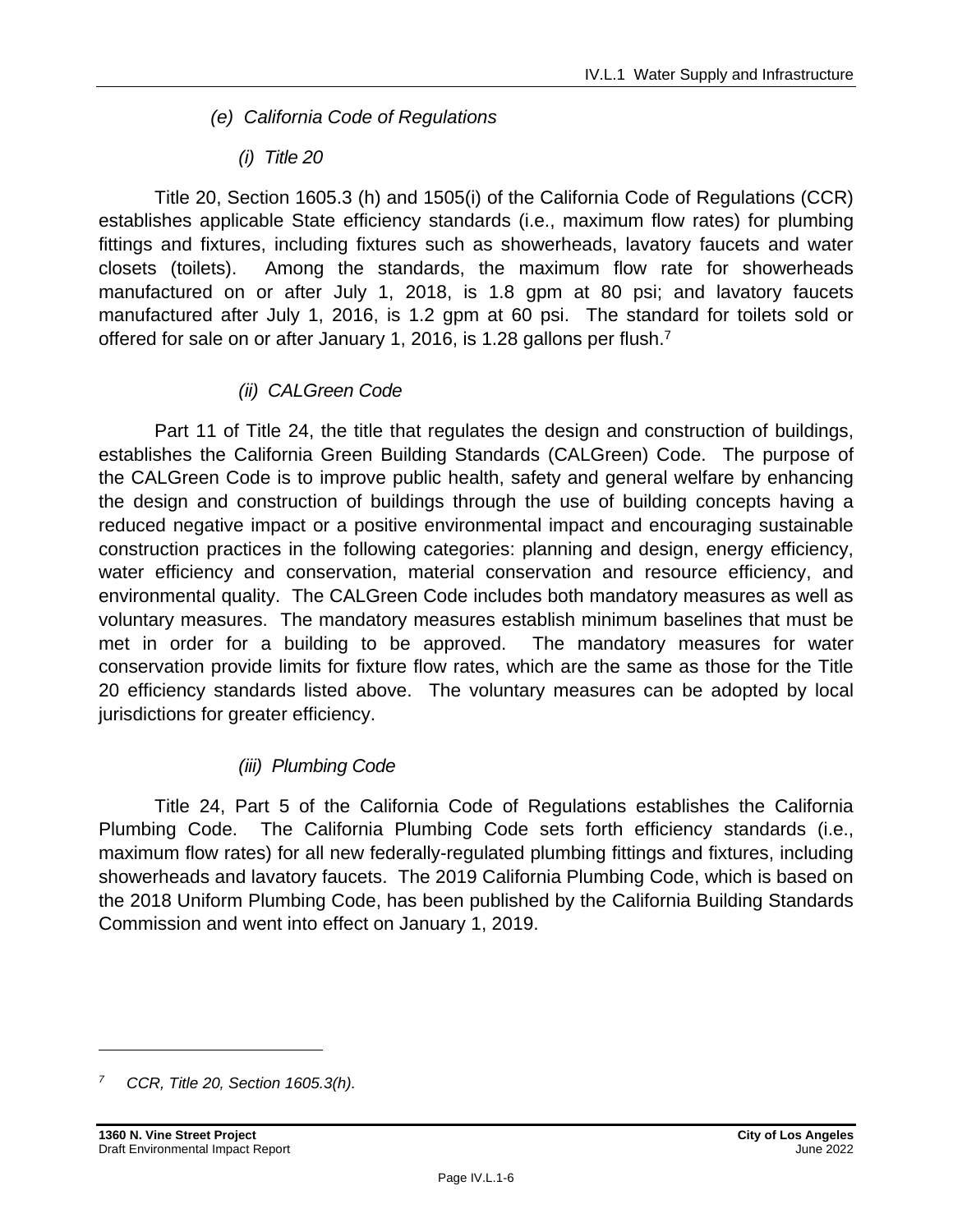#### *(e) California Code of Regulations*

##### *(i) Title 20*

Title 20, Section 1605.3 (h) and 1505(i) of the California Code of Regulations (CCR) establishes applicable State efficiency standards (i.e., maximum flow rates) for plumbing fittings and fixtures, including fixtures such as showerheads, lavatory faucets and water closets (toilets). Among the standards, the maximum flow rate for showerheads manufactured on or after July 1, 2018, is 1.8 gpm at 80 psi; and lavatory faucets manufactured after July 1, 2016, is 1.2 gpm at 60 psi. The standard for toilets sold or offered for sale on or after January 1, 2016, is 1.28 gallons per flush.[7]

##### *(ii) CALGreen Code*

Part 11 of Title 24, the title that regulates the design and construction of buildings, establishes the California Green Building Standards (CALGreen) Code. The purpose of the CALGreen Code is to improve public health, safety and general welfare by enhancing the design and construction of buildings through the use of building concepts having a reduced negative impact or a positive environmental impact and encouraging sustainable construction practices in the following categories: planning and design, energy efficiency, water efficiency and conservation, material conservation and resource efficiency, and environmental quality. The CALGreen Code includes both mandatory measures as well as voluntary measures. The mandatory measures establish minimum baselines that must be met in order for a building to be approved. The mandatory measures for water conservation provide limits for fixture flow rates, which are the same as those for the Title 20 efficiency standards listed above. The voluntary measures can be adopted by local jurisdictions for greater efficiency.

##### *(iii) Plumbing Code*

Title 24, Part 5 of the California Code of Regulations establishes the California Plumbing Code. The California Plumbing Code sets forth efficiency standards (i.e., maximum flow rates) for all new federally-regulated plumbing fittings and fixtures, including showerheads and lavatory faucets. The 2019 California Plumbing Code, which is based on the 2018 Uniform Plumbing Code, has been published by the California Building Standards Commission and went into effect on January 1, 2019.

---

[7] *CCR, Title 20, Section 1605.3(h).*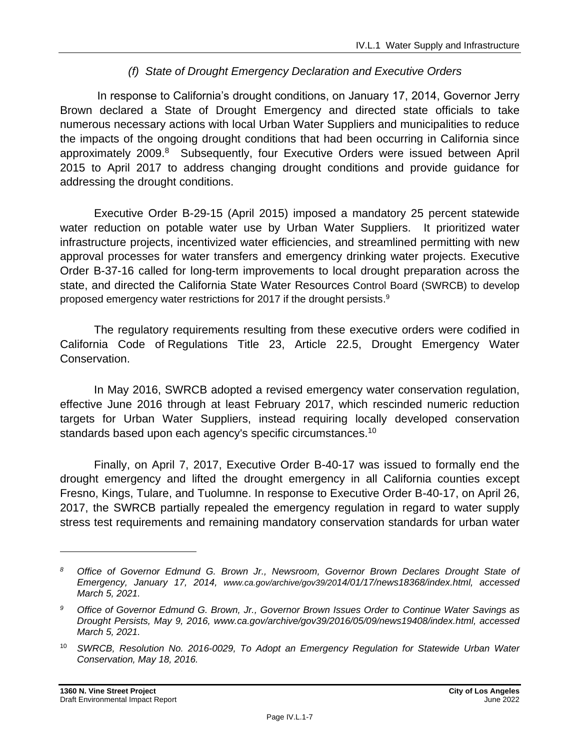#### *(f) State of Drought Emergency Declaration and Executive Orders*

In response to California's drought conditions, on January 17, 2014, Governor Jerry Brown declared a State of Drought Emergency and directed state officials to take numerous necessary actions with local Urban Water Suppliers and municipalities to reduce the impacts of the ongoing drought conditions that had been occurring in California since approximately 2009.[8] Subsequently, four Executive Orders were issued between April 2015 to April 2017 to address changing drought conditions and provide guidance for addressing the drought conditions.

Executive Order B-29-15 (April 2015) imposed a mandatory 25 percent statewide water reduction on potable water use by Urban Water Suppliers. It prioritized water infrastructure projects, incentivized water efficiencies, and streamlined permitting with new approval processes for water transfers and emergency drinking water projects. Executive Order B-37-16 called for long-term improvements to local drought preparation across the state, and directed the California State Water Resources Control Board (SWRCB) to develop proposed emergency water restrictions for 2017 if the drought persists.[9]

The regulatory requirements resulting from these executive orders were codified in California Code of Regulations Title 23, Article 22.5, Drought Emergency Water Conservation.

In May 2016, SWRCB adopted a revised emergency water conservation regulation, effective June 2016 through at least February 2017, which rescinded numeric reduction targets for Urban Water Suppliers, instead requiring locally developed conservation standards based upon each agency's specific circumstances.[10]

Finally, on April 7, 2017, Executive Order B-40-17 was issued to formally end the drought emergency and lifted the drought emergency in all California counties except Fresno, Kings, Tulare, and Tuolumne. In response to Executive Order B-40-17, on April 26, 2017, the SWRCB partially repealed the emergency regulation in regard to water supply stress test requirements and remaining mandatory conservation standards for urban water

---

[8] *Office of Governor Edmund G. Brown Jr., Newsroom, Governor Brown Declares Drought State of Emergency, January 17, 2014, www.ca.gov/archive/gov39/2014/01/17/news18368/index.html, accessed March 5, 2021.*

[9] *Office of Governor Edmund G. Brown, Jr., Governor Brown Issues Order to Continue Water Savings as Drought Persists, May 9, 2016, www.ca.gov/archive/gov39/2016/05/09/news19408/index.html, accessed March 5, 2021.*

[10] *SWRCB, Resolution No. 2016-0029, To Adopt an Emergency Regulation for Statewide Urban Water Conservation, May 18, 2016.*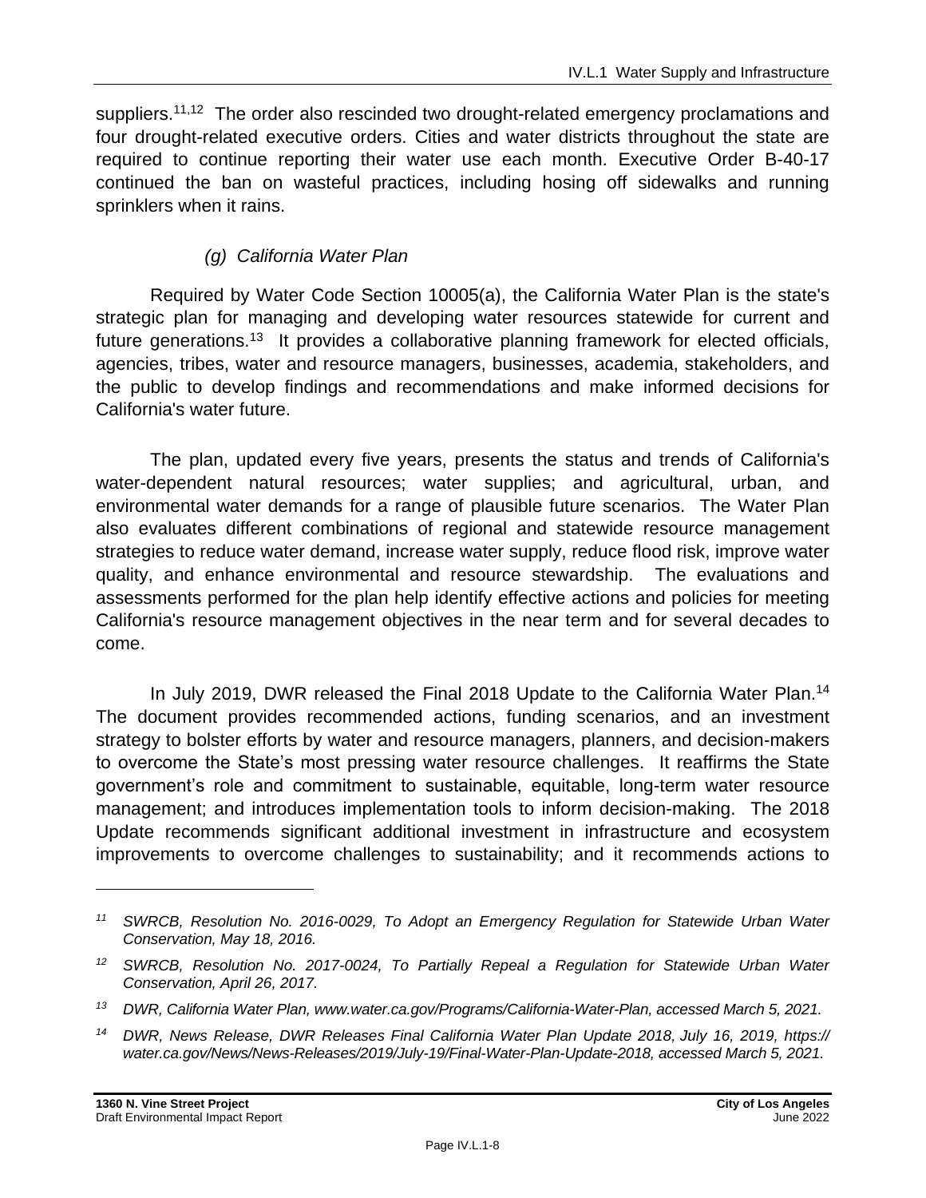suppliers.[11,12] The order also rescinded two drought-related emergency proclamations and four drought-related executive orders. Cities and water districts throughout the state are required to continue reporting their water use each month. Executive Order B-40-17 continued the ban on wasteful practices, including hosing off sidewalks and running sprinklers when it rains.

#### *(g) California Water Plan*

Required by Water Code Section 10005(a), the California Water Plan is the state's strategic plan for managing and developing water resources statewide for current and future generations.[13] It provides a collaborative planning framework for elected officials, agencies, tribes, water and resource managers, businesses, academia, stakeholders, and the public to develop findings and recommendations and make informed decisions for California's water future.

The plan, updated every five years, presents the status and trends of California's water-dependent natural resources; water supplies; and agricultural, urban, and environmental water demands for a range of plausible future scenarios. The Water Plan also evaluates different combinations of regional and statewide resource management strategies to reduce water demand, increase water supply, reduce flood risk, improve water quality, and enhance environmental and resource stewardship. The evaluations and assessments performed for the plan help identify effective actions and policies for meeting California's resource management objectives in the near term and for several decades to come.

In July 2019, DWR released the Final 2018 Update to the California Water Plan.[14] The document provides recommended actions, funding scenarios, and an investment strategy to bolster efforts by water and resource managers, planners, and decision-makers to overcome the State's most pressing water resource challenges. It reaffirms the State government's role and commitment to sustainable, equitable, long-term water resource management; and introduces implementation tools to inform decision-making. The 2018 Update recommends significant additional investment in infrastructure and ecosystem improvements to overcome challenges to sustainability; and it recommends actions to

---

[11] *SWRCB, Resolution No. 2016-0029, To Adopt an Emergency Regulation for Statewide Urban Water Conservation, May 18, 2016.*

[12] *SWRCB, Resolution No. 2017-0024, To Partially Repeal a Regulation for Statewide Urban Water Conservation, April 26, 2017.*

[13] *DWR, California Water Plan, www.water.ca.gov/Programs/California-Water-Plan, accessed March 5, 2021.*

[14] *DWR, News Release, DWR Releases Final California Water Plan Update 2018, July 16, 2019, https://water.ca.gov/News/News-Releases/2019/July-19/Final-Water-Plan-Update-2018, accessed March 5, 2021.*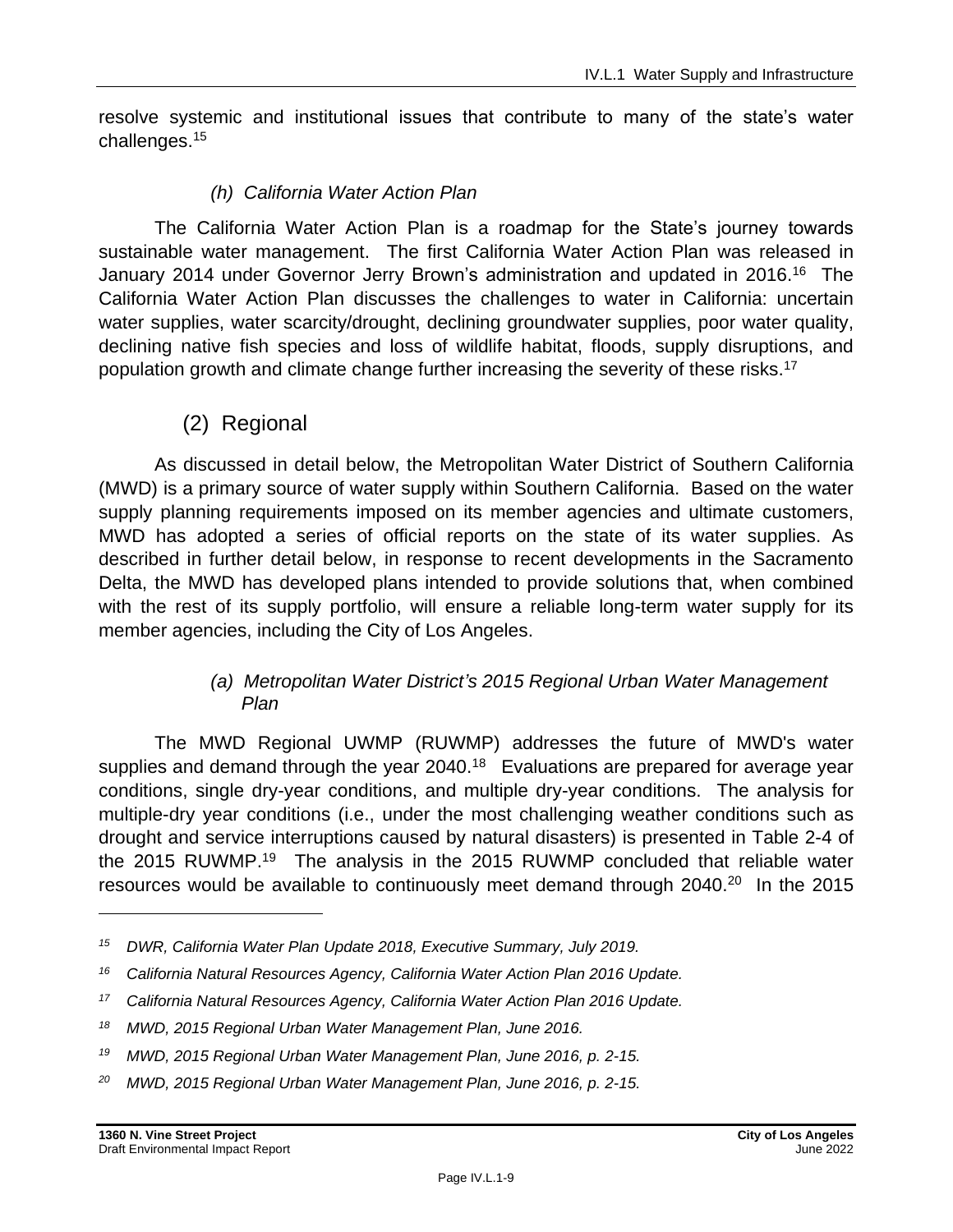resolve systemic and institutional issues that contribute to many of the state's water challenges.[15]

#### *(h) California Water Action Plan*

The California Water Action Plan is a roadmap for the State's journey towards sustainable water management. The first California Water Action Plan was released in January 2014 under Governor Jerry Brown's administration and updated in 2016.[16] The California Water Action Plan discusses the challenges to water in California: uncertain water supplies, water scarcity/drought, declining groundwater supplies, poor water quality, declining native fish species and loss of wildlife habitat, floods, supply disruptions, and population growth and climate change further increasing the severity of these risks.[17]

### (2) Regional

As discussed in detail below, the Metropolitan Water District of Southern California (MWD) is a primary source of water supply within Southern California. Based on the water supply planning requirements imposed on its member agencies and ultimate customers, MWD has adopted a series of official reports on the state of its water supplies. As described in further detail below, in response to recent developments in the Sacramento Delta, the MWD has developed plans intended to provide solutions that, when combined with the rest of its supply portfolio, will ensure a reliable long-term water supply for its member agencies, including the City of Los Angeles.

#### *(a) Metropolitan Water District's 2015 Regional Urban Water Management Plan*

The MWD Regional UWMP (RUWMP) addresses the future of MWD's water supplies and demand through the year 2040.[18] Evaluations are prepared for average year conditions, single dry-year conditions, and multiple dry-year conditions. The analysis for multiple-dry year conditions (i.e., under the most challenging weather conditions such as drought and service interruptions caused by natural disasters) is presented in Table 2-4 of the 2015 RUWMP.[19] The analysis in the 2015 RUWMP concluded that reliable water resources would be available to continuously meet demand through 2040.[20] In the 2015

---

[15] *DWR, California Water Plan Update 2018, Executive Summary, July 2019.*

[16] *California Natural Resources Agency, California Water Action Plan 2016 Update.*

[17] *California Natural Resources Agency, California Water Action Plan 2016 Update.*

[18] *MWD, 2015 Regional Urban Water Management Plan, June 2016.*

[19] *MWD, 2015 Regional Urban Water Management Plan, June 2016, p. 2-15.*

[20] *MWD, 2015 Regional Urban Water Management Plan, June 2016, p. 2-15.*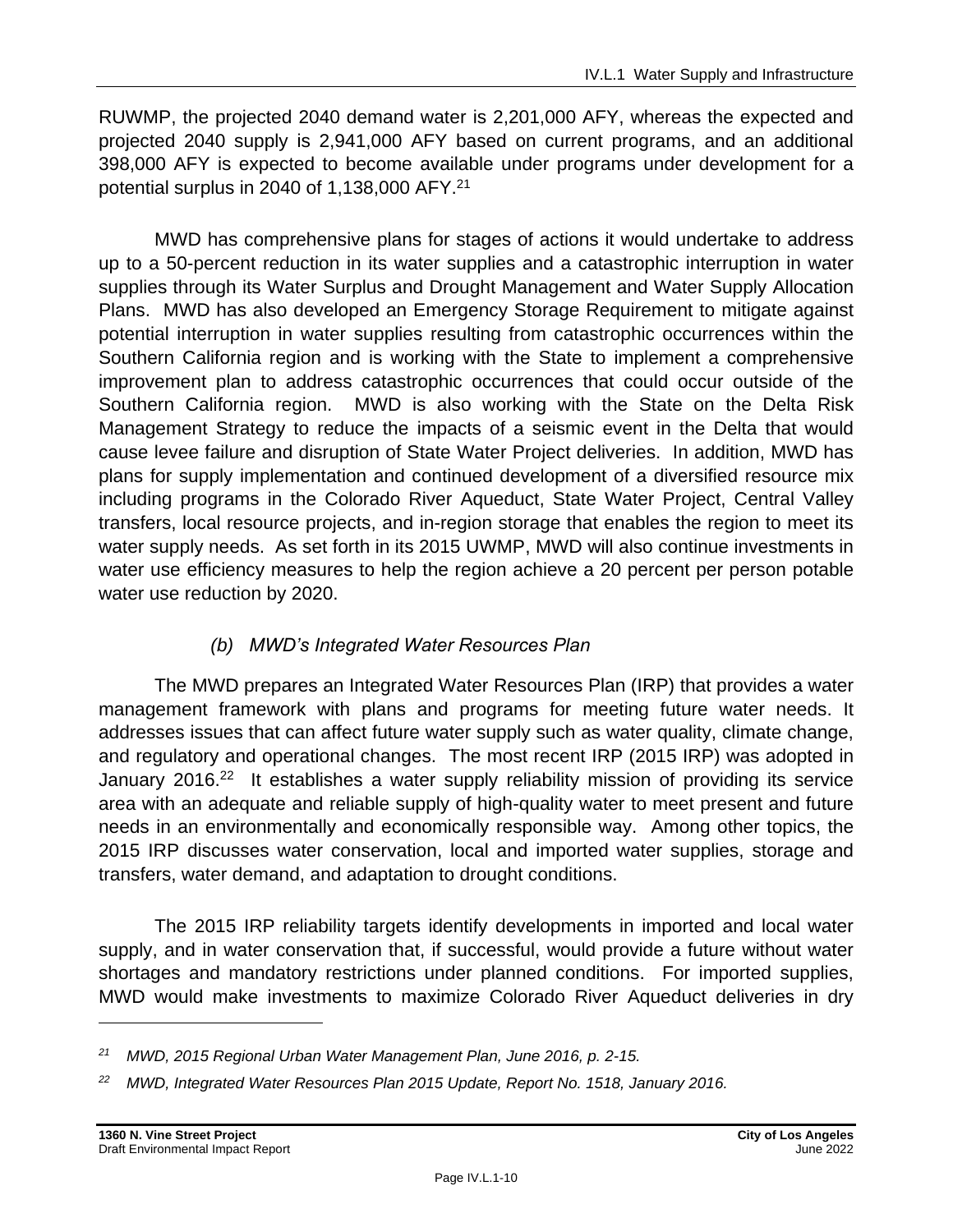RUWMP, the projected 2040 demand water is 2,201,000 AFY, whereas the expected and projected 2040 supply is 2,941,000 AFY based on current programs, and an additional 398,000 AFY is expected to become available under programs under development for a potential surplus in 2040 of 1,138,000 AFY.[21]

MWD has comprehensive plans for stages of actions it would undertake to address up to a 50-percent reduction in its water supplies and a catastrophic interruption in water supplies through its Water Surplus and Drought Management and Water Supply Allocation Plans. MWD has also developed an Emergency Storage Requirement to mitigate against potential interruption in water supplies resulting from catastrophic occurrences within the Southern California region and is working with the State to implement a comprehensive improvement plan to address catastrophic occurrences that could occur outside of the Southern California region. MWD is also working with the State on the Delta Risk Management Strategy to reduce the impacts of a seismic event in the Delta that would cause levee failure and disruption of State Water Project deliveries. In addition, MWD has plans for supply implementation and continued development of a diversified resource mix including programs in the Colorado River Aqueduct, State Water Project, Central Valley transfers, local resource projects, and in-region storage that enables the region to meet its water supply needs. As set forth in its 2015 UWMP, MWD will also continue investments in water use efficiency measures to help the region achieve a 20 percent per person potable water use reduction by 2020.

*(b) MWD's Integrated Water Resources Plan*

The MWD prepares an Integrated Water Resources Plan (IRP) that provides a water management framework with plans and programs for meeting future water needs. It addresses issues that can affect future water supply such as water quality, climate change, and regulatory and operational changes. The most recent IRP (2015 IRP) was adopted in January 2016.[22] It establishes a water supply reliability mission of providing its service area with an adequate and reliable supply of high-quality water to meet present and future needs in an environmentally and economically responsible way. Among other topics, the 2015 IRP discusses water conservation, local and imported water supplies, storage and transfers, water demand, and adaptation to drought conditions.

The 2015 IRP reliability targets identify developments in imported and local water supply, and in water conservation that, if successful, would provide a future without water shortages and mandatory restrictions under planned conditions. For imported supplies, MWD would make investments to maximize Colorado River Aqueduct deliveries in dry

---

[21] *MWD, 2015 Regional Urban Water Management Plan, June 2016, p. 2-15.*

[22] *MWD, Integrated Water Resources Plan 2015 Update, Report No. 1518, January 2016.*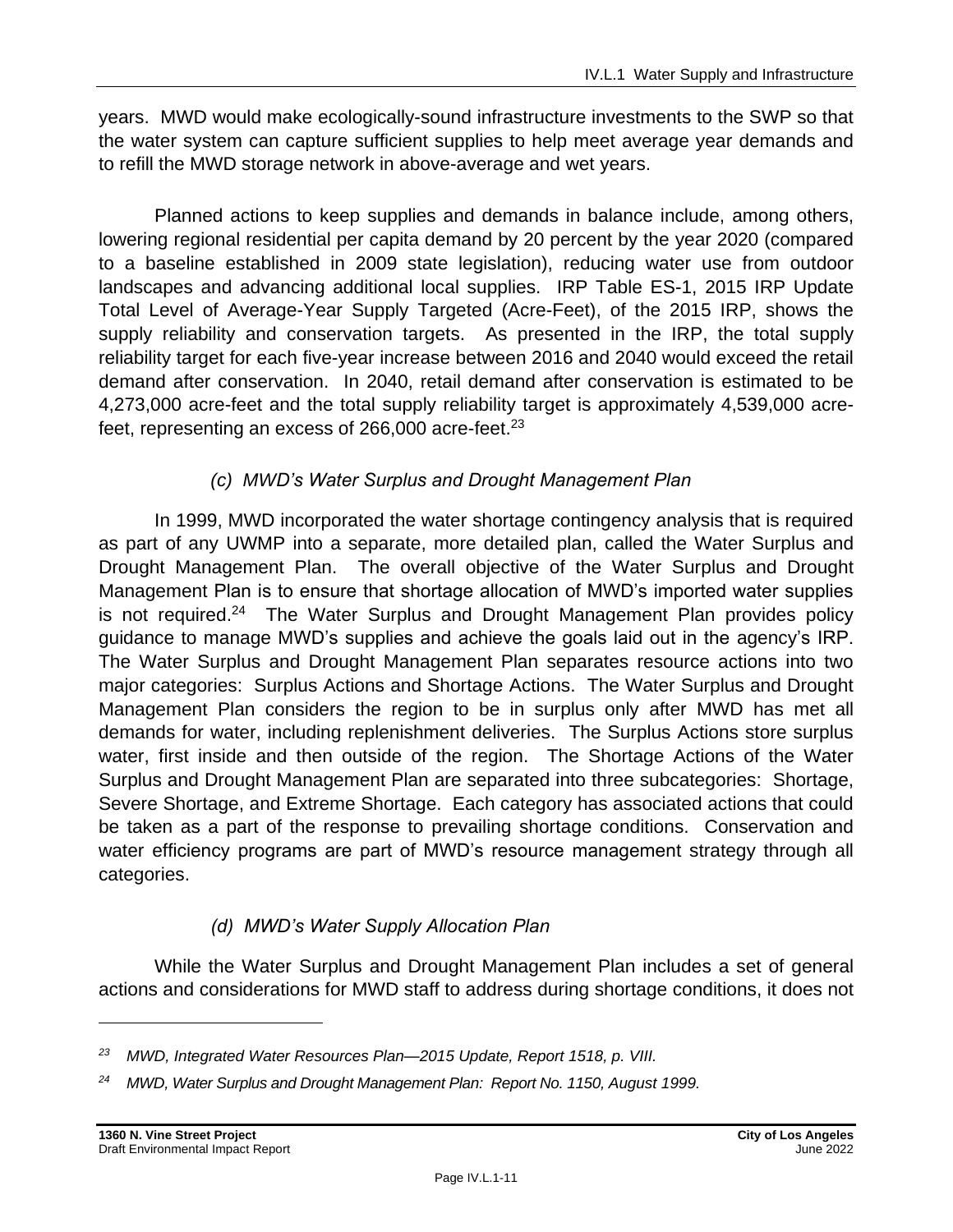years. MWD would make ecologically-sound infrastructure investments to the SWP so that the water system can capture sufficient supplies to help meet average year demands and to refill the MWD storage network in above-average and wet years.

Planned actions to keep supplies and demands in balance include, among others, lowering regional residential per capita demand by 20 percent by the year 2020 (compared to a baseline established in 2009 state legislation), reducing water use from outdoor landscapes and advancing additional local supplies. IRP Table ES-1, 2015 IRP Update Total Level of Average-Year Supply Targeted (Acre-Feet), of the 2015 IRP, shows the supply reliability and conservation targets. As presented in the IRP, the total supply reliability target for each five-year increase between 2016 and 2040 would exceed the retail demand after conservation. In 2040, retail demand after conservation is estimated to be 4,273,000 acre-feet and the total supply reliability target is approximately 4,539,000 acre-feet, representing an excess of 266,000 acre-feet.[23]

#### *(c) MWD's Water Surplus and Drought Management Plan*

In 1999, MWD incorporated the water shortage contingency analysis that is required as part of any UWMP into a separate, more detailed plan, called the Water Surplus and Drought Management Plan. The overall objective of the Water Surplus and Drought Management Plan is to ensure that shortage allocation of MWD's imported water supplies is not required.[24] The Water Surplus and Drought Management Plan provides policy guidance to manage MWD's supplies and achieve the goals laid out in the agency's IRP. The Water Surplus and Drought Management Plan separates resource actions into two major categories: Surplus Actions and Shortage Actions. The Water Surplus and Drought Management Plan considers the region to be in surplus only after MWD has met all demands for water, including replenishment deliveries. The Surplus Actions store surplus water, first inside and then outside of the region. The Shortage Actions of the Water Surplus and Drought Management Plan are separated into three subcategories: Shortage, Severe Shortage, and Extreme Shortage. Each category has associated actions that could be taken as a part of the response to prevailing shortage conditions. Conservation and water efficiency programs are part of MWD's resource management strategy through all categories.

#### *(d) MWD's Water Supply Allocation Plan*

While the Water Surplus and Drought Management Plan includes a set of general actions and considerations for MWD staff to address during shortage conditions, it does not

---

[23] *MWD, Integrated Water Resources Plan—2015 Update, Report 1518, p. VIII.*

[24] *MWD, Water Surplus and Drought Management Plan: Report No. 1150, August 1999.*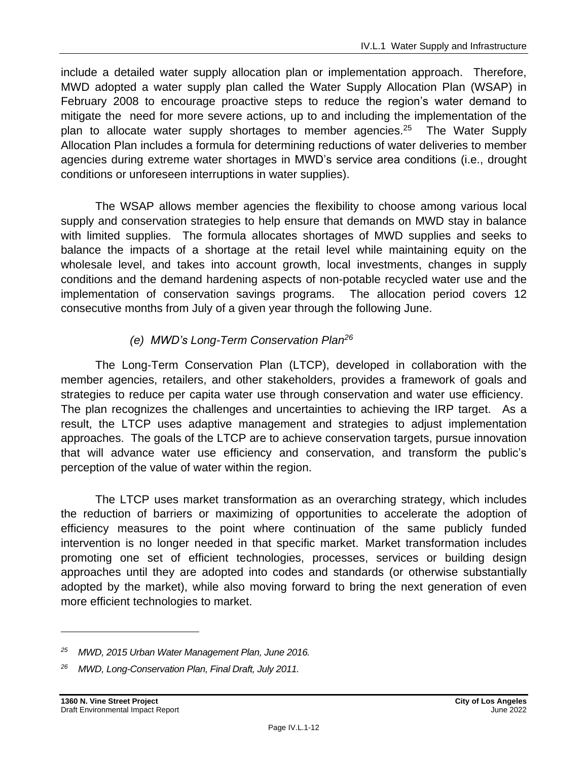include a detailed water supply allocation plan or implementation approach. Therefore, MWD adopted a water supply plan called the Water Supply Allocation Plan (WSAP) in February 2008 to encourage proactive steps to reduce the region's water demand to mitigate the need for more severe actions, up to and including the implementation of the plan to allocate water supply shortages to member agencies.[25] The Water Supply Allocation Plan includes a formula for determining reductions of water deliveries to member agencies during extreme water shortages in MWD's service area conditions (i.e., drought conditions or unforeseen interruptions in water supplies).

The WSAP allows member agencies the flexibility to choose among various local supply and conservation strategies to help ensure that demands on MWD stay in balance with limited supplies. The formula allocates shortages of MWD supplies and seeks to balance the impacts of a shortage at the retail level while maintaining equity on the wholesale level, and takes into account growth, local investments, changes in supply conditions and the demand hardening aspects of non-potable recycled water use and the implementation of conservation savings programs. The allocation period covers 12 consecutive months from July of a given year through the following June.

*(e) MWD's Long-Term Conservation Plan[26]*

The Long-Term Conservation Plan (LTCP), developed in collaboration with the member agencies, retailers, and other stakeholders, provides a framework of goals and strategies to reduce per capita water use through conservation and water use efficiency. The plan recognizes the challenges and uncertainties to achieving the IRP target. As a result, the LTCP uses adaptive management and strategies to adjust implementation approaches. The goals of the LTCP are to achieve conservation targets, pursue innovation that will advance water use efficiency and conservation, and transform the public's perception of the value of water within the region.

The LTCP uses market transformation as an overarching strategy, which includes the reduction of barriers or maximizing of opportunities to accelerate the adoption of efficiency measures to the point where continuation of the same publicly funded intervention is no longer needed in that specific market. Market transformation includes promoting one set of efficient technologies, processes, services or building design approaches until they are adopted into codes and standards (or otherwise substantially adopted by the market), while also moving forward to bring the next generation of even more efficient technologies to market.

---

[25] *MWD, 2015 Urban Water Management Plan, June 2016.*

[26] *MWD, Long-Conservation Plan, Final Draft, July 2011.*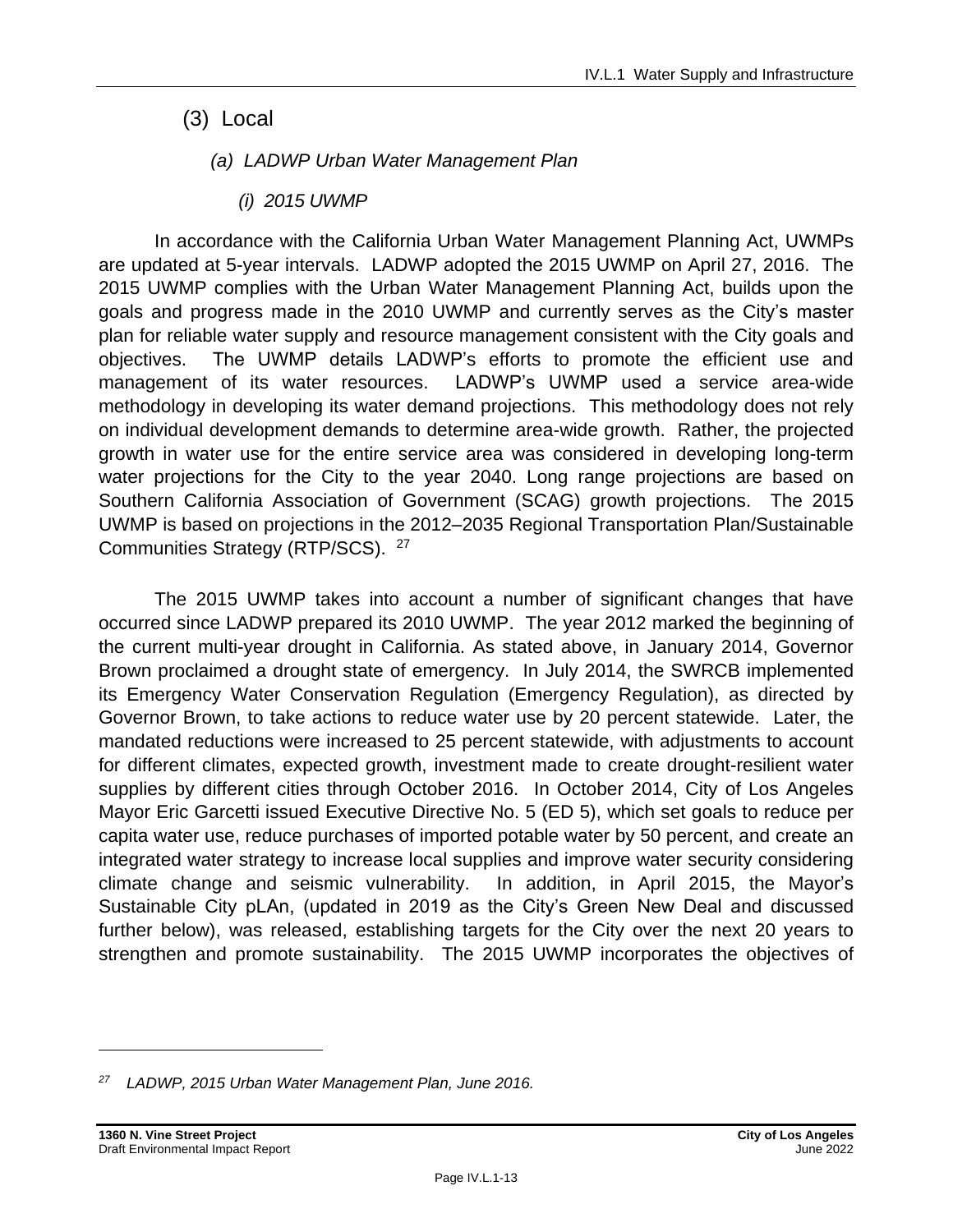### (3) Local

#### *(a) LADWP Urban Water Management Plan*

##### *(i) 2015 UWMP*

In accordance with the California Urban Water Management Planning Act, UWMPs are updated at 5-year intervals. LADWP adopted the 2015 UWMP on April 27, 2016. The 2015 UWMP complies with the Urban Water Management Planning Act, builds upon the goals and progress made in the 2010 UWMP and currently serves as the City's master plan for reliable water supply and resource management consistent with the City goals and objectives. The UWMP details LADWP's efforts to promote the efficient use and management of its water resources. LADWP's UWMP used a service area-wide methodology in developing its water demand projections. This methodology does not rely on individual development demands to determine area-wide growth. Rather, the projected growth in water use for the entire service area was considered in developing long-term water projections for the City to the year 2040. Long range projections are based on Southern California Association of Government (SCAG) growth projections. The 2015 UWMP is based on projections in the 2012–2035 Regional Transportation Plan/Sustainable Communities Strategy (RTP/SCS). [27]

The 2015 UWMP takes into account a number of significant changes that have occurred since LADWP prepared its 2010 UWMP. The year 2012 marked the beginning of the current multi-year drought in California. As stated above, in January 2014, Governor Brown proclaimed a drought state of emergency. In July 2014, the SWRCB implemented its Emergency Water Conservation Regulation (Emergency Regulation), as directed by Governor Brown, to take actions to reduce water use by 20 percent statewide. Later, the mandated reductions were increased to 25 percent statewide, with adjustments to account for different climates, expected growth, investment made to create drought-resilient water supplies by different cities through October 2016. In October 2014, City of Los Angeles Mayor Eric Garcetti issued Executive Directive No. 5 (ED 5), which set goals to reduce per capita water use, reduce purchases of imported potable water by 50 percent, and create an integrated water strategy to increase local supplies and improve water security considering climate change and seismic vulnerability. In addition, in April 2015, the Mayor's Sustainable City pLAn, (updated in 2019 as the City's Green New Deal and discussed further below), was released, establishing targets for the City over the next 20 years to strengthen and promote sustainability. The 2015 UWMP incorporates the objectives of

---

[27] *LADWP, 2015 Urban Water Management Plan, June 2016.*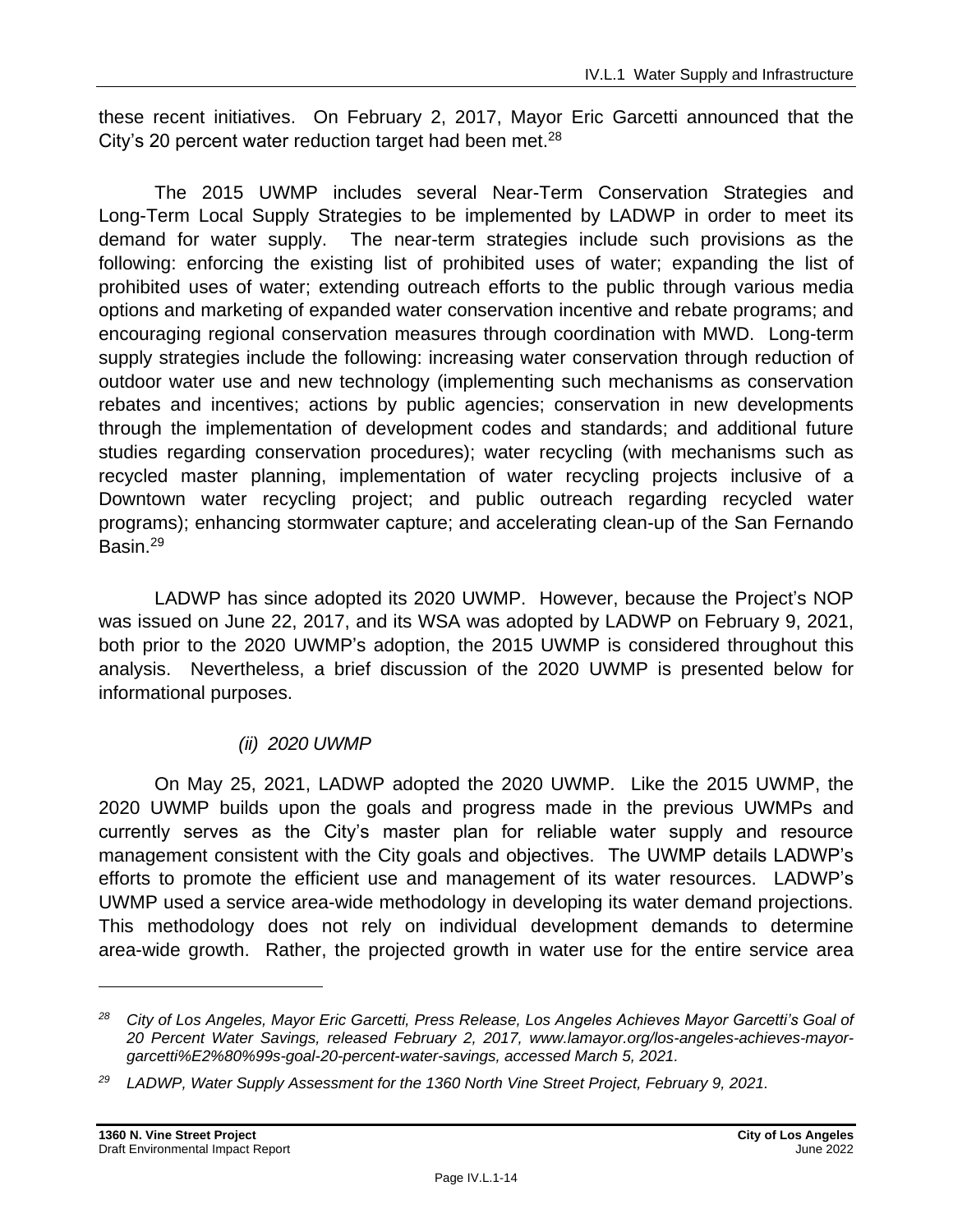these recent initiatives. On February 2, 2017, Mayor Eric Garcetti announced that the City's 20 percent water reduction target had been met.[28]

The 2015 UWMP includes several Near-Term Conservation Strategies and Long-Term Local Supply Strategies to be implemented by LADWP in order to meet its demand for water supply. The near-term strategies include such provisions as the following: enforcing the existing list of prohibited uses of water; expanding the list of prohibited uses of water; extending outreach efforts to the public through various media options and marketing of expanded water conservation incentive and rebate programs; and encouraging regional conservation measures through coordination with MWD. Long-term supply strategies include the following: increasing water conservation through reduction of outdoor water use and new technology (implementing such mechanisms as conservation rebates and incentives; actions by public agencies; conservation in new developments through the implementation of development codes and standards; and additional future studies regarding conservation procedures); water recycling (with mechanisms such as recycled master planning, implementation of water recycling projects inclusive of a Downtown water recycling project; and public outreach regarding recycled water programs); enhancing stormwater capture; and accelerating clean-up of the San Fernando Basin.[29]

LADWP has since adopted its 2020 UWMP. However, because the Project's NOP was issued on June 22, 2017, and its WSA was adopted by LADWP on February 9, 2021, both prior to the 2020 UWMP's adoption, the 2015 UWMP is considered throughout this analysis. Nevertheless, a brief discussion of the 2020 UWMP is presented below for informational purposes.

*(ii) 2020 UWMP*

On May 25, 2021, LADWP adopted the 2020 UWMP. Like the 2015 UWMP, the 2020 UWMP builds upon the goals and progress made in the previous UWMPs and currently serves as the City's master plan for reliable water supply and resource management consistent with the City goals and objectives. The UWMP details LADWP's efforts to promote the efficient use and management of its water resources. LADWP's UWMP used a service area-wide methodology in developing its water demand projections. This methodology does not rely on individual development demands to determine area-wide growth. Rather, the projected growth in water use for the entire service area

---

*[28] City of Los Angeles, Mayor Eric Garcetti, Press Release, Los Angeles Achieves Mayor Garcetti's Goal of 20 Percent Water Savings, released February 2, 2017, www.lamayor.org/los-angeles-achieves-mayor-garcetti%E2%80%99s-goal-20-percent-water-savings, accessed March 5, 2021.*

*[29] LADWP, Water Supply Assessment for the 1360 North Vine Street Project, February 9, 2021.*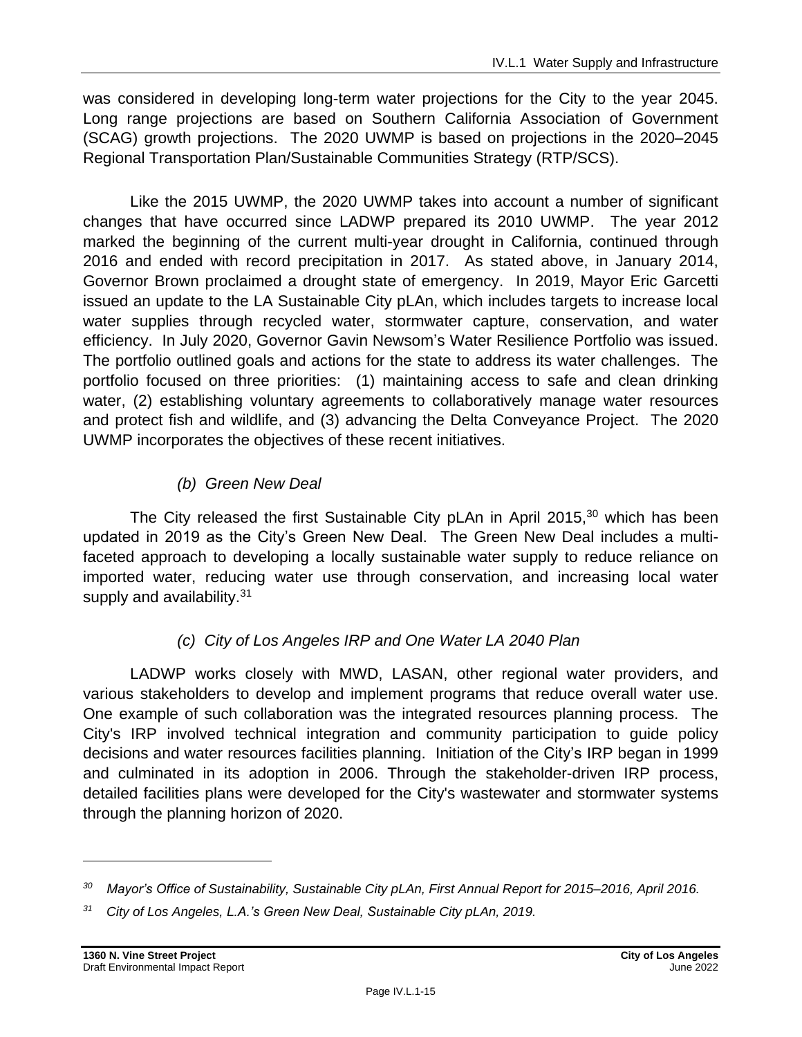was considered in developing long-term water projections for the City to the year 2045. Long range projections are based on Southern California Association of Government (SCAG) growth projections. The 2020 UWMP is based on projections in the 2020–2045 Regional Transportation Plan/Sustainable Communities Strategy (RTP/SCS).

Like the 2015 UWMP, the 2020 UWMP takes into account a number of significant changes that have occurred since LADWP prepared its 2010 UWMP. The year 2012 marked the beginning of the current multi-year drought in California, continued through 2016 and ended with record precipitation in 2017. As stated above, in January 2014, Governor Brown proclaimed a drought state of emergency. In 2019, Mayor Eric Garcetti issued an update to the LA Sustainable City pLAn, which includes targets to increase local water supplies through recycled water, stormwater capture, conservation, and water efficiency. In July 2020, Governor Gavin Newsom's Water Resilience Portfolio was issued. The portfolio outlined goals and actions for the state to address its water challenges. The portfolio focused on three priorities: (1) maintaining access to safe and clean drinking water, (2) establishing voluntary agreements to collaboratively manage water resources and protect fish and wildlife, and (3) advancing the Delta Conveyance Project. The 2020 UWMP incorporates the objectives of these recent initiatives.

*(b) Green New Deal*

The City released the first Sustainable City pLAn in April 2015,[30] which has been updated in 2019 as the City's Green New Deal. The Green New Deal includes a multi-faceted approach to developing a locally sustainable water supply to reduce reliance on imported water, reducing water use through conservation, and increasing local water supply and availability.[31]

*(c) City of Los Angeles IRP and One Water LA 2040 Plan*

LADWP works closely with MWD, LASAN, other regional water providers, and various stakeholders to develop and implement programs that reduce overall water use. One example of such collaboration was the integrated resources planning process. The City's IRP involved technical integration and community participation to guide policy decisions and water resources facilities planning. Initiation of the City's IRP began in 1999 and culminated in its adoption in 2006. Through the stakeholder-driven IRP process, detailed facilities plans were developed for the City's wastewater and stormwater systems through the planning horizon of 2020.

---

[30] *Mayor's Office of Sustainability, Sustainable City pLAn, First Annual Report for 2015–2016, April 2016.*

[31] *City of Los Angeles, L.A.'s Green New Deal, Sustainable City pLAn, 2019.*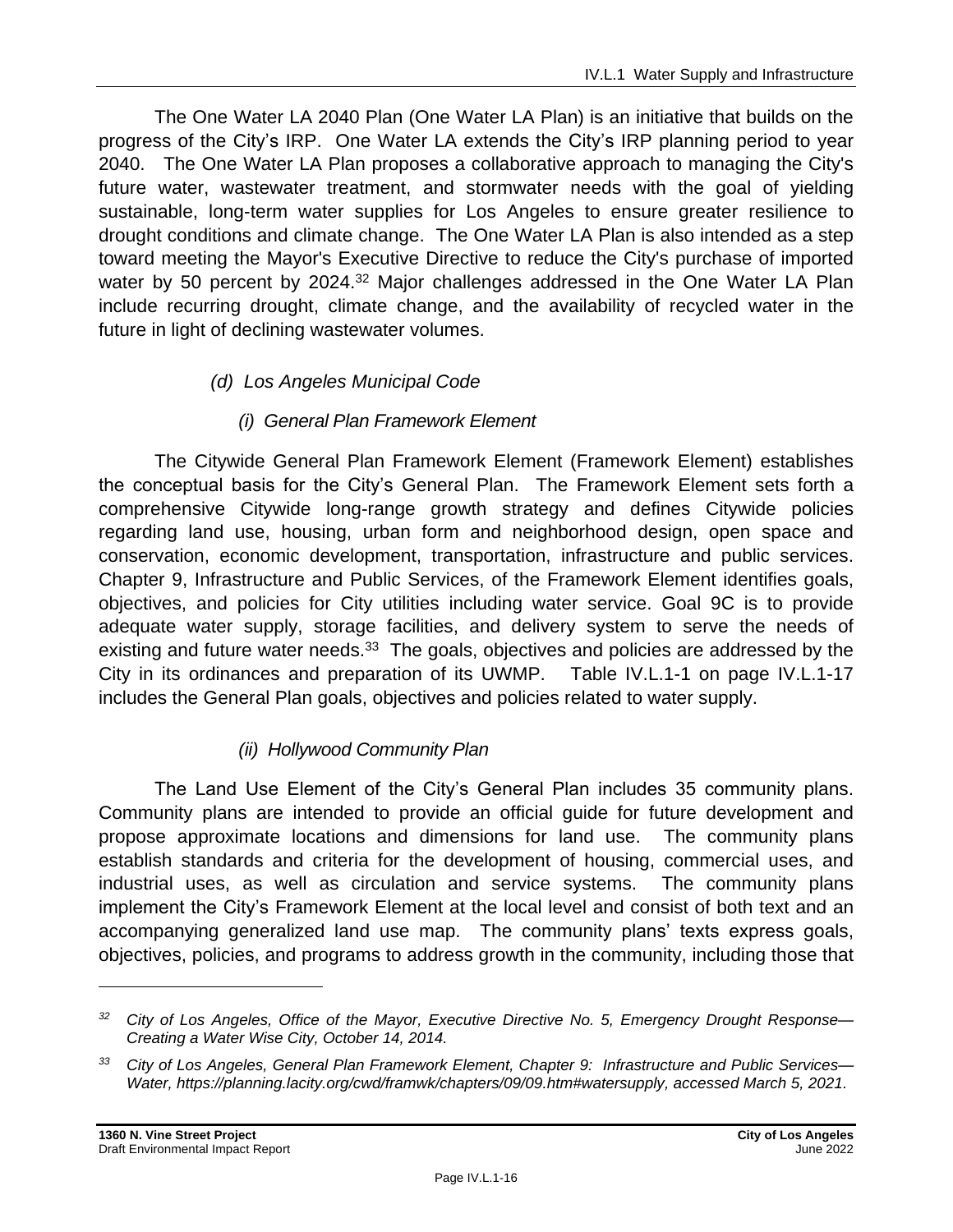The One Water LA 2040 Plan (One Water LA Plan) is an initiative that builds on the progress of the City's IRP. One Water LA extends the City's IRP planning period to year 2040. The One Water LA Plan proposes a collaborative approach to managing the City's future water, wastewater treatment, and stormwater needs with the goal of yielding sustainable, long-term water supplies for Los Angeles to ensure greater resilience to drought conditions and climate change. The One Water LA Plan is also intended as a step toward meeting the Mayor's Executive Directive to reduce the City's purchase of imported water by 50 percent by 2024.[32] Major challenges addressed in the One Water LA Plan include recurring drought, climate change, and the availability of recycled water in the future in light of declining wastewater volumes.

*(d) Los Angeles Municipal Code*

*(i) General Plan Framework Element*

The Citywide General Plan Framework Element (Framework Element) establishes the conceptual basis for the City's General Plan. The Framework Element sets forth a comprehensive Citywide long-range growth strategy and defines Citywide policies regarding land use, housing, urban form and neighborhood design, open space and conservation, economic development, transportation, infrastructure and public services. Chapter 9, Infrastructure and Public Services, of the Framework Element identifies goals, objectives, and policies for City utilities including water service. Goal 9C is to provide adequate water supply, storage facilities, and delivery system to serve the needs of existing and future water needs.[33] The goals, objectives and policies are addressed by the City in its ordinances and preparation of its UWMP. Table IV.L.1-1 on page IV.L.1-17 includes the General Plan goals, objectives and policies related to water supply.

*(ii) Hollywood Community Plan*

The Land Use Element of the City's General Plan includes 35 community plans. Community plans are intended to provide an official guide for future development and propose approximate locations and dimensions for land use. The community plans establish standards and criteria for the development of housing, commercial uses, and industrial uses, as well as circulation and service systems. The community plans implement the City's Framework Element at the local level and consist of both text and an accompanying generalized land use map. The community plans' texts express goals, objectives, policies, and programs to address growth in the community, including those that

---

[32] *City of Los Angeles, Office of the Mayor, Executive Directive No. 5, Emergency Drought Response—Creating a Water Wise City, October 14, 2014.*

[33] *City of Los Angeles, General Plan Framework Element, Chapter 9: Infrastructure and Public Services—Water, https://planning.lacity.org/cwd/framwk/chapters/09/09.htm#watersupply, accessed March 5, 2021.*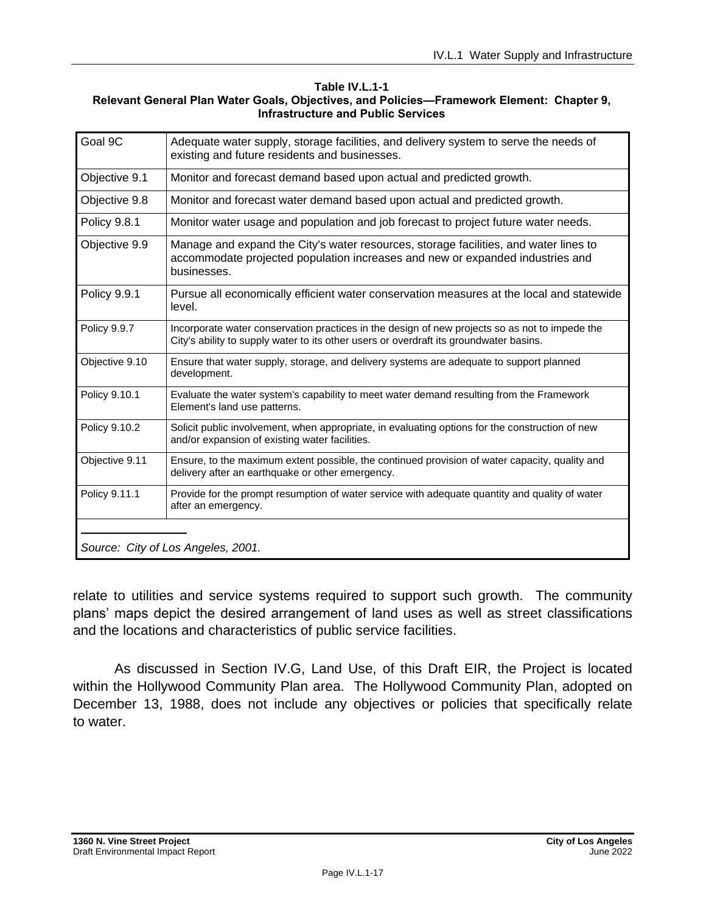**Table IV.L.1-1**
**Relevant General Plan Water Goals, Objectives, and Policies—Framework Element: Chapter 9, Infrastructure and Public Services**

| | |
|---|---|
| Goal 9C | Adequate water supply, storage facilities, and delivery system to serve the needs of existing and future residents and businesses. |
| Objective 9.1 | Monitor and forecast demand based upon actual and predicted growth. |
| Objective 9.8 | Monitor and forecast water demand based upon actual and predicted growth. |
| Policy 9.8.1 | Monitor water usage and population and job forecast to project future water needs. |
| Objective 9.9 | Manage and expand the City's water resources, storage facilities, and water lines to accommodate projected population increases and new or expanded industries and businesses. |
| Policy 9.9.1 | Pursue all economically efficient water conservation measures at the local and statewide level. |
| Policy 9.9.7 | Incorporate water conservation practices in the design of new projects so as not to impede the City's ability to supply water to its other users or overdraft its groundwater basins. |
| Objective 9.10 | Ensure that water supply, storage, and delivery systems are adequate to support planned development. |
| Policy 9.10.1 | Evaluate the water system's capability to meet water demand resulting from the Framework Element's land use patterns. |
| Policy 9.10.2 | Solicit public involvement, when appropriate, in evaluating options for the construction of new and/or expansion of existing water facilities. |
| Objective 9.11 | Ensure, to the maximum extent possible, the continued provision of water capacity, quality and delivery after an earthquake or other emergency. |
| Policy 9.11.1 | Provide for the prompt resumption of water service with adequate quantity and quality of water after an emergency. |

*Source: City of Los Angeles, 2001.*

relate to utilities and service systems required to support such growth. The community plans' maps depict the desired arrangement of land uses as well as street classifications and the locations and characteristics of public service facilities.

As discussed in Section IV.G, Land Use, of this Draft EIR, the Project is located within the Hollywood Community Plan area. The Hollywood Community Plan, adopted on December 13, 1988, does not include any objectives or policies that specifically relate to water.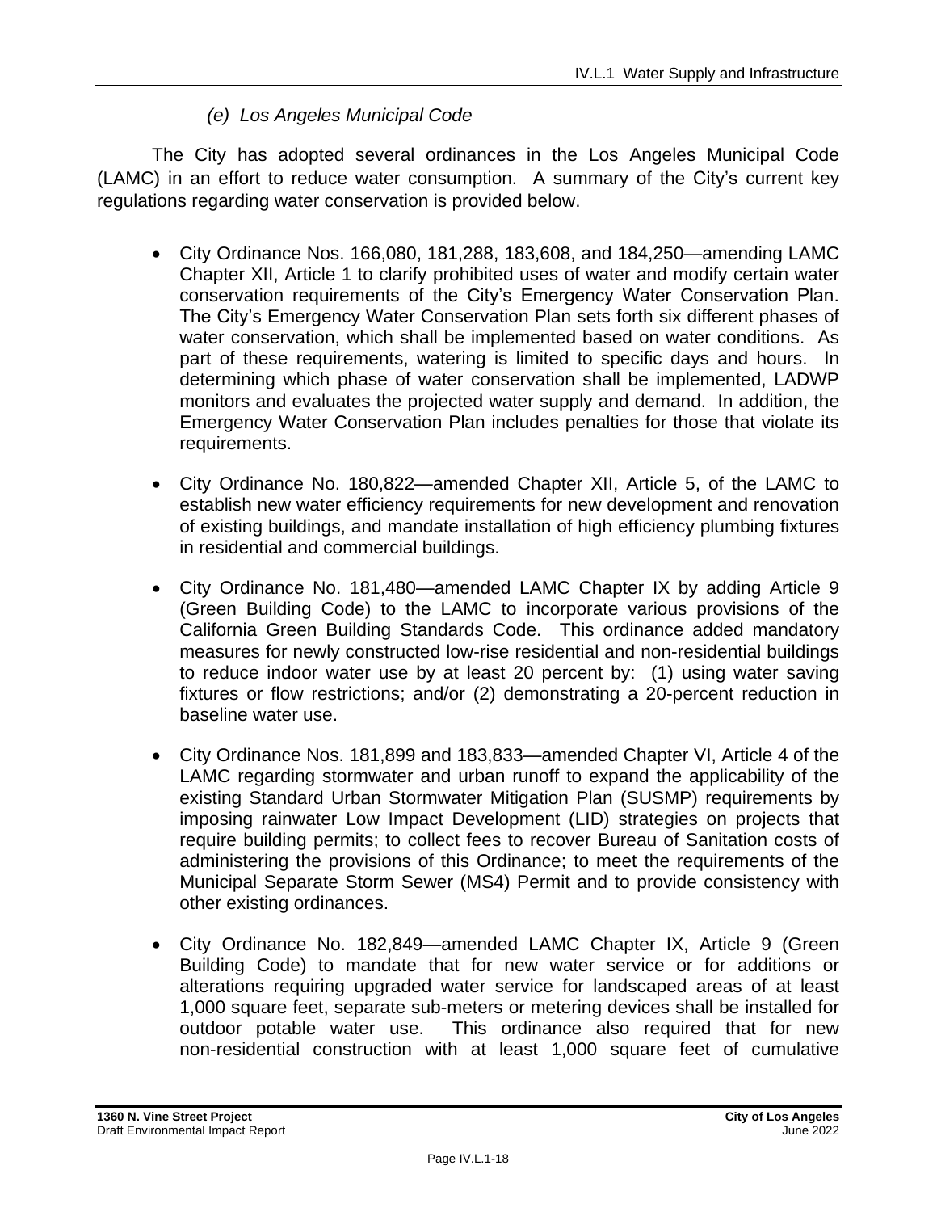##### *(e) Los Angeles Municipal Code*

The City has adopted several ordinances in the Los Angeles Municipal Code (LAMC) in an effort to reduce water consumption. A summary of the City's current key regulations regarding water conservation is provided below.

- City Ordinance Nos. 166,080, 181,288, 183,608, and 184,250—amending LAMC Chapter XII, Article 1 to clarify prohibited uses of water and modify certain water conservation requirements of the City's Emergency Water Conservation Plan. The City's Emergency Water Conservation Plan sets forth six different phases of water conservation, which shall be implemented based on water conditions. As part of these requirements, watering is limited to specific days and hours. In determining which phase of water conservation shall be implemented, LADWP monitors and evaluates the projected water supply and demand. In addition, the Emergency Water Conservation Plan includes penalties for those that violate its requirements.

- City Ordinance No. 180,822—amended Chapter XII, Article 5, of the LAMC to establish new water efficiency requirements for new development and renovation of existing buildings, and mandate installation of high efficiency plumbing fixtures in residential and commercial buildings.

- City Ordinance No. 181,480—amended LAMC Chapter IX by adding Article 9 (Green Building Code) to the LAMC to incorporate various provisions of the California Green Building Standards Code. This ordinance added mandatory measures for newly constructed low-rise residential and non-residential buildings to reduce indoor water use by at least 20 percent by: (1) using water saving fixtures or flow restrictions; and/or (2) demonstrating a 20-percent reduction in baseline water use.

- City Ordinance Nos. 181,899 and 183,833—amended Chapter VI, Article 4 of the LAMC regarding stormwater and urban runoff to expand the applicability of the existing Standard Urban Stormwater Mitigation Plan (SUSMP) requirements by imposing rainwater Low Impact Development (LID) strategies on projects that require building permits; to collect fees to recover Bureau of Sanitation costs of administering the provisions of this Ordinance; to meet the requirements of the Municipal Separate Storm Sewer (MS4) Permit and to provide consistency with other existing ordinances.

- City Ordinance No. 182,849—amended LAMC Chapter IX, Article 9 (Green Building Code) to mandate that for new water service or for additions or alterations requiring upgraded water service for landscaped areas of at least 1,000 square feet, separate sub-meters or metering devices shall be installed for outdoor potable water use. This ordinance also required that for new non-residential construction with at least 1,000 square feet of cumulative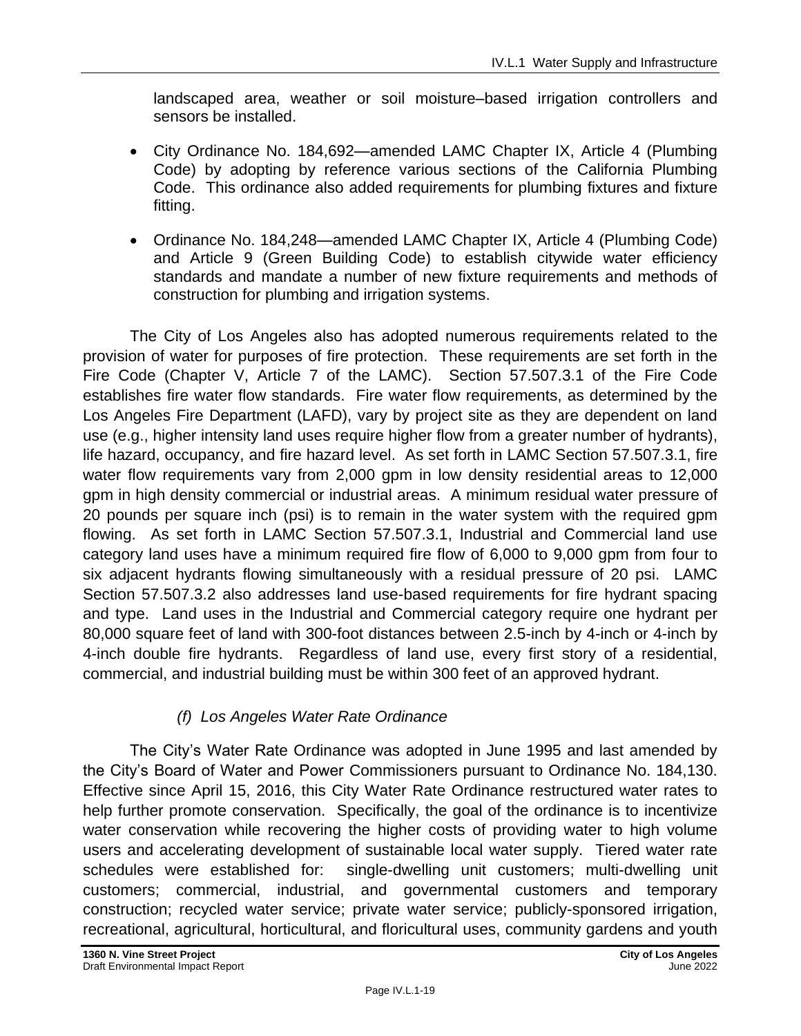landscaped area, weather or soil moisture–based irrigation controllers and sensors be installed.

- City Ordinance No. 184,692—amended LAMC Chapter IX, Article 4 (Plumbing Code) by adopting by reference various sections of the California Plumbing Code. This ordinance also added requirements for plumbing fixtures and fixture fitting.
- Ordinance No. 184,248—amended LAMC Chapter IX, Article 4 (Plumbing Code) and Article 9 (Green Building Code) to establish citywide water efficiency standards and mandate a number of new fixture requirements and methods of construction for plumbing and irrigation systems.

The City of Los Angeles also has adopted numerous requirements related to the provision of water for purposes of fire protection. These requirements are set forth in the Fire Code (Chapter V, Article 7 of the LAMC). Section 57.507.3.1 of the Fire Code establishes fire water flow standards. Fire water flow requirements, as determined by the Los Angeles Fire Department (LAFD), vary by project site as they are dependent on land use (e.g., higher intensity land uses require higher flow from a greater number of hydrants), life hazard, occupancy, and fire hazard level. As set forth in LAMC Section 57.507.3.1, fire water flow requirements vary from 2,000 gpm in low density residential areas to 12,000 gpm in high density commercial or industrial areas. A minimum residual water pressure of 20 pounds per square inch (psi) is to remain in the water system with the required gpm flowing. As set forth in LAMC Section 57.507.3.1, Industrial and Commercial land use category land uses have a minimum required fire flow of 6,000 to 9,000 gpm from four to six adjacent hydrants flowing simultaneously with a residual pressure of 20 psi. LAMC Section 57.507.3.2 also addresses land use-based requirements for fire hydrant spacing and type. Land uses in the Industrial and Commercial category require one hydrant per 80,000 square feet of land with 300-foot distances between 2.5-inch by 4-inch or 4-inch by 4-inch double fire hydrants. Regardless of land use, every first story of a residential, commercial, and industrial building must be within 300 feet of an approved hydrant.

#### *(f) Los Angeles Water Rate Ordinance*

The City's Water Rate Ordinance was adopted in June 1995 and last amended by the City's Board of Water and Power Commissioners pursuant to Ordinance No. 184,130. Effective since April 15, 2016, this City Water Rate Ordinance restructured water rates to help further promote conservation. Specifically, the goal of the ordinance is to incentivize water conservation while recovering the higher costs of providing water to high volume users and accelerating development of sustainable local water supply. Tiered water rate schedules were established for: single-dwelling unit customers; multi-dwelling unit customers; commercial, industrial, and governmental customers and temporary construction; recycled water service; private water service; publicly-sponsored irrigation, recreational, agricultural, horticultural, and floricultural uses, community gardens and youth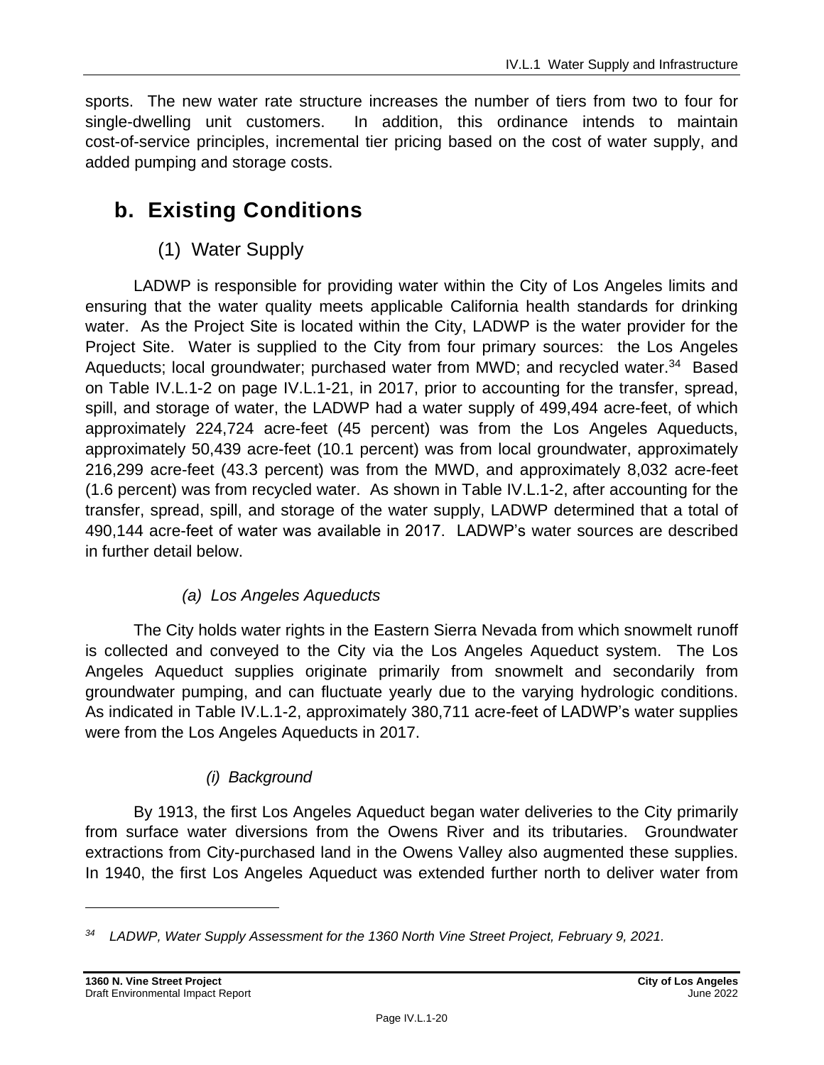sports. The new water rate structure increases the number of tiers from two to four for single-dwelling unit customers. In addition, this ordinance intends to maintain cost-of-service principles, incremental tier pricing based on the cost of water supply, and added pumping and storage costs.

## b. Existing Conditions

### (1) Water Supply

LADWP is responsible for providing water within the City of Los Angeles limits and ensuring that the water quality meets applicable California health standards for drinking water. As the Project Site is located within the City, LADWP is the water provider for the Project Site. Water is supplied to the City from four primary sources: the Los Angeles Aqueducts; local groundwater; purchased water from MWD; and recycled water.[34] Based on Table IV.L.1-2 on page IV.L.1-21, in 2017, prior to accounting for the transfer, spread, spill, and storage of water, the LADWP had a water supply of 499,494 acre-feet, of which approximately 224,724 acre-feet (45 percent) was from the Los Angeles Aqueducts, approximately 50,439 acre-feet (10.1 percent) was from local groundwater, approximately 216,299 acre-feet (43.3 percent) was from the MWD, and approximately 8,032 acre-feet (1.6 percent) was from recycled water. As shown in Table IV.L.1-2, after accounting for the transfer, spread, spill, and storage of the water supply, LADWP determined that a total of 490,144 acre-feet of water was available in 2017. LADWP's water sources are described in further detail below.

#### *(a) Los Angeles Aqueducts*

The City holds water rights in the Eastern Sierra Nevada from which snowmelt runoff is collected and conveyed to the City via the Los Angeles Aqueduct system. The Los Angeles Aqueduct supplies originate primarily from snowmelt and secondarily from groundwater pumping, and can fluctuate yearly due to the varying hydrologic conditions. As indicated in Table IV.L.1-2, approximately 380,711 acre-feet of LADWP's water supplies were from the Los Angeles Aqueducts in 2017.

##### *(i) Background*

By 1913, the first Los Angeles Aqueduct began water deliveries to the City primarily from surface water diversions from the Owens River and its tributaries. Groundwater extractions from City-purchased land in the Owens Valley also augmented these supplies. In 1940, the first Los Angeles Aqueduct was extended further north to deliver water from

---

[34] *LADWP, Water Supply Assessment for the 1360 North Vine Street Project, February 9, 2021.*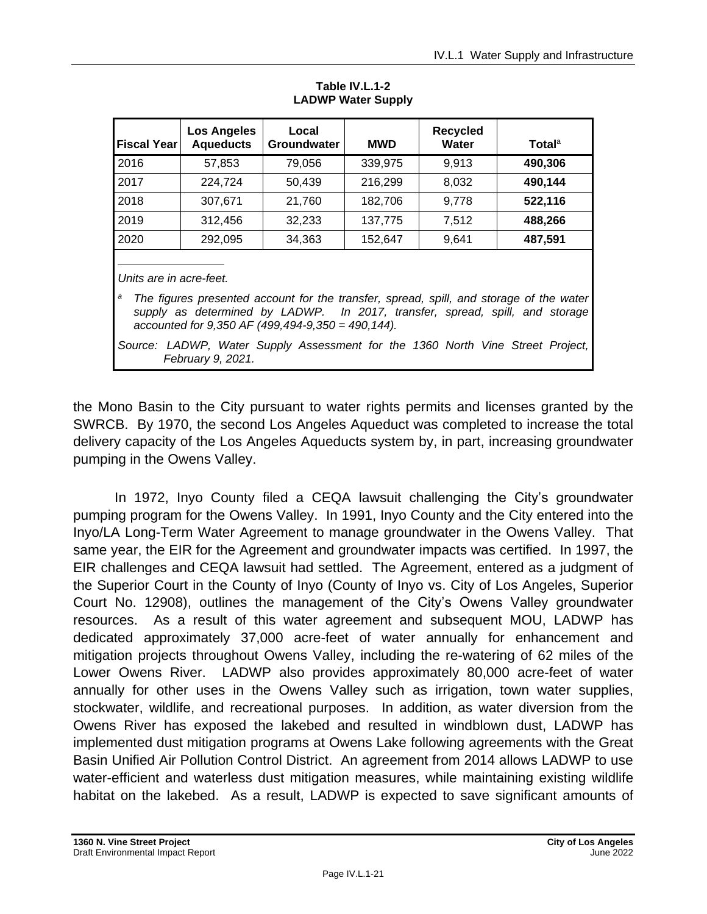**Table IV.L.1-2**
**LADWP Water Supply**

| Fiscal Year | Los Angeles Aqueducts | Local Groundwater | MWD | Recycled Water | Total[a] |
|---|---|---|---|---|---|
| 2016 | 57,853 | 79,056 | 339,975 | 9,913 | **490,306** |
| 2017 | 224,724 | 50,439 | 216,299 | 8,032 | **490,144** |
| 2018 | 307,671 | 21,760 | 182,706 | 9,778 | **522,116** |
| 2019 | 312,456 | 32,233 | 137,775 | 7,512 | **488,266** |
| 2020 | 292,095 | 34,363 | 152,647 | 9,641 | **487,591** |

*Units are in acre-feet.*

*[a] The figures presented account for the transfer, spread, spill, and storage of the water supply as determined by LADWP. In 2017, transfer, spread, spill, and storage accounted for 9,350 AF (499,494-9,350 = 490,144).*

*Source: LADWP, Water Supply Assessment for the 1360 North Vine Street Project, February 9, 2021.*

the Mono Basin to the City pursuant to water rights permits and licenses granted by the SWRCB. By 1970, the second Los Angeles Aqueduct was completed to increase the total delivery capacity of the Los Angeles Aqueducts system by, in part, increasing groundwater pumping in the Owens Valley.

In 1972, Inyo County filed a CEQA lawsuit challenging the City's groundwater pumping program for the Owens Valley. In 1991, Inyo County and the City entered into the Inyo/LA Long-Term Water Agreement to manage groundwater in the Owens Valley. That same year, the EIR for the Agreement and groundwater impacts was certified. In 1997, the EIR challenges and CEQA lawsuit had settled. The Agreement, entered as a judgment of the Superior Court in the County of Inyo (County of Inyo vs. City of Los Angeles, Superior Court No. 12908), outlines the management of the City's Owens Valley groundwater resources. As a result of this water agreement and subsequent MOU, LADWP has dedicated approximately 37,000 acre-feet of water annually for enhancement and mitigation projects throughout Owens Valley, including the re-watering of 62 miles of the Lower Owens River. LADWP also provides approximately 80,000 acre-feet of water annually for other uses in the Owens Valley such as irrigation, town water supplies, stockwater, wildlife, and recreational purposes. In addition, as water diversion from the Owens River has exposed the lakebed and resulted in windblown dust, LADWP has implemented dust mitigation programs at Owens Lake following agreements with the Great Basin Unified Air Pollution Control District. An agreement from 2014 allows LADWP to use water-efficient and waterless dust mitigation measures, while maintaining existing wildlife habitat on the lakebed. As a result, LADWP is expected to save significant amounts of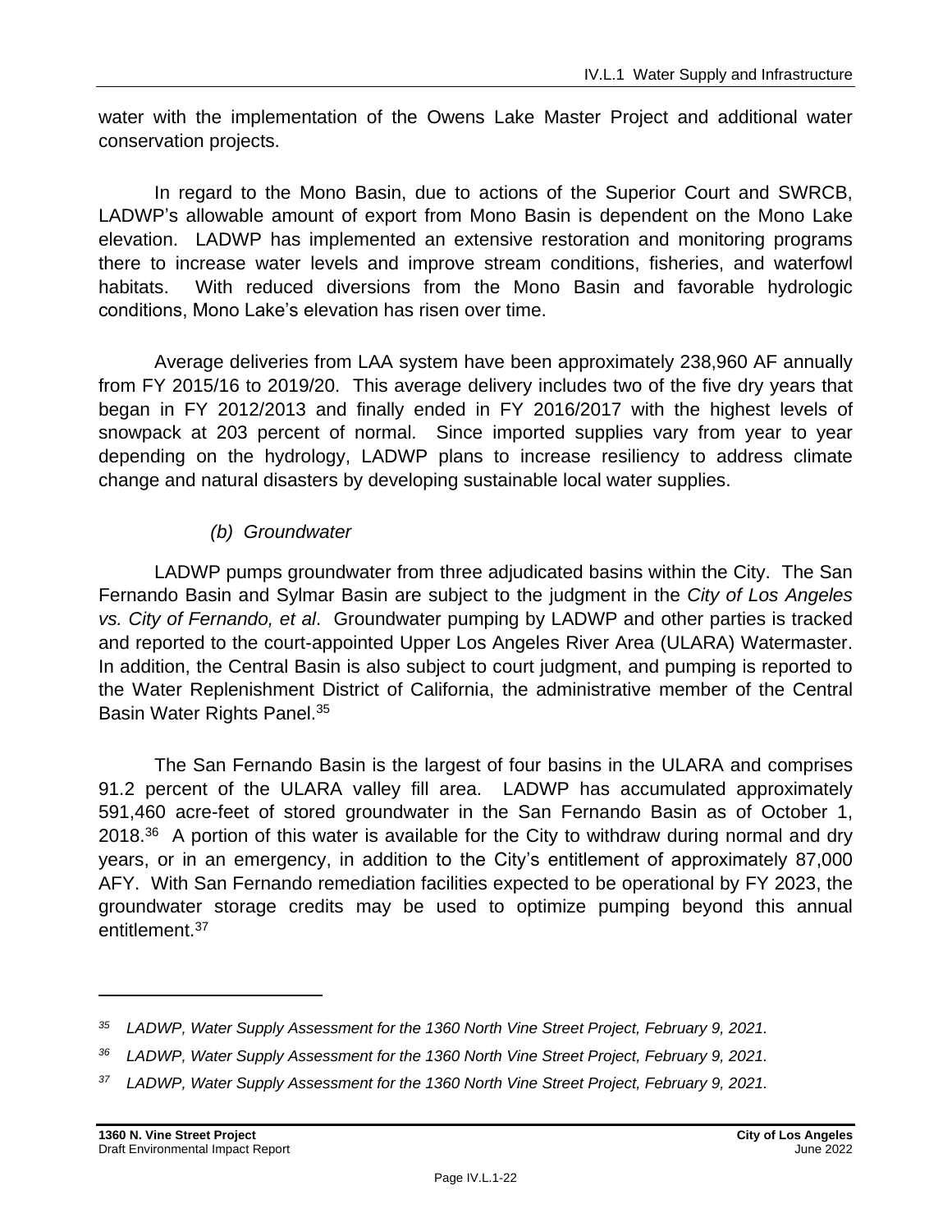water with the implementation of the Owens Lake Master Project and additional water conservation projects.

In regard to the Mono Basin, due to actions of the Superior Court and SWRCB, LADWP's allowable amount of export from Mono Basin is dependent on the Mono Lake elevation. LADWP has implemented an extensive restoration and monitoring programs there to increase water levels and improve stream conditions, fisheries, and waterfowl habitats. With reduced diversions from the Mono Basin and favorable hydrologic conditions, Mono Lake's elevation has risen over time.

Average deliveries from LAA system have been approximately 238,960 AF annually from FY 2015/16 to 2019/20. This average delivery includes two of the five dry years that began in FY 2012/2013 and finally ended in FY 2016/2017 with the highest levels of snowpack at 203 percent of normal. Since imported supplies vary from year to year depending on the hydrology, LADWP plans to increase resiliency to address climate change and natural disasters by developing sustainable local water supplies.

#### *(b) Groundwater*

LADWP pumps groundwater from three adjudicated basins within the City. The San Fernando Basin and Sylmar Basin are subject to the judgment in the *City of Los Angeles vs. City of Fernando, et al*. Groundwater pumping by LADWP and other parties is tracked and reported to the court-appointed Upper Los Angeles River Area (ULARA) Watermaster. In addition, the Central Basin is also subject to court judgment, and pumping is reported to the Water Replenishment District of California, the administrative member of the Central Basin Water Rights Panel.[35]

The San Fernando Basin is the largest of four basins in the ULARA and comprises 91.2 percent of the ULARA valley fill area. LADWP has accumulated approximately 591,460 acre-feet of stored groundwater in the San Fernando Basin as of October 1, 2018.[36] A portion of this water is available for the City to withdraw during normal and dry years, or in an emergency, in addition to the City's entitlement of approximately 87,000 AFY. With San Fernando remediation facilities expected to be operational by FY 2023, the groundwater storage credits may be used to optimize pumping beyond this annual entitlement.[37]

---

[35] *LADWP, Water Supply Assessment for the 1360 North Vine Street Project, February 9, 2021.*

[36] *LADWP, Water Supply Assessment for the 1360 North Vine Street Project, February 9, 2021.*

[37] *LADWP, Water Supply Assessment for the 1360 North Vine Street Project, February 9, 2021.*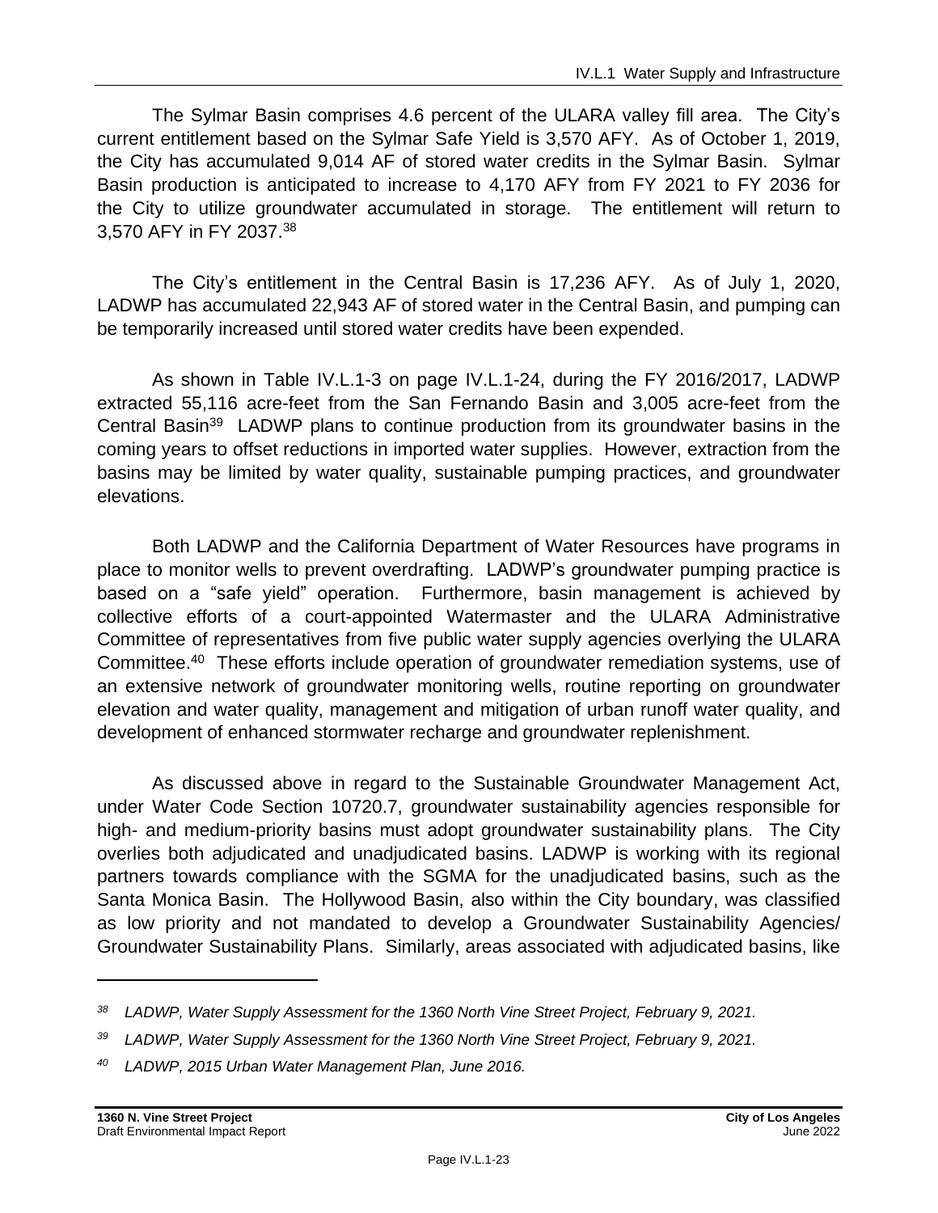The Sylmar Basin comprises 4.6 percent of the ULARA valley fill area. The City's current entitlement based on the Sylmar Safe Yield is 3,570 AFY. As of October 1, 2019, the City has accumulated 9,014 AF of stored water credits in the Sylmar Basin. Sylmar Basin production is anticipated to increase to 4,170 AFY from FY 2021 to FY 2036 for the City to utilize groundwater accumulated in storage. The entitlement will return to 3,570 AFY in FY 2037.[38]

The City's entitlement in the Central Basin is 17,236 AFY. As of July 1, 2020, LADWP has accumulated 22,943 AF of stored water in the Central Basin, and pumping can be temporarily increased until stored water credits have been expended.

As shown in Table IV.L.1-3 on page IV.L.1-24, during the FY 2016/2017, LADWP extracted 55,116 acre-feet from the San Fernando Basin and 3,005 acre-feet from the Central Basin[39] LADWP plans to continue production from its groundwater basins in the coming years to offset reductions in imported water supplies. However, extraction from the basins may be limited by water quality, sustainable pumping practices, and groundwater elevations.

Both LADWP and the California Department of Water Resources have programs in place to monitor wells to prevent overdrafting. LADWP's groundwater pumping practice is based on a "safe yield" operation. Furthermore, basin management is achieved by collective efforts of a court-appointed Watermaster and the ULARA Administrative Committee of representatives from five public water supply agencies overlying the ULARA Committee.[40] These efforts include operation of groundwater remediation systems, use of an extensive network of groundwater monitoring wells, routine reporting on groundwater elevation and water quality, management and mitigation of urban runoff water quality, and development of enhanced stormwater recharge and groundwater replenishment.

As discussed above in regard to the Sustainable Groundwater Management Act, under Water Code Section 10720.7, groundwater sustainability agencies responsible for high- and medium-priority basins must adopt groundwater sustainability plans. The City overlies both adjudicated and unadjudicated basins. LADWP is working with its regional partners towards compliance with the SGMA for the unadjudicated basins, such as the Santa Monica Basin. The Hollywood Basin, also within the City boundary, was classified as low priority and not mandated to develop a Groundwater Sustainability Agencies/ Groundwater Sustainability Plans. Similarly, areas associated with adjudicated basins, like

---

[38] *LADWP, Water Supply Assessment for the 1360 North Vine Street Project, February 9, 2021.*

[39] *LADWP, Water Supply Assessment for the 1360 North Vine Street Project, February 9, 2021.*

[40] *LADWP, 2015 Urban Water Management Plan, June 2016.*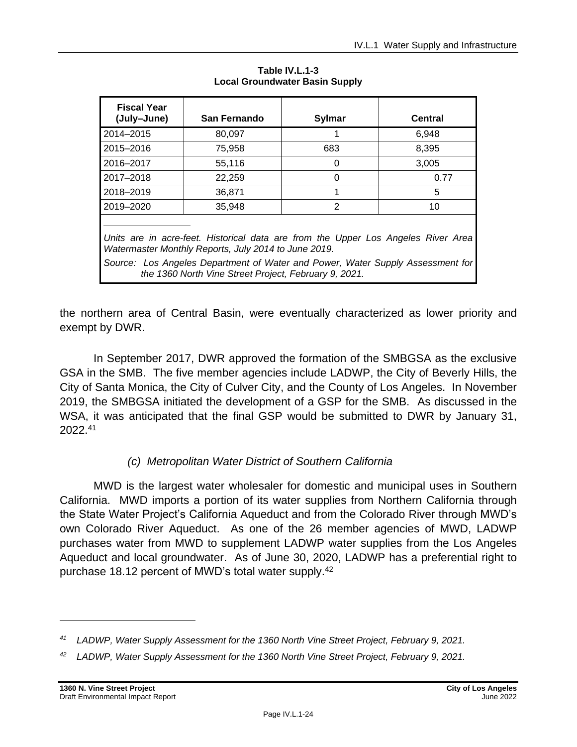**Table IV.L.1-3**
**Local Groundwater Basin Supply**

| Fiscal Year (July–June) | San Fernando | Sylmar | Central |
|---|---|---|---|
| 2014–2015 | 80,097 | 1 | 6,948 |
| 2015–2016 | 75,958 | 683 | 8,395 |
| 2016–2017 | 55,116 | 0 | 3,005 |
| 2017–2018 | 22,259 | 0 | 0.77 |
| 2018–2019 | 36,871 | 1 | 5 |
| 2019–2020 | 35,948 | 2 | 10 |

*Units are in acre-feet. Historical data are from the Upper Los Angeles River Area Watermaster Monthly Reports, July 2014 to June 2019.*

*Source: Los Angeles Department of Water and Power, Water Supply Assessment for the 1360 North Vine Street Project, February 9, 2021.*

the northern area of Central Basin, were eventually characterized as lower priority and exempt by DWR.

In September 2017, DWR approved the formation of the SMBGSA as the exclusive GSA in the SMB. The five member agencies include LADWP, the City of Beverly Hills, the City of Santa Monica, the City of Culver City, and the County of Los Angeles. In November 2019, the SMBGSA initiated the development of a GSP for the SMB. As discussed in the WSA, it was anticipated that the final GSP would be submitted to DWR by January 31, 2022.[41]

### *(c) Metropolitan Water District of Southern California*

MWD is the largest water wholesaler for domestic and municipal uses in Southern California. MWD imports a portion of its water supplies from Northern California through the State Water Project's California Aqueduct and from the Colorado River through MWD's own Colorado River Aqueduct. As one of the 26 member agencies of MWD, LADWP purchases water from MWD to supplement LADWP water supplies from the Los Angeles Aqueduct and local groundwater. As of June 30, 2020, LADWP has a preferential right to purchase 18.12 percent of MWD's total water supply.[42]

---

[41] *LADWP, Water Supply Assessment for the 1360 North Vine Street Project, February 9, 2021.*

[42] *LADWP, Water Supply Assessment for the 1360 North Vine Street Project, February 9, 2021.*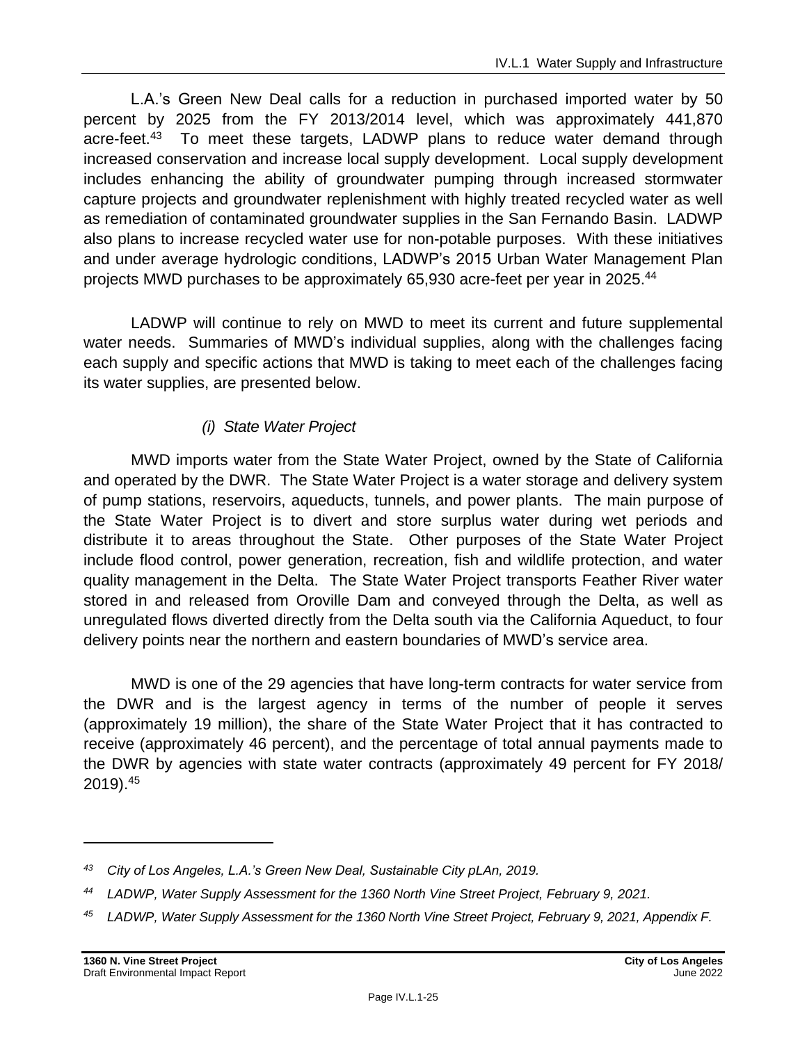L.A.'s Green New Deal calls for a reduction in purchased imported water by 50 percent by 2025 from the FY 2013/2014 level, which was approximately 441,870 acre-feet.[43] To meet these targets, LADWP plans to reduce water demand through increased conservation and increase local supply development. Local supply development includes enhancing the ability of groundwater pumping through increased stormwater capture projects and groundwater replenishment with highly treated recycled water as well as remediation of contaminated groundwater supplies in the San Fernando Basin. LADWP also plans to increase recycled water use for non-potable purposes. With these initiatives and under average hydrologic conditions, LADWP's 2015 Urban Water Management Plan projects MWD purchases to be approximately 65,930 acre-feet per year in 2025.[44]

LADWP will continue to rely on MWD to meet its current and future supplemental water needs. Summaries of MWD's individual supplies, along with the challenges facing each supply and specific actions that MWD is taking to meet each of the challenges facing its water supplies, are presented below.

*(i) State Water Project*

MWD imports water from the State Water Project, owned by the State of California and operated by the DWR. The State Water Project is a water storage and delivery system of pump stations, reservoirs, aqueducts, tunnels, and power plants. The main purpose of the State Water Project is to divert and store surplus water during wet periods and distribute it to areas throughout the State. Other purposes of the State Water Project include flood control, power generation, recreation, fish and wildlife protection, and water quality management in the Delta. The State Water Project transports Feather River water stored in and released from Oroville Dam and conveyed through the Delta, as well as unregulated flows diverted directly from the Delta south via the California Aqueduct, to four delivery points near the northern and eastern boundaries of MWD's service area.

MWD is one of the 29 agencies that have long-term contracts for water service from the DWR and is the largest agency in terms of the number of people it serves (approximately 19 million), the share of the State Water Project that it has contracted to receive (approximately 46 percent), and the percentage of total annual payments made to the DWR by agencies with state water contracts (approximately 49 percent for FY 2018/ 2019).[45]

---

[43] *City of Los Angeles, L.A.'s Green New Deal, Sustainable City pLAn, 2019.*

[44] *LADWP, Water Supply Assessment for the 1360 North Vine Street Project, February 9, 2021.*

[45] *LADWP, Water Supply Assessment for the 1360 North Vine Street Project, February 9, 2021, Appendix F.*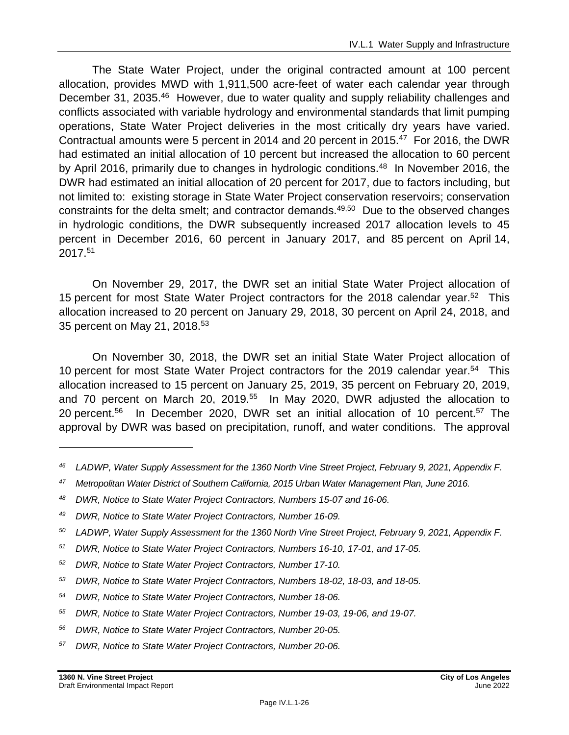The State Water Project, under the original contracted amount at 100 percent allocation, provides MWD with 1,911,500 acre-feet of water each calendar year through December 31, 2035.[46] However, due to water quality and supply reliability challenges and conflicts associated with variable hydrology and environmental standards that limit pumping operations, State Water Project deliveries in the most critically dry years have varied. Contractual amounts were 5 percent in 2014 and 20 percent in 2015.[47] For 2016, the DWR had estimated an initial allocation of 10 percent but increased the allocation to 60 percent by April 2016, primarily due to changes in hydrologic conditions.[48] In November 2016, the DWR had estimated an initial allocation of 20 percent for 2017, due to factors including, but not limited to: existing storage in State Water Project conservation reservoirs; conservation constraints for the delta smelt; and contractor demands.[49,50] Due to the observed changes in hydrologic conditions, the DWR subsequently increased 2017 allocation levels to 45 percent in December 2016, 60 percent in January 2017, and 85 percent on April 14, 2017.[51]

On November 29, 2017, the DWR set an initial State Water Project allocation of 15 percent for most State Water Project contractors for the 2018 calendar year.[52] This allocation increased to 20 percent on January 29, 2018, 30 percent on April 24, 2018, and 35 percent on May 21, 2018.[53]

On November 30, 2018, the DWR set an initial State Water Project allocation of 10 percent for most State Water Project contractors for the 2019 calendar year.[54] This allocation increased to 15 percent on January 25, 2019, 35 percent on February 20, 2019, and 70 percent on March 20, 2019.[55] In May 2020, DWR adjusted the allocation to 20 percent.[56] In December 2020, DWR set an initial allocation of 10 percent.[57] The approval by DWR was based on precipitation, runoff, and water conditions. The approval

---

*[46] LADWP, Water Supply Assessment for the 1360 North Vine Street Project, February 9, 2021, Appendix F.*

*[47] Metropolitan Water District of Southern California, 2015 Urban Water Management Plan, June 2016.*

*[48] DWR, Notice to State Water Project Contractors, Numbers 15-07 and 16-06.*

*[49] DWR, Notice to State Water Project Contractors, Number 16-09.*

*[50] LADWP, Water Supply Assessment for the 1360 North Vine Street Project, February 9, 2021, Appendix F.*

*[51] DWR, Notice to State Water Project Contractors, Numbers 16-10, 17-01, and 17-05.*

*[52] DWR, Notice to State Water Project Contractors, Number 17-10.*

*[53] DWR, Notice to State Water Project Contractors, Numbers 18-02, 18-03, and 18-05.*

*[54] DWR, Notice to State Water Project Contractors, Number 18-06.*

*[55] DWR, Notice to State Water Project Contractors, Number 19-03, 19-06, and 19-07.*

*[56] DWR, Notice to State Water Project Contractors, Number 20-05.*

*[57] DWR, Notice to State Water Project Contractors, Number 20-06.*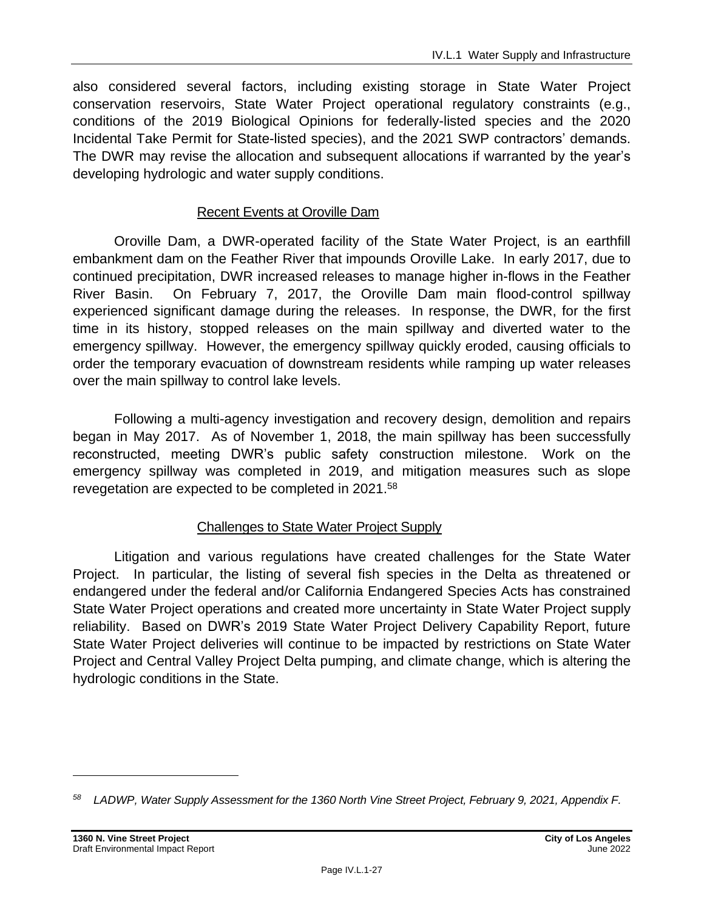also considered several factors, including existing storage in State Water Project conservation reservoirs, State Water Project operational regulatory constraints (e.g., conditions of the 2019 Biological Opinions for federally-listed species and the 2020 Incidental Take Permit for State-listed species), and the 2021 SWP contractors' demands. The DWR may revise the allocation and subsequent allocations if warranted by the year's developing hydrologic and water supply conditions.

<u>Recent Events at Oroville Dam</u>

Oroville Dam, a DWR-operated facility of the State Water Project, is an earthfill embankment dam on the Feather River that impounds Oroville Lake. In early 2017, due to continued precipitation, DWR increased releases to manage higher in-flows in the Feather River Basin. On February 7, 2017, the Oroville Dam main flood-control spillway experienced significant damage during the releases. In response, the DWR, for the first time in its history, stopped releases on the main spillway and diverted water to the emergency spillway. However, the emergency spillway quickly eroded, causing officials to order the temporary evacuation of downstream residents while ramping up water releases over the main spillway to control lake levels.

Following a multi-agency investigation and recovery design, demolition and repairs began in May 2017. As of November 1, 2018, the main spillway has been successfully reconstructed, meeting DWR's public safety construction milestone. Work on the emergency spillway was completed in 2019, and mitigation measures such as slope revegetation are expected to be completed in 2021.[58]

<u>Challenges to State Water Project Supply</u>

Litigation and various regulations have created challenges for the State Water Project. In particular, the listing of several fish species in the Delta as threatened or endangered under the federal and/or California Endangered Species Acts has constrained State Water Project operations and created more uncertainty in State Water Project supply reliability. Based on DWR's 2019 State Water Project Delivery Capability Report, future State Water Project deliveries will continue to be impacted by restrictions on State Water Project and Central Valley Project Delta pumping, and climate change, which is altering the hydrologic conditions in the State.

---

[58] *LADWP, Water Supply Assessment for the 1360 North Vine Street Project, February 9, 2021, Appendix F.*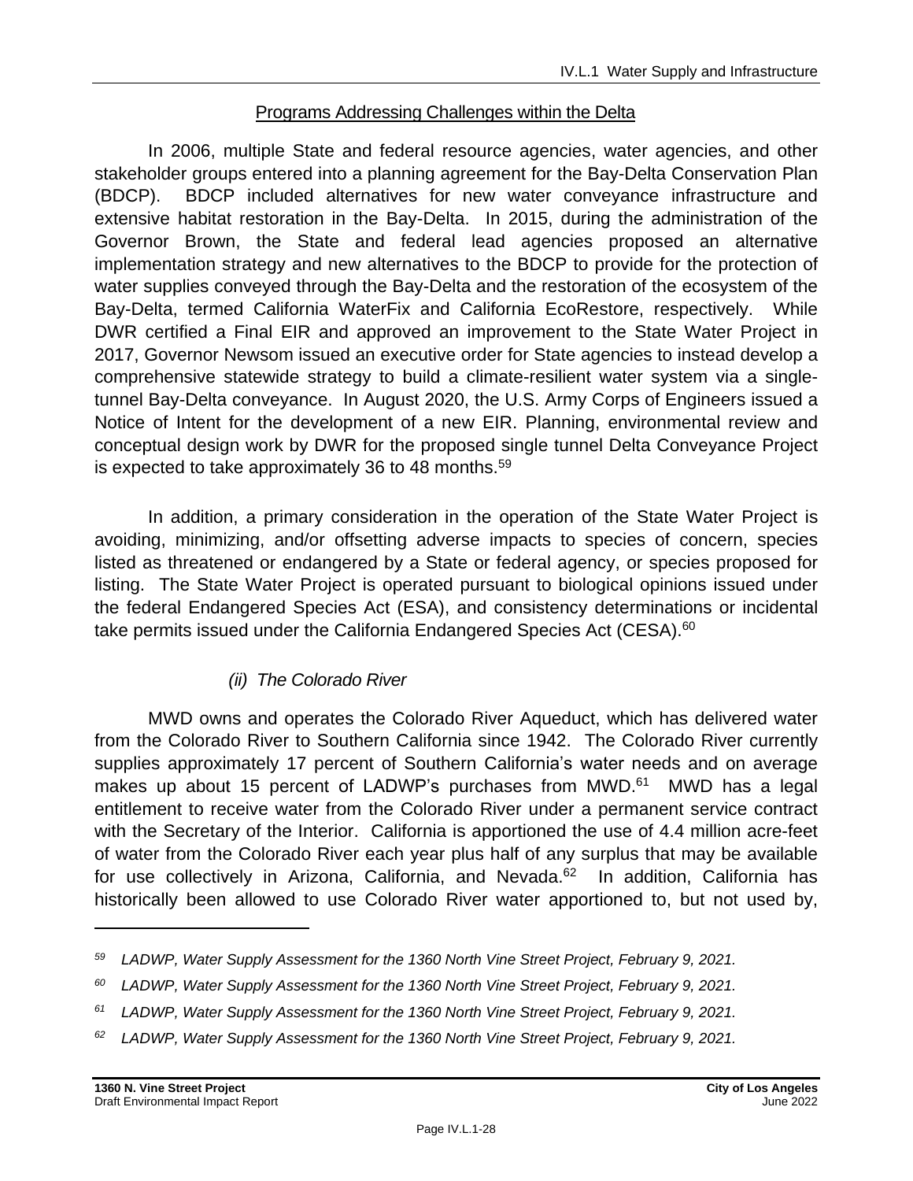Programs Addressing Challenges within the Delta

In 2006, multiple State and federal resource agencies, water agencies, and other stakeholder groups entered into a planning agreement for the Bay-Delta Conservation Plan (BDCP). BDCP included alternatives for new water conveyance infrastructure and extensive habitat restoration in the Bay-Delta. In 2015, during the administration of the Governor Brown, the State and federal lead agencies proposed an alternative implementation strategy and new alternatives to the BDCP to provide for the protection of water supplies conveyed through the Bay-Delta and the restoration of the ecosystem of the Bay-Delta, termed California WaterFix and California EcoRestore, respectively. While DWR certified a Final EIR and approved an improvement to the State Water Project in 2017, Governor Newsom issued an executive order for State agencies to instead develop a comprehensive statewide strategy to build a climate-resilient water system via a single-tunnel Bay-Delta conveyance. In August 2020, the U.S. Army Corps of Engineers issued a Notice of Intent for the development of a new EIR. Planning, environmental review and conceptual design work by DWR for the proposed single tunnel Delta Conveyance Project is expected to take approximately 36 to 48 months.[59]

In addition, a primary consideration in the operation of the State Water Project is avoiding, minimizing, and/or offsetting adverse impacts to species of concern, species listed as threatened or endangered by a State or federal agency, or species proposed for listing. The State Water Project is operated pursuant to biological opinions issued under the federal Endangered Species Act (ESA), and consistency determinations or incidental take permits issued under the California Endangered Species Act (CESA).[60]

*(ii) The Colorado River*

MWD owns and operates the Colorado River Aqueduct, which has delivered water from the Colorado River to Southern California since 1942. The Colorado River currently supplies approximately 17 percent of Southern California's water needs and on average makes up about 15 percent of LADWP's purchases from MWD.[61] MWD has a legal entitlement to receive water from the Colorado River under a permanent service contract with the Secretary of the Interior. California is apportioned the use of 4.4 million acre-feet of water from the Colorado River each year plus half of any surplus that may be available for use collectively in Arizona, California, and Nevada.[62] In addition, California has historically been allowed to use Colorado River water apportioned to, but not used by,

---

[59] *LADWP, Water Supply Assessment for the 1360 North Vine Street Project, February 9, 2021.*

[60] *LADWP, Water Supply Assessment for the 1360 North Vine Street Project, February 9, 2021.*

[61] *LADWP, Water Supply Assessment for the 1360 North Vine Street Project, February 9, 2021.*

[62] *LADWP, Water Supply Assessment for the 1360 North Vine Street Project, February 9, 2021.*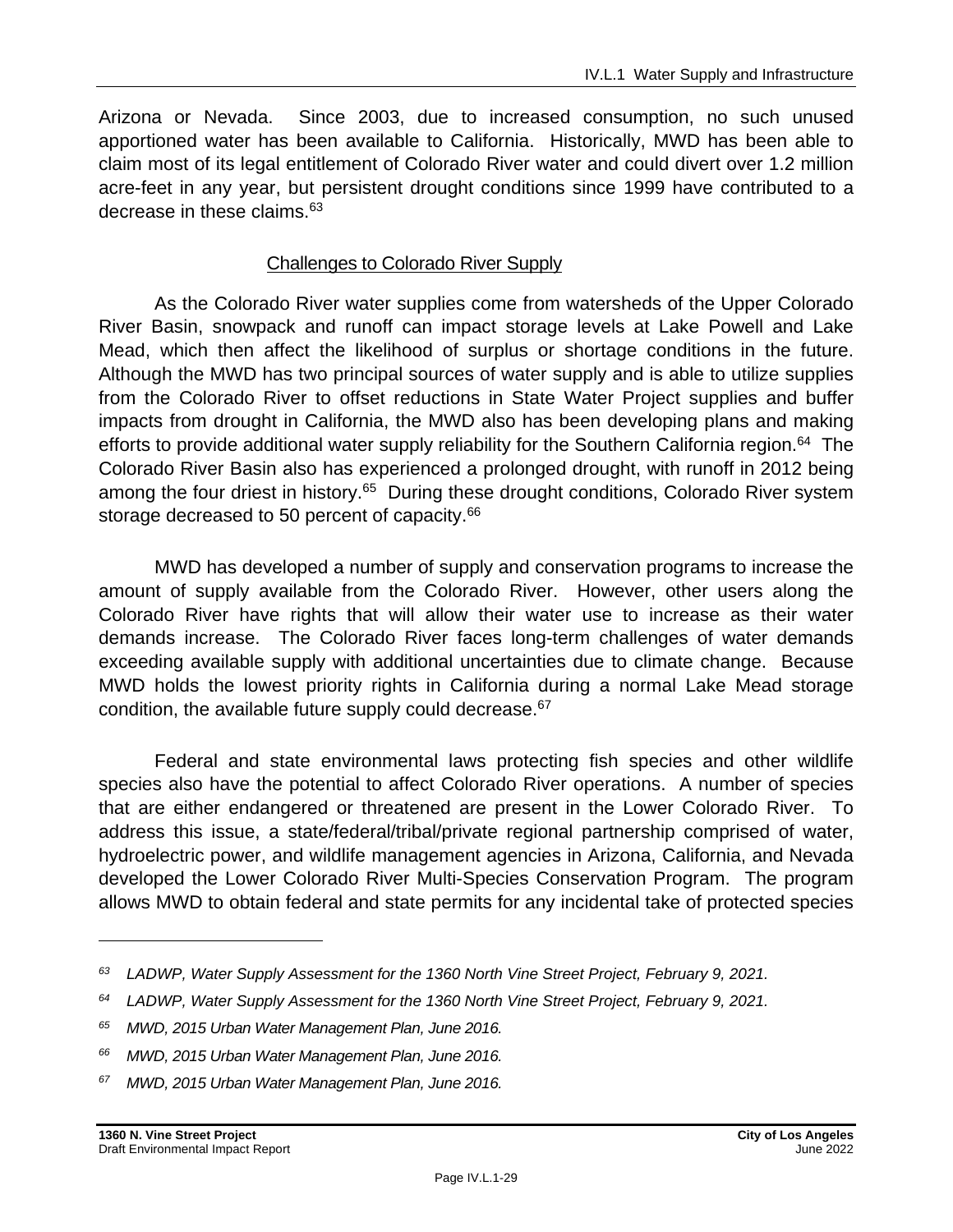Arizona or Nevada. Since 2003, due to increased consumption, no such unused apportioned water has been available to California. Historically, MWD has been able to claim most of its legal entitlement of Colorado River water and could divert over 1.2 million acre-feet in any year, but persistent drought conditions since 1999 have contributed to a decrease in these claims.[63]

### Challenges to Colorado River Supply

As the Colorado River water supplies come from watersheds of the Upper Colorado River Basin, snowpack and runoff can impact storage levels at Lake Powell and Lake Mead, which then affect the likelihood of surplus or shortage conditions in the future. Although the MWD has two principal sources of water supply and is able to utilize supplies from the Colorado River to offset reductions in State Water Project supplies and buffer impacts from drought in California, the MWD also has been developing plans and making efforts to provide additional water supply reliability for the Southern California region.[64] The Colorado River Basin also has experienced a prolonged drought, with runoff in 2012 being among the four driest in history.[65] During these drought conditions, Colorado River system storage decreased to 50 percent of capacity.[66]

MWD has developed a number of supply and conservation programs to increase the amount of supply available from the Colorado River. However, other users along the Colorado River have rights that will allow their water use to increase as their water demands increase. The Colorado River faces long-term challenges of water demands exceeding available supply with additional uncertainties due to climate change. Because MWD holds the lowest priority rights in California during a normal Lake Mead storage condition, the available future supply could decrease.[67]

Federal and state environmental laws protecting fish species and other wildlife species also have the potential to affect Colorado River operations. A number of species that are either endangered or threatened are present in the Lower Colorado River. To address this issue, a state/federal/tribal/private regional partnership comprised of water, hydroelectric power, and wildlife management agencies in Arizona, California, and Nevada developed the Lower Colorado River Multi-Species Conservation Program. The program allows MWD to obtain federal and state permits for any incidental take of protected species

---

[63] *LADWP, Water Supply Assessment for the 1360 North Vine Street Project, February 9, 2021.*

[64] *LADWP, Water Supply Assessment for the 1360 North Vine Street Project, February 9, 2021.*

[65] *MWD, 2015 Urban Water Management Plan, June 2016.*

[66] *MWD, 2015 Urban Water Management Plan, June 2016.*

[67] *MWD, 2015 Urban Water Management Plan, June 2016.*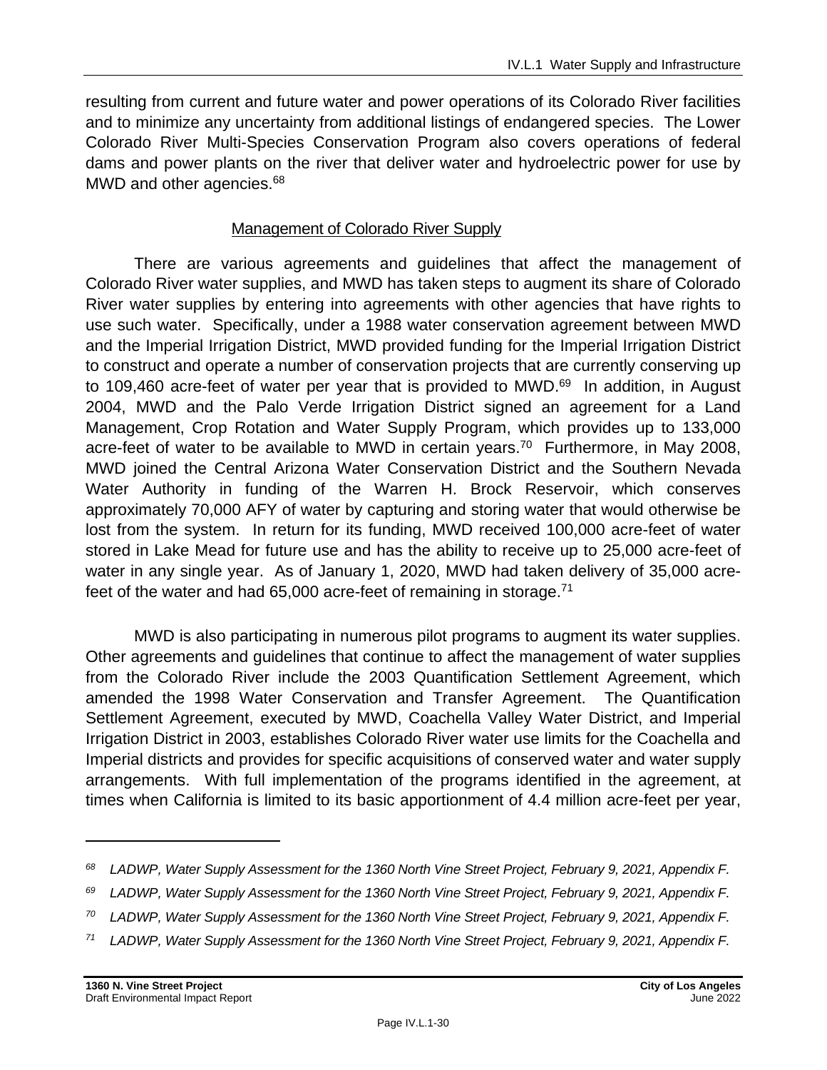resulting from current and future water and power operations of its Colorado River facilities and to minimize any uncertainty from additional listings of endangered species. The Lower Colorado River Multi-Species Conservation Program also covers operations of federal dams and power plants on the river that deliver water and hydroelectric power for use by MWD and other agencies.[68]

### Management of Colorado River Supply

There are various agreements and guidelines that affect the management of Colorado River water supplies, and MWD has taken steps to augment its share of Colorado River water supplies by entering into agreements with other agencies that have rights to use such water. Specifically, under a 1988 water conservation agreement between MWD and the Imperial Irrigation District, MWD provided funding for the Imperial Irrigation District to construct and operate a number of conservation projects that are currently conserving up to 109,460 acre-feet of water per year that is provided to MWD.[69] In addition, in August 2004, MWD and the Palo Verde Irrigation District signed an agreement for a Land Management, Crop Rotation and Water Supply Program, which provides up to 133,000 acre-feet of water to be available to MWD in certain years.[70] Furthermore, in May 2008, MWD joined the Central Arizona Water Conservation District and the Southern Nevada Water Authority in funding of the Warren H. Brock Reservoir, which conserves approximately 70,000 AFY of water by capturing and storing water that would otherwise be lost from the system. In return for its funding, MWD received 100,000 acre-feet of water stored in Lake Mead for future use and has the ability to receive up to 25,000 acre-feet of water in any single year. As of January 1, 2020, MWD had taken delivery of 35,000 acre-feet of the water and had 65,000 acre-feet of remaining in storage.[71]

MWD is also participating in numerous pilot programs to augment its water supplies. Other agreements and guidelines that continue to affect the management of water supplies from the Colorado River include the 2003 Quantification Settlement Agreement, which amended the 1998 Water Conservation and Transfer Agreement. The Quantification Settlement Agreement, executed by MWD, Coachella Valley Water District, and Imperial Irrigation District in 2003, establishes Colorado River water use limits for the Coachella and Imperial districts and provides for specific acquisitions of conserved water and water supply arrangements. With full implementation of the programs identified in the agreement, at times when California is limited to its basic apportionment of 4.4 million acre-feet per year,

---

*[68] LADWP, Water Supply Assessment for the 1360 North Vine Street Project, February 9, 2021, Appendix F.*

*[69] LADWP, Water Supply Assessment for the 1360 North Vine Street Project, February 9, 2021, Appendix F.*

*[70] LADWP, Water Supply Assessment for the 1360 North Vine Street Project, February 9, 2021, Appendix F.*

*[71] LADWP, Water Supply Assessment for the 1360 North Vine Street Project, February 9, 2021, Appendix F.*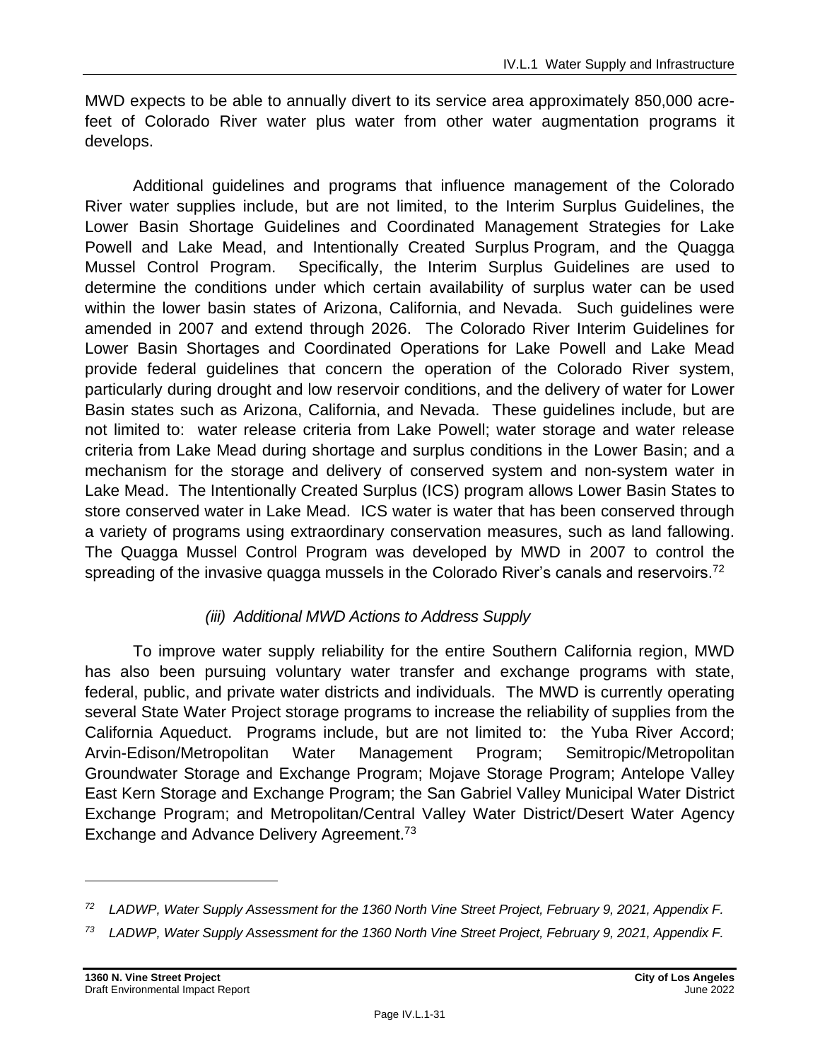MWD expects to be able to annually divert to its service area approximately 850,000 acre-feet of Colorado River water plus water from other water augmentation programs it develops.

Additional guidelines and programs that influence management of the Colorado River water supplies include, but are not limited, to the Interim Surplus Guidelines, the Lower Basin Shortage Guidelines and Coordinated Management Strategies for Lake Powell and Lake Mead, and Intentionally Created Surplus Program, and the Quagga Mussel Control Program. Specifically, the Interim Surplus Guidelines are used to determine the conditions under which certain availability of surplus water can be used within the lower basin states of Arizona, California, and Nevada. Such guidelines were amended in 2007 and extend through 2026. The Colorado River Interim Guidelines for Lower Basin Shortages and Coordinated Operations for Lake Powell and Lake Mead provide federal guidelines that concern the operation of the Colorado River system, particularly during drought and low reservoir conditions, and the delivery of water for Lower Basin states such as Arizona, California, and Nevada. These guidelines include, but are not limited to: water release criteria from Lake Powell; water storage and water release criteria from Lake Mead during shortage and surplus conditions in the Lower Basin; and a mechanism for the storage and delivery of conserved system and non-system water in Lake Mead. The Intentionally Created Surplus (ICS) program allows Lower Basin States to store conserved water in Lake Mead. ICS water is water that has been conserved through a variety of programs using extraordinary conservation measures, such as land fallowing. The Quagga Mussel Control Program was developed by MWD in 2007 to control the spreading of the invasive quagga mussels in the Colorado River's canals and reservoirs.[72]

*(iii) Additional MWD Actions to Address Supply*

To improve water supply reliability for the entire Southern California region, MWD has also been pursuing voluntary water transfer and exchange programs with state, federal, public, and private water districts and individuals. The MWD is currently operating several State Water Project storage programs to increase the reliability of supplies from the California Aqueduct. Programs include, but are not limited to: the Yuba River Accord; Arvin-Edison/Metropolitan Water Management Program; Semitropic/Metropolitan Groundwater Storage and Exchange Program; Mojave Storage Program; Antelope Valley East Kern Storage and Exchange Program; the San Gabriel Valley Municipal Water District Exchange Program; and Metropolitan/Central Valley Water District/Desert Water Agency Exchange and Advance Delivery Agreement.[73]

---

[72] *LADWP, Water Supply Assessment for the 1360 North Vine Street Project, February 9, 2021, Appendix F.*

[73] *LADWP, Water Supply Assessment for the 1360 North Vine Street Project, February 9, 2021, Appendix F.*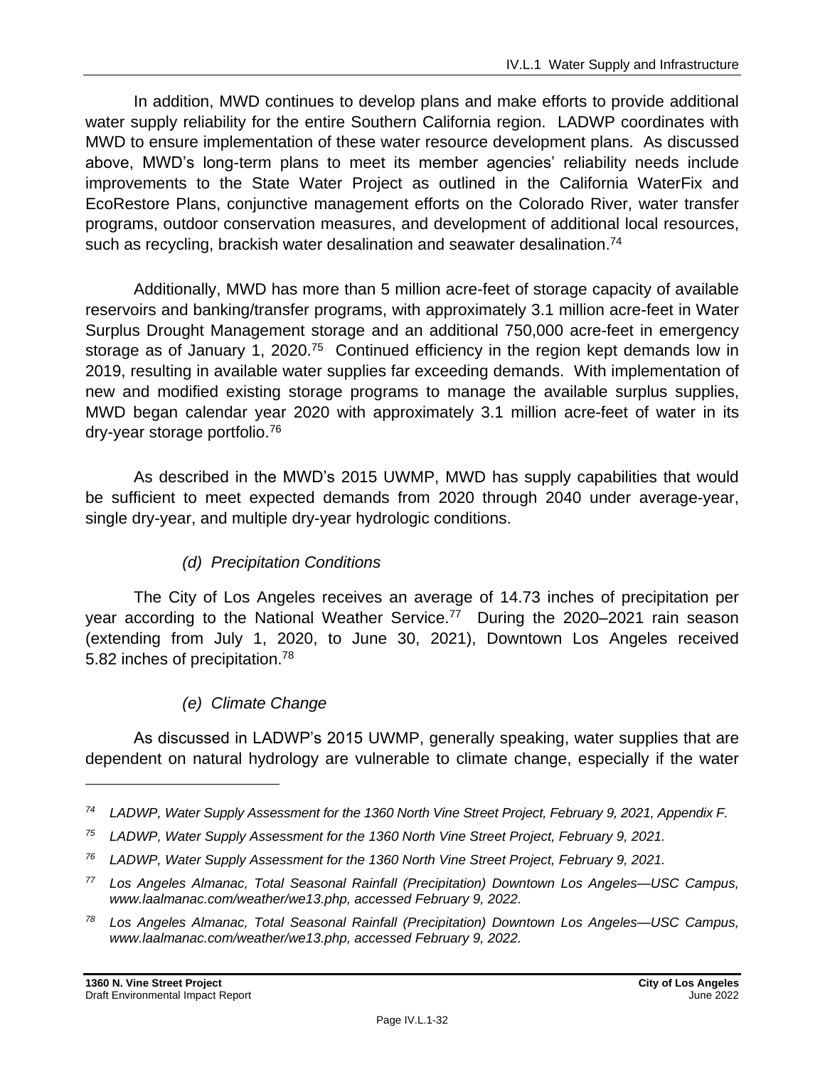In addition, MWD continues to develop plans and make efforts to provide additional water supply reliability for the entire Southern California region. LADWP coordinates with MWD to ensure implementation of these water resource development plans. As discussed above, MWD's long-term plans to meet its member agencies' reliability needs include improvements to the State Water Project as outlined in the California WaterFix and EcoRestore Plans, conjunctive management efforts on the Colorado River, water transfer programs, outdoor conservation measures, and development of additional local resources, such as recycling, brackish water desalination and seawater desalination.[74]

Additionally, MWD has more than 5 million acre-feet of storage capacity of available reservoirs and banking/transfer programs, with approximately 3.1 million acre-feet in Water Surplus Drought Management storage and an additional 750,000 acre-feet in emergency storage as of January 1, 2020.[75] Continued efficiency in the region kept demands low in 2019, resulting in available water supplies far exceeding demands. With implementation of new and modified existing storage programs to manage the available surplus supplies, MWD began calendar year 2020 with approximately 3.1 million acre-feet of water in its dry-year storage portfolio.[76]

As described in the MWD's 2015 UWMP, MWD has supply capabilities that would be sufficient to meet expected demands from 2020 through 2040 under average-year, single dry-year, and multiple dry-year hydrologic conditions.

*(d) Precipitation Conditions*

The City of Los Angeles receives an average of 14.73 inches of precipitation per year according to the National Weather Service.[77] During the 2020–2021 rain season (extending from July 1, 2020, to June 30, 2021), Downtown Los Angeles received 5.82 inches of precipitation.[78]

*(e) Climate Change*

As discussed in LADWP's 2015 UWMP, generally speaking, water supplies that are dependent on natural hydrology are vulnerable to climate change, especially if the water

---

[74] *LADWP, Water Supply Assessment for the 1360 North Vine Street Project, February 9, 2021, Appendix F.*

[75] *LADWP, Water Supply Assessment for the 1360 North Vine Street Project, February 9, 2021.*

[76] *LADWP, Water Supply Assessment for the 1360 North Vine Street Project, February 9, 2021.*

[77] *Los Angeles Almanac, Total Seasonal Rainfall (Precipitation) Downtown Los Angeles—USC Campus, www.laalmanac.com/weather/we13.php, accessed February 9, 2022.*

[78] *Los Angeles Almanac, Total Seasonal Rainfall (Precipitation) Downtown Los Angeles—USC Campus, www.laalmanac.com/weather/we13.php, accessed February 9, 2022.*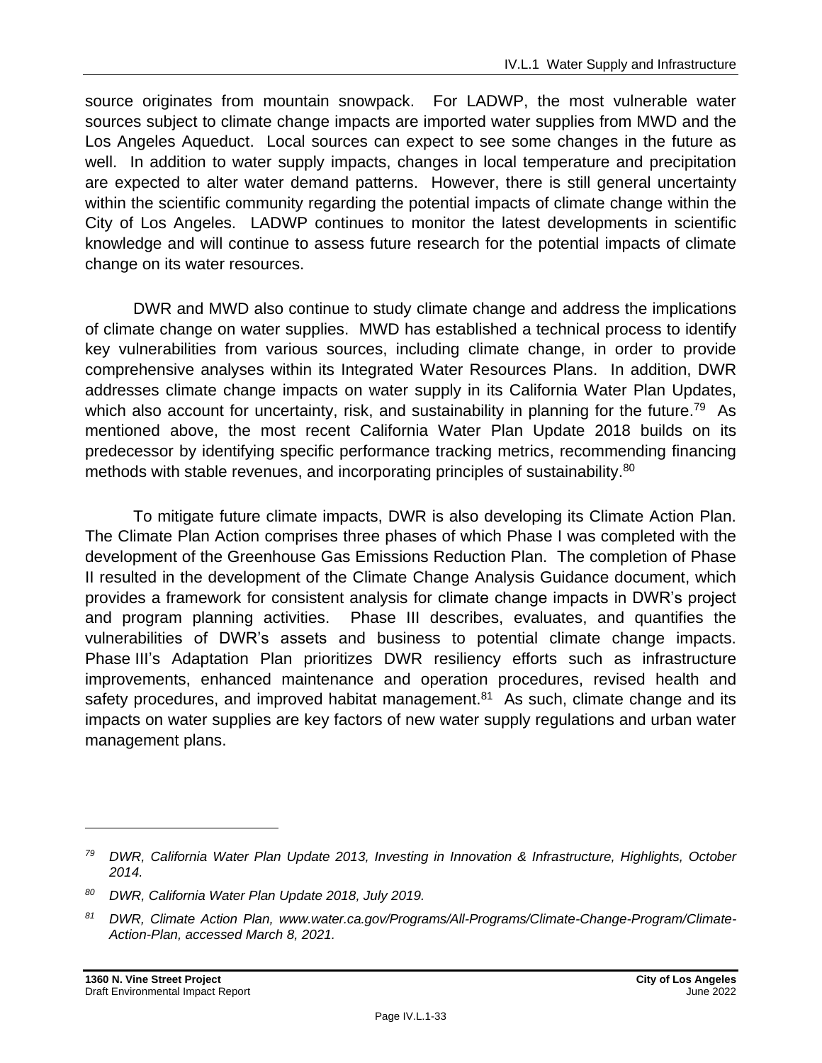source originates from mountain snowpack. For LADWP, the most vulnerable water sources subject to climate change impacts are imported water supplies from MWD and the Los Angeles Aqueduct. Local sources can expect to see some changes in the future as well. In addition to water supply impacts, changes in local temperature and precipitation are expected to alter water demand patterns. However, there is still general uncertainty within the scientific community regarding the potential impacts of climate change within the City of Los Angeles. LADWP continues to monitor the latest developments in scientific knowledge and will continue to assess future research for the potential impacts of climate change on its water resources.

DWR and MWD also continue to study climate change and address the implications of climate change on water supplies. MWD has established a technical process to identify key vulnerabilities from various sources, including climate change, in order to provide comprehensive analyses within its Integrated Water Resources Plans. In addition, DWR addresses climate change impacts on water supply in its California Water Plan Updates, which also account for uncertainty, risk, and sustainability in planning for the future.[79] As mentioned above, the most recent California Water Plan Update 2018 builds on its predecessor by identifying specific performance tracking metrics, recommending financing methods with stable revenues, and incorporating principles of sustainability.[80]

To mitigate future climate impacts, DWR is also developing its Climate Action Plan. The Climate Plan Action comprises three phases of which Phase I was completed with the development of the Greenhouse Gas Emissions Reduction Plan. The completion of Phase II resulted in the development of the Climate Change Analysis Guidance document, which provides a framework for consistent analysis for climate change impacts in DWR's project and program planning activities. Phase III describes, evaluates, and quantifies the vulnerabilities of DWR's assets and business to potential climate change impacts. Phase III's Adaptation Plan prioritizes DWR resiliency efforts such as infrastructure improvements, enhanced maintenance and operation procedures, revised health and safety procedures, and improved habitat management.[81] As such, climate change and its impacts on water supplies are key factors of new water supply regulations and urban water management plans.

---

[79] *DWR, California Water Plan Update 2013, Investing in Innovation & Infrastructure, Highlights, October 2014.*

[80] *DWR, California Water Plan Update 2018, July 2019.*

[81] *DWR, Climate Action Plan, www.water.ca.gov/Programs/All-Programs/Climate-Change-Program/Climate-Action-Plan, accessed March 8, 2021.*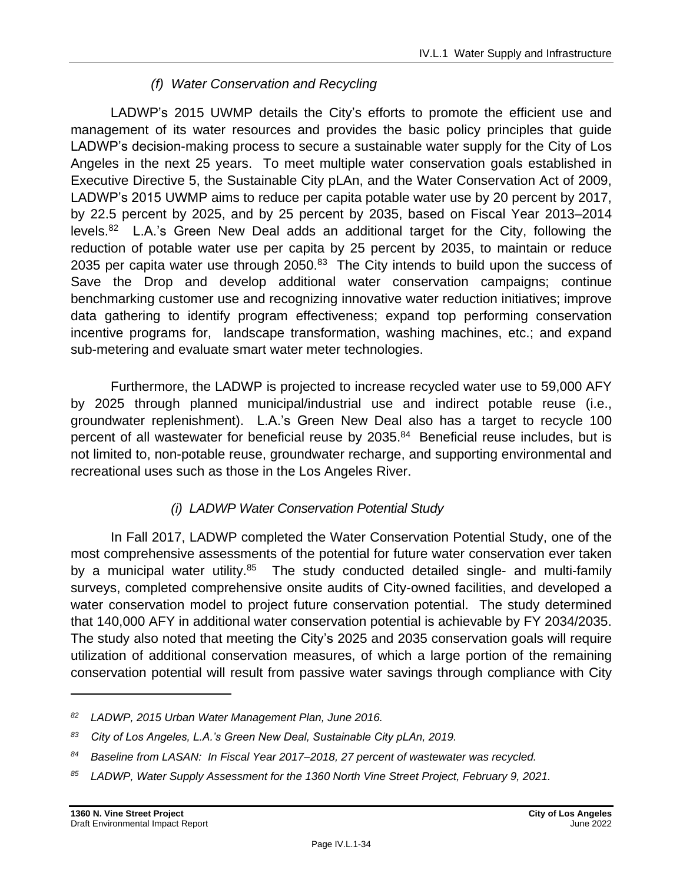#### *(f) Water Conservation and Recycling*

LADWP's 2015 UWMP details the City's efforts to promote the efficient use and management of its water resources and provides the basic policy principles that guide LADWP's decision-making process to secure a sustainable water supply for the City of Los Angeles in the next 25 years. To meet multiple water conservation goals established in Executive Directive 5, the Sustainable City pLAn, and the Water Conservation Act of 2009, LADWP's 2015 UWMP aims to reduce per capita potable water use by 20 percent by 2017, by 22.5 percent by 2025, and by 25 percent by 2035, based on Fiscal Year 2013–2014 levels.[82] L.A.'s Green New Deal adds an additional target for the City, following the reduction of potable water use per capita by 25 percent by 2035, to maintain or reduce 2035 per capita water use through 2050.[83] The City intends to build upon the success of Save the Drop and develop additional water conservation campaigns; continue benchmarking customer use and recognizing innovative water reduction initiatives; improve data gathering to identify program effectiveness; expand top performing conservation incentive programs for, landscape transformation, washing machines, etc.; and expand sub-metering and evaluate smart water meter technologies.

Furthermore, the LADWP is projected to increase recycled water use to 59,000 AFY by 2025 through planned municipal/industrial use and indirect potable reuse (i.e., groundwater replenishment). L.A.'s Green New Deal also has a target to recycle 100 percent of all wastewater for beneficial reuse by 2035.[84] Beneficial reuse includes, but is not limited to, non-potable reuse, groundwater recharge, and supporting environmental and recreational uses such as those in the Los Angeles River.

##### *(i) LADWP Water Conservation Potential Study*

In Fall 2017, LADWP completed the Water Conservation Potential Study, one of the most comprehensive assessments of the potential for future water conservation ever taken by a municipal water utility.[85] The study conducted detailed single- and multi-family surveys, completed comprehensive onsite audits of City-owned facilities, and developed a water conservation model to project future conservation potential. The study determined that 140,000 AFY in additional water conservation potential is achievable by FY 2034/2035. The study also noted that meeting the City's 2025 and 2035 conservation goals will require utilization of additional conservation measures, of which a large portion of the remaining conservation potential will result from passive water savings through compliance with City

---

*[82] LADWP, 2015 Urban Water Management Plan, June 2016.*

*[83] City of Los Angeles, L.A.'s Green New Deal, Sustainable City pLAn, 2019.*

*[84] Baseline from LASAN: In Fiscal Year 2017–2018, 27 percent of wastewater was recycled.*

*[85] LADWP, Water Supply Assessment for the 1360 North Vine Street Project, February 9, 2021.*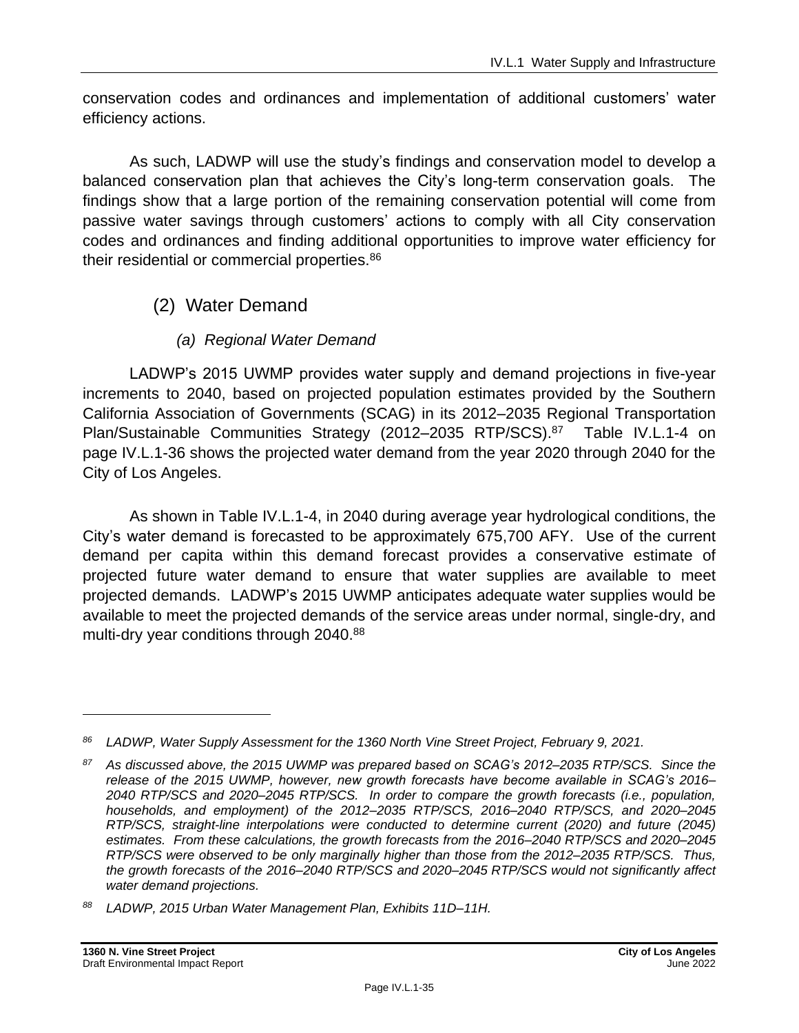conservation codes and ordinances and implementation of additional customers' water efficiency actions.

As such, LADWP will use the study's findings and conservation model to develop a balanced conservation plan that achieves the City's long-term conservation goals. The findings show that a large portion of the remaining conservation potential will come from passive water savings through customers' actions to comply with all City conservation codes and ordinances and finding additional opportunities to improve water efficiency for their residential or commercial properties.[86]

### (2) Water Demand

#### *(a) Regional Water Demand*

LADWP's 2015 UWMP provides water supply and demand projections in five-year increments to 2040, based on projected population estimates provided by the Southern California Association of Governments (SCAG) in its 2012–2035 Regional Transportation Plan/Sustainable Communities Strategy (2012–2035 RTP/SCS).[87] Table IV.L.1-4 on page IV.L.1-36 shows the projected water demand from the year 2020 through 2040 for the City of Los Angeles.

As shown in Table IV.L.1-4, in 2040 during average year hydrological conditions, the City's water demand is forecasted to be approximately 675,700 AFY. Use of the current demand per capita within this demand forecast provides a conservative estimate of projected future water demand to ensure that water supplies are available to meet projected demands. LADWP's 2015 UWMP anticipates adequate water supplies would be available to meet the projected demands of the service areas under normal, single-dry, and multi-dry year conditions through 2040.[88]

---

[86] *LADWP, Water Supply Assessment for the 1360 North Vine Street Project, February 9, 2021.*

[87] *As discussed above, the 2015 UWMP was prepared based on SCAG's 2012–2035 RTP/SCS. Since the release of the 2015 UWMP, however, new growth forecasts have become available in SCAG's 2016–2040 RTP/SCS and 2020–2045 RTP/SCS. In order to compare the growth forecasts (i.e., population, households, and employment) of the 2012–2035 RTP/SCS, 2016–2040 RTP/SCS, and 2020–2045 RTP/SCS, straight-line interpolations were conducted to determine current (2020) and future (2045) estimates. From these calculations, the growth forecasts from the 2016–2040 RTP/SCS and 2020–2045 RTP/SCS were observed to be only marginally higher than those from the 2012–2035 RTP/SCS. Thus, the growth forecasts of the 2016–2040 RTP/SCS and 2020–2045 RTP/SCS would not significantly affect water demand projections.*

[88] *LADWP, 2015 Urban Water Management Plan, Exhibits 11D–11H.*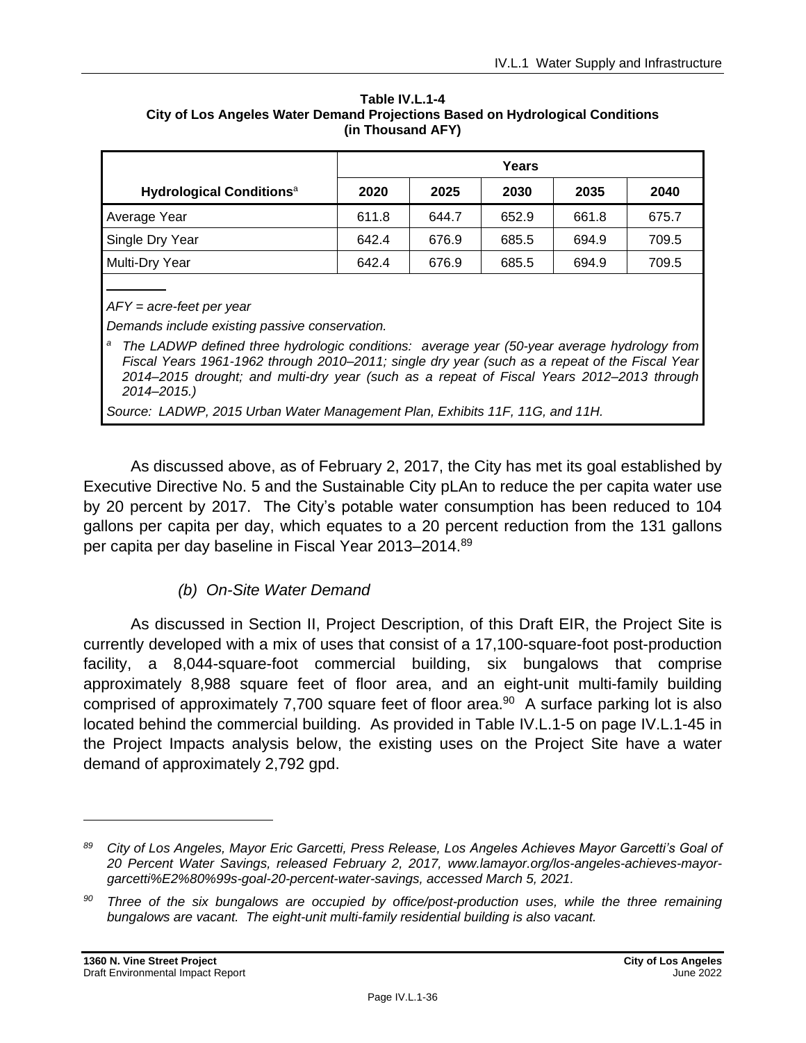**Table IV.L.1-4**
**City of Los Angeles Water Demand Projections Based on Hydrological Conditions**
**(in Thousand AFY)**

| | Years | | | | |
|---|---|---|---|---|---|
| **Hydrological Conditions**[a] | **2020** | **2025** | **2030** | **2035** | **2040** |
| Average Year | 611.8 | 644.7 | 652.9 | 661.8 | 675.7 |
| Single Dry Year | 642.4 | 676.9 | 685.5 | 694.9 | 709.5 |
| Multi-Dry Year | 642.4 | 676.9 | 685.5 | 694.9 | 709.5 |

*AFY = acre-feet per year*

*Demands include existing passive conservation.*

[a] *The LADWP defined three hydrologic conditions: average year (50-year average hydrology from Fiscal Years 1961-1962 through 2010–2011; single dry year (such as a repeat of the Fiscal Year 2014–2015 drought; and multi-dry year (such as a repeat of Fiscal Years 2012–2013 through 2014–2015.)*

*Source: LADWP, 2015 Urban Water Management Plan, Exhibits 11F, 11G, and 11H.*

As discussed above, as of February 2, 2017, the City has met its goal established by Executive Directive No. 5 and the Sustainable City pLAn to reduce the per capita water use by 20 percent by 2017. The City's potable water consumption has been reduced to 104 gallons per capita per day, which equates to a 20 percent reduction from the 131 gallons per capita per day baseline in Fiscal Year 2013–2014.[89]

#### *(b) On-Site Water Demand*

As discussed in Section II, Project Description, of this Draft EIR, the Project Site is currently developed with a mix of uses that consist of a 17,100-square-foot post-production facility, a 8,044-square-foot commercial building, six bungalows that comprise approximately 8,988 square feet of floor area, and an eight-unit multi-family building comprised of approximately 7,700 square feet of floor area.[90] A surface parking lot is also located behind the commercial building. As provided in Table IV.L.1-5 on page IV.L.1-45 in the Project Impacts analysis below, the existing uses on the Project Site have a water demand of approximately 2,792 gpd.

---

[89] *City of Los Angeles, Mayor Eric Garcetti, Press Release, Los Angeles Achieves Mayor Garcetti's Goal of 20 Percent Water Savings, released February 2, 2017, www.lamayor.org/los-angeles-achieves-mayor-garcetti%E2%80%99s-goal-20-percent-water-savings, accessed March 5, 2021.*

[90] *Three of the six bungalows are occupied by office/post-production uses, while the three remaining bungalows are vacant. The eight-unit multi-family residential building is also vacant.*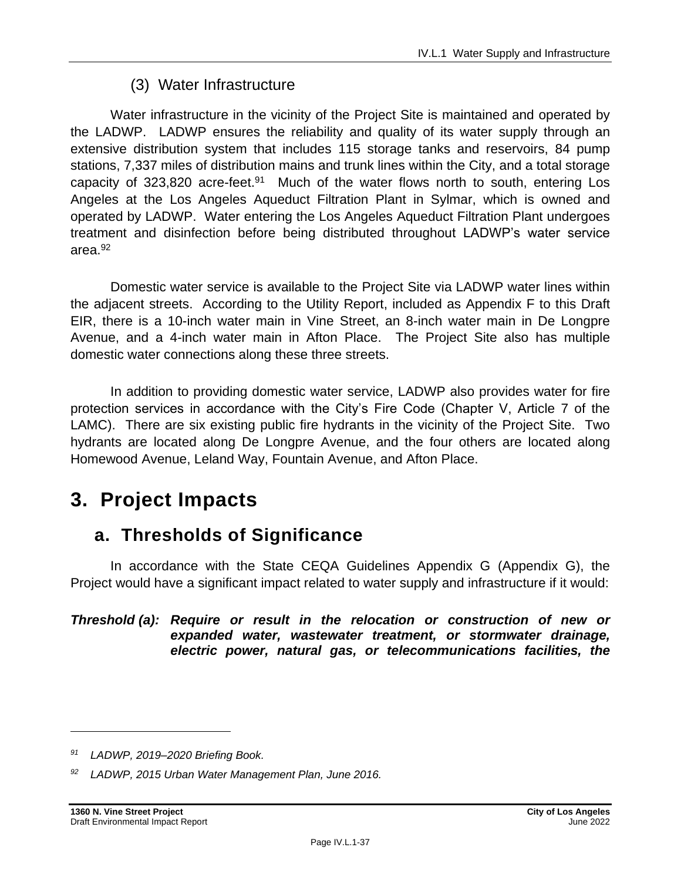#### (3) Water Infrastructure

Water infrastructure in the vicinity of the Project Site is maintained and operated by the LADWP. LADWP ensures the reliability and quality of its water supply through an extensive distribution system that includes 115 storage tanks and reservoirs, 84 pump stations, 7,337 miles of distribution mains and trunk lines within the City, and a total storage capacity of 323,820 acre-feet.[91] Much of the water flows north to south, entering Los Angeles at the Los Angeles Aqueduct Filtration Plant in Sylmar, which is owned and operated by LADWP. Water entering the Los Angeles Aqueduct Filtration Plant undergoes treatment and disinfection before being distributed throughout LADWP's water service area.[92]

Domestic water service is available to the Project Site via LADWP water lines within the adjacent streets. According to the Utility Report, included as Appendix F to this Draft EIR, there is a 10-inch water main in Vine Street, an 8-inch water main in De Longpre Avenue, and a 4-inch water main in Afton Place. The Project Site also has multiple domestic water connections along these three streets.

In addition to providing domestic water service, LADWP also provides water for fire protection services in accordance with the City's Fire Code (Chapter V, Article 7 of the LAMC). There are six existing public fire hydrants in the vicinity of the Project Site. Two hydrants are located along De Longpre Avenue, and the four others are located along Homewood Avenue, Leland Way, Fountain Avenue, and Afton Place.

# 3. Project Impacts

## a. Thresholds of Significance

In accordance with the State CEQA Guidelines Appendix G (Appendix G), the Project would have a significant impact related to water supply and infrastructure if it would:

***Threshold (a): Require or result in the relocation or construction of new or expanded water, wastewater treatment, or stormwater drainage, electric power, natural gas, or telecommunications facilities, the***

---

*[91] LADWP, 2019–2020 Briefing Book.*

*[92] LADWP, 2015 Urban Water Management Plan, June 2016.*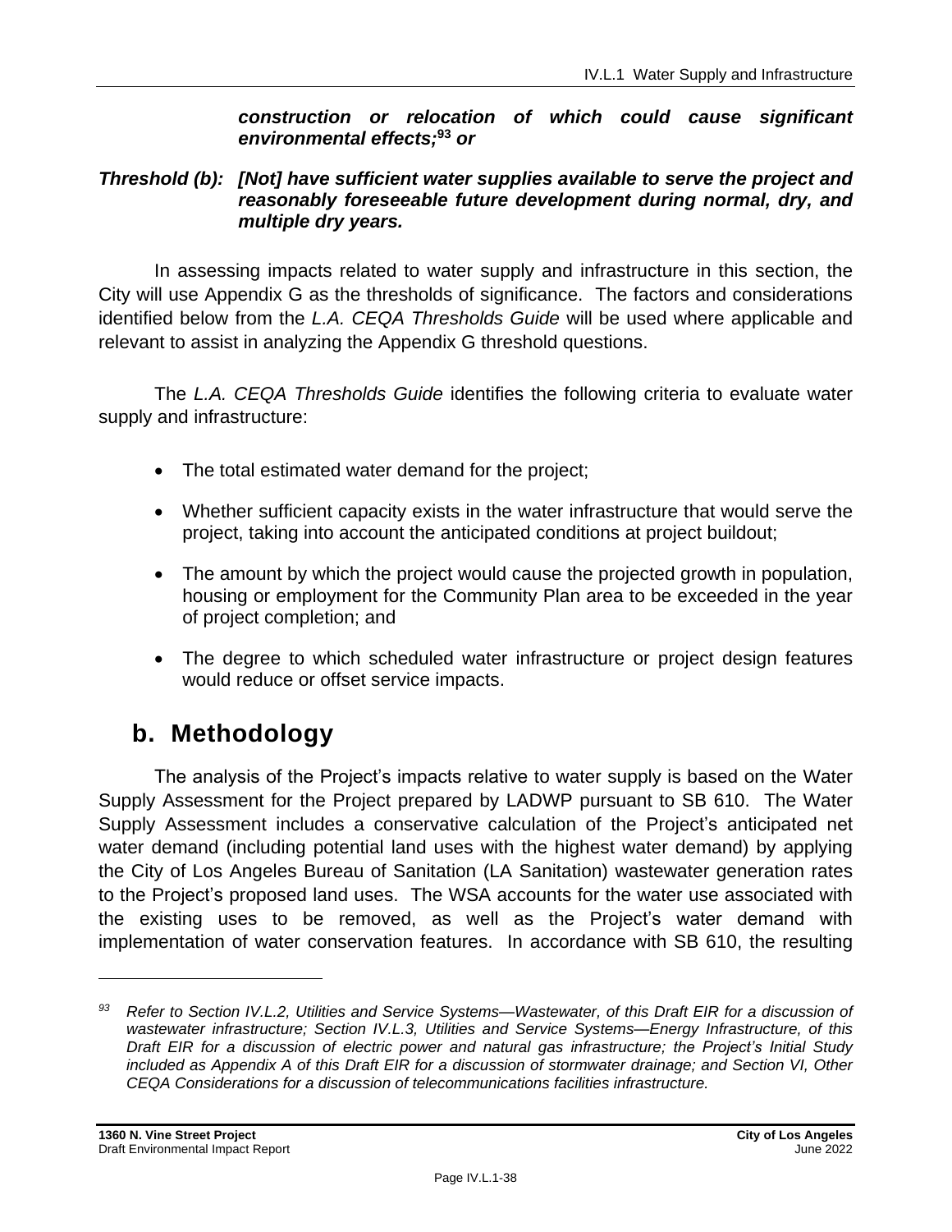***construction or relocation of which could cause significant environmental effects;***[93] ***or***

***Threshold (b): [Not] have sufficient water supplies available to serve the project and reasonably foreseeable future development during normal, dry, and multiple dry years.***

In assessing impacts related to water supply and infrastructure in this section, the City will use Appendix G as the thresholds of significance. The factors and considerations identified below from the *L.A. CEQA Thresholds Guide* will be used where applicable and relevant to assist in analyzing the Appendix G threshold questions.

The *L.A. CEQA Thresholds Guide* identifies the following criteria to evaluate water supply and infrastructure:

- The total estimated water demand for the project;
- Whether sufficient capacity exists in the water infrastructure that would serve the project, taking into account the anticipated conditions at project buildout;
- The amount by which the project would cause the projected growth in population, housing or employment for the Community Plan area to be exceeded in the year of project completion; and
- The degree to which scheduled water infrastructure or project design features would reduce or offset service impacts.

## b. Methodology

The analysis of the Project's impacts relative to water supply is based on the Water Supply Assessment for the Project prepared by LADWP pursuant to SB 610. The Water Supply Assessment includes a conservative calculation of the Project's anticipated net water demand (including potential land uses with the highest water demand) by applying the City of Los Angeles Bureau of Sanitation (LA Sanitation) wastewater generation rates to the Project's proposed land uses. The WSA accounts for the water use associated with the existing uses to be removed, as well as the Project's water demand with implementation of water conservation features. In accordance with SB 610, the resulting

---

[93] *Refer to Section IV.L.2, Utilities and Service Systems—Wastewater, of this Draft EIR for a discussion of wastewater infrastructure; Section IV.L.3, Utilities and Service Systems—Energy Infrastructure, of this Draft EIR for a discussion of electric power and natural gas infrastructure; the Project's Initial Study included as Appendix A of this Draft EIR for a discussion of stormwater drainage; and Section VI, Other CEQA Considerations for a discussion of telecommunications facilities infrastructure.*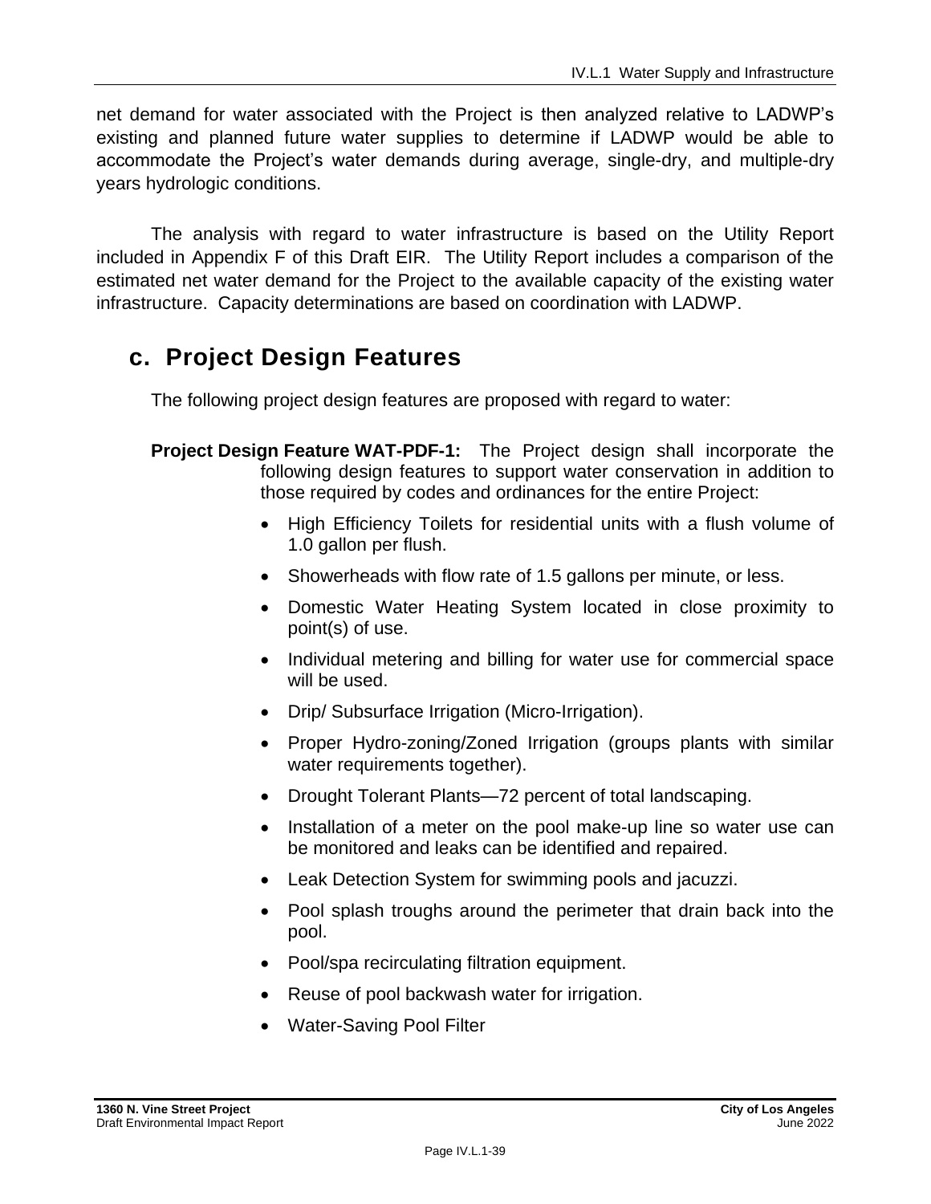net demand for water associated with the Project is then analyzed relative to LADWP's existing and planned future water supplies to determine if LADWP would be able to accommodate the Project's water demands during average, single-dry, and multiple-dry years hydrologic conditions.

The analysis with regard to water infrastructure is based on the Utility Report included in Appendix F of this Draft EIR. The Utility Report includes a comparison of the estimated net water demand for the Project to the available capacity of the existing water infrastructure. Capacity determinations are based on coordination with LADWP.

## c. Project Design Features

The following project design features are proposed with regard to water:

**Project Design Feature WAT-PDF-1:** The Project design shall incorporate the following design features to support water conservation in addition to those required by codes and ordinances for the entire Project:

- High Efficiency Toilets for residential units with a flush volume of 1.0 gallon per flush.
- Showerheads with flow rate of 1.5 gallons per minute, or less.
- Domestic Water Heating System located in close proximity to point(s) of use.
- Individual metering and billing for water use for commercial space will be used.
- Drip/ Subsurface Irrigation (Micro-Irrigation).
- Proper Hydro-zoning/Zoned Irrigation (groups plants with similar water requirements together).
- Drought Tolerant Plants—72 percent of total landscaping.
- Installation of a meter on the pool make-up line so water use can be monitored and leaks can be identified and repaired.
- Leak Detection System for swimming pools and jacuzzi.
- Pool splash troughs around the perimeter that drain back into the pool.
- Pool/spa recirculating filtration equipment.
- Reuse of pool backwash water for irrigation.
- Water-Saving Pool Filter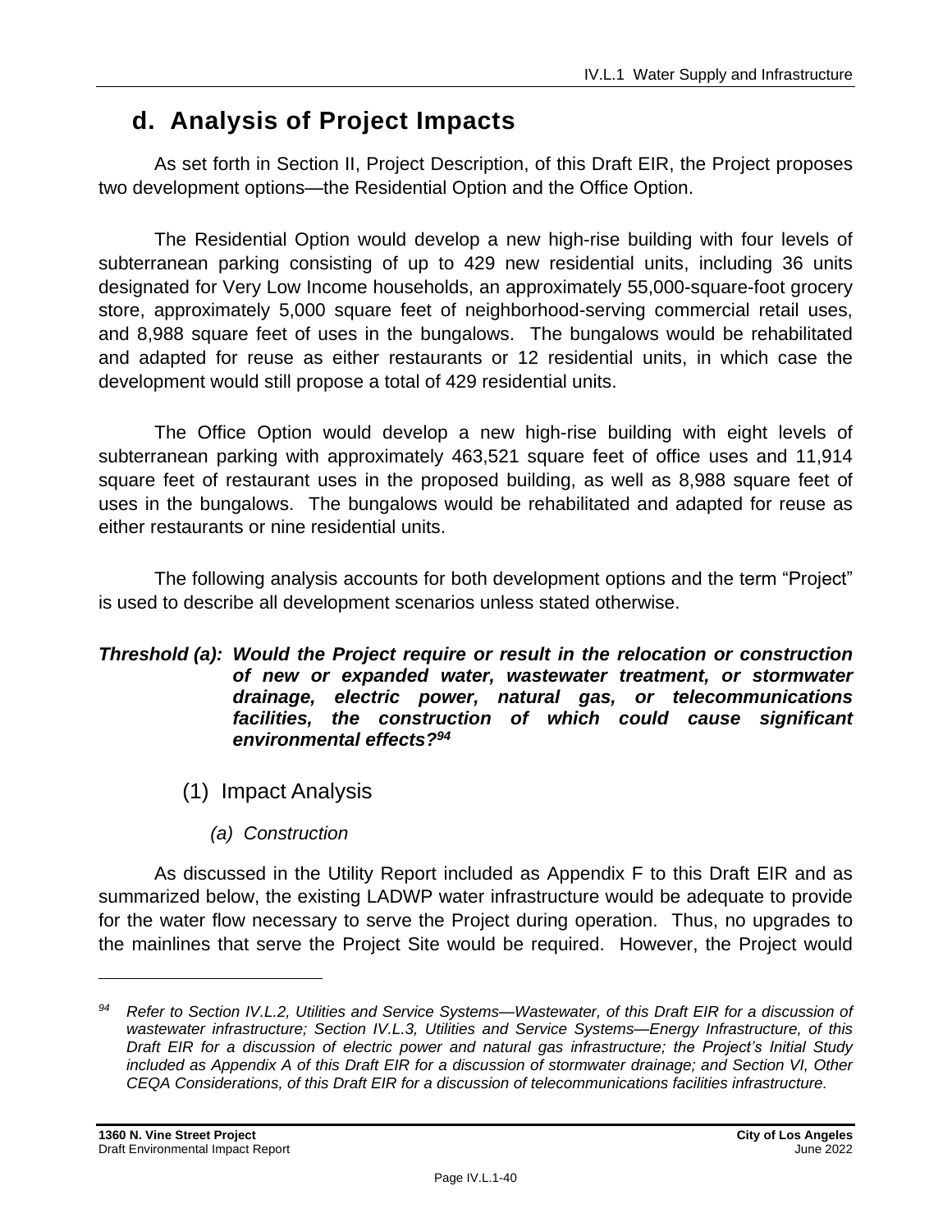## d. Analysis of Project Impacts

As set forth in Section II, Project Description, of this Draft EIR, the Project proposes two development options—the Residential Option and the Office Option.

The Residential Option would develop a new high-rise building with four levels of subterranean parking consisting of up to 429 new residential units, including 36 units designated for Very Low Income households, an approximately 55,000-square-foot grocery store, approximately 5,000 square feet of neighborhood-serving commercial retail uses, and 8,988 square feet of uses in the bungalows. The bungalows would be rehabilitated and adapted for reuse as either restaurants or 12 residential units, in which case the development would still propose a total of 429 residential units.

The Office Option would develop a new high-rise building with eight levels of subterranean parking with approximately 463,521 square feet of office uses and 11,914 square feet of restaurant uses in the proposed building, as well as 8,988 square feet of uses in the bungalows. The bungalows would be rehabilitated and adapted for reuse as either restaurants or nine residential units.

The following analysis accounts for both development options and the term "Project" is used to describe all development scenarios unless stated otherwise.

***Threshold (a): Would the Project require or result in the relocation or construction of new or expanded water, wastewater treatment, or stormwater drainage, electric power, natural gas, or telecommunications facilities, the construction of which could cause significant environmental effects?***[94]

### (1) Impact Analysis

#### *(a) Construction*

As discussed in the Utility Report included as Appendix F to this Draft EIR and as summarized below, the existing LADWP water infrastructure would be adequate to provide for the water flow necessary to serve the Project during operation. Thus, no upgrades to the mainlines that serve the Project Site would be required. However, the Project would

---

[94] *Refer to Section IV.L.2, Utilities and Service Systems—Wastewater, of this Draft EIR for a discussion of wastewater infrastructure; Section IV.L.3, Utilities and Service Systems—Energy Infrastructure, of this Draft EIR for a discussion of electric power and natural gas infrastructure; the Project's Initial Study included as Appendix A of this Draft EIR for a discussion of stormwater drainage; and Section VI, Other CEQA Considerations, of this Draft EIR for a discussion of telecommunications facilities infrastructure.*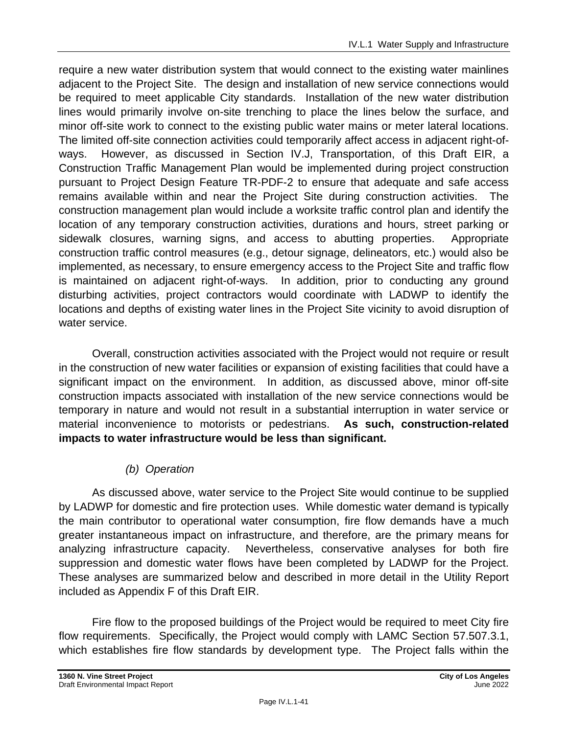require a new water distribution system that would connect to the existing water mainlines adjacent to the Project Site. The design and installation of new service connections would be required to meet applicable City standards. Installation of the new water distribution lines would primarily involve on-site trenching to place the lines below the surface, and minor off-site work to connect to the existing public water mains or meter lateral locations. The limited off-site connection activities could temporarily affect access in adjacent right-of-ways. However, as discussed in Section IV.J, Transportation, of this Draft EIR, a Construction Traffic Management Plan would be implemented during project construction pursuant to Project Design Feature TR-PDF-2 to ensure that adequate and safe access remains available within and near the Project Site during construction activities. The construction management plan would include a worksite traffic control plan and identify the location of any temporary construction activities, durations and hours, street parking or sidewalk closures, warning signs, and access to abutting properties. Appropriate construction traffic control measures (e.g., detour signage, delineators, etc.) would also be implemented, as necessary, to ensure emergency access to the Project Site and traffic flow is maintained on adjacent right-of-ways. In addition, prior to conducting any ground disturbing activities, project contractors would coordinate with LADWP to identify the locations and depths of existing water lines in the Project Site vicinity to avoid disruption of water service.

Overall, construction activities associated with the Project would not require or result in the construction of new water facilities or expansion of existing facilities that could have a significant impact on the environment. In addition, as discussed above, minor off-site construction impacts associated with installation of the new service connections would be temporary in nature and would not result in a substantial interruption in water service or material inconvenience to motorists or pedestrians. **As such, construction-related impacts to water infrastructure would be less than significant.**

*(b) Operation*

As discussed above, water service to the Project Site would continue to be supplied by LADWP for domestic and fire protection uses. While domestic water demand is typically the main contributor to operational water consumption, fire flow demands have a much greater instantaneous impact on infrastructure, and therefore, are the primary means for analyzing infrastructure capacity. Nevertheless, conservative analyses for both fire suppression and domestic water flows have been completed by LADWP for the Project. These analyses are summarized below and described in more detail in the Utility Report included as Appendix F of this Draft EIR.

Fire flow to the proposed buildings of the Project would be required to meet City fire flow requirements. Specifically, the Project would comply with LAMC Section 57.507.3.1, which establishes fire flow standards by development type. The Project falls within the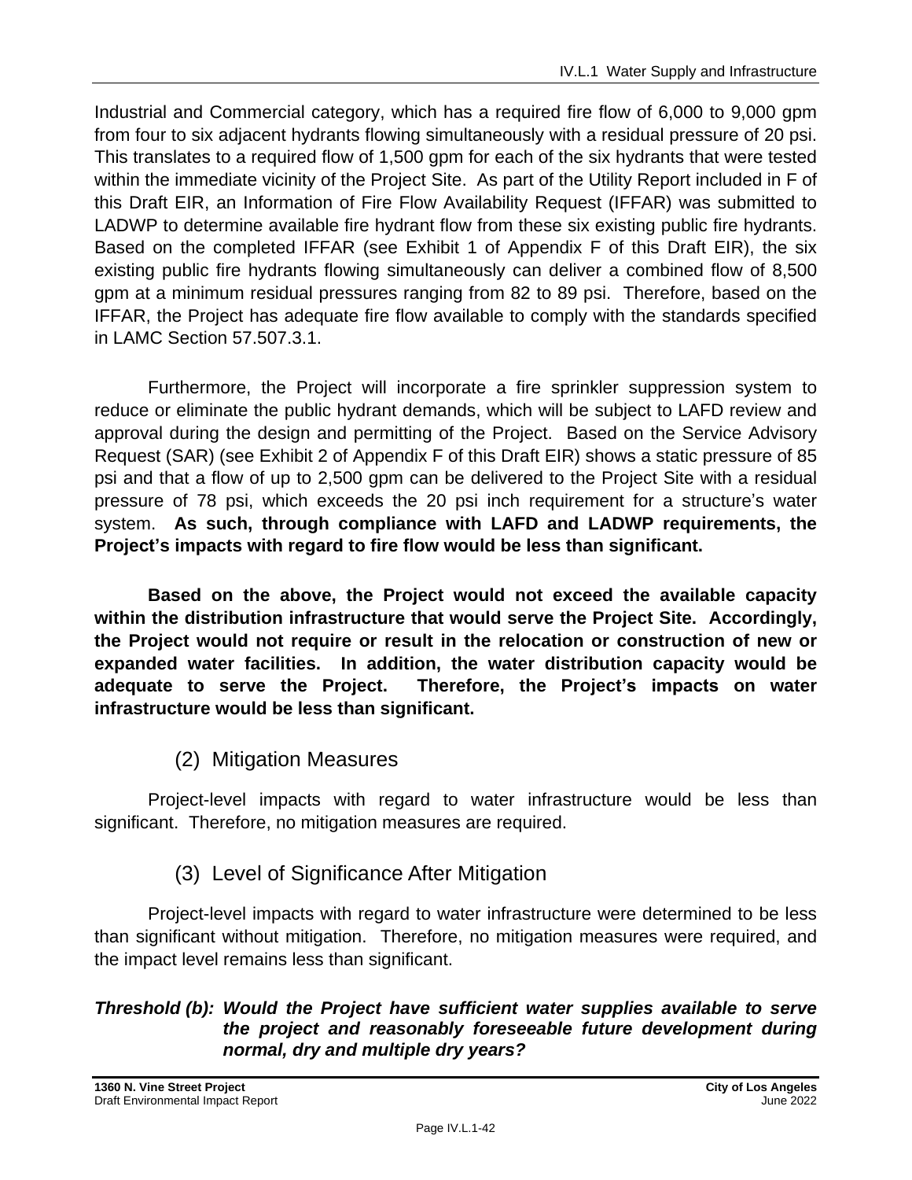Industrial and Commercial category, which has a required fire flow of 6,000 to 9,000 gpm from four to six adjacent hydrants flowing simultaneously with a residual pressure of 20 psi. This translates to a required flow of 1,500 gpm for each of the six hydrants that were tested within the immediate vicinity of the Project Site. As part of the Utility Report included in F of this Draft EIR, an Information of Fire Flow Availability Request (IFFAR) was submitted to LADWP to determine available fire hydrant flow from these six existing public fire hydrants. Based on the completed IFFAR (see Exhibit 1 of Appendix F of this Draft EIR), the six existing public fire hydrants flowing simultaneously can deliver a combined flow of 8,500 gpm at a minimum residual pressures ranging from 82 to 89 psi. Therefore, based on the IFFAR, the Project has adequate fire flow available to comply with the standards specified in LAMC Section 57.507.3.1.

Furthermore, the Project will incorporate a fire sprinkler suppression system to reduce or eliminate the public hydrant demands, which will be subject to LAFD review and approval during the design and permitting of the Project. Based on the Service Advisory Request (SAR) (see Exhibit 2 of Appendix F of this Draft EIR) shows a static pressure of 85 psi and that a flow of up to 2,500 gpm can be delivered to the Project Site with a residual pressure of 78 psi, which exceeds the 20 psi inch requirement for a structure's water system. **As such, through compliance with LAFD and LADWP requirements, the Project's impacts with regard to fire flow would be less than significant.**

**Based on the above, the Project would not exceed the available capacity within the distribution infrastructure that would serve the Project Site. Accordingly, the Project would not require or result in the relocation or construction of new or expanded water facilities. In addition, the water distribution capacity would be adequate to serve the Project. Therefore, the Project's impacts on water infrastructure would be less than significant.**

### (2) Mitigation Measures

Project-level impacts with regard to water infrastructure would be less than significant. Therefore, no mitigation measures are required.

### (3) Level of Significance After Mitigation

Project-level impacts with regard to water infrastructure were determined to be less than significant without mitigation. Therefore, no mitigation measures were required, and the impact level remains less than significant.

***Threshold (b): Would the Project have sufficient water supplies available to serve the project and reasonably foreseeable future development during normal, dry and multiple dry years?***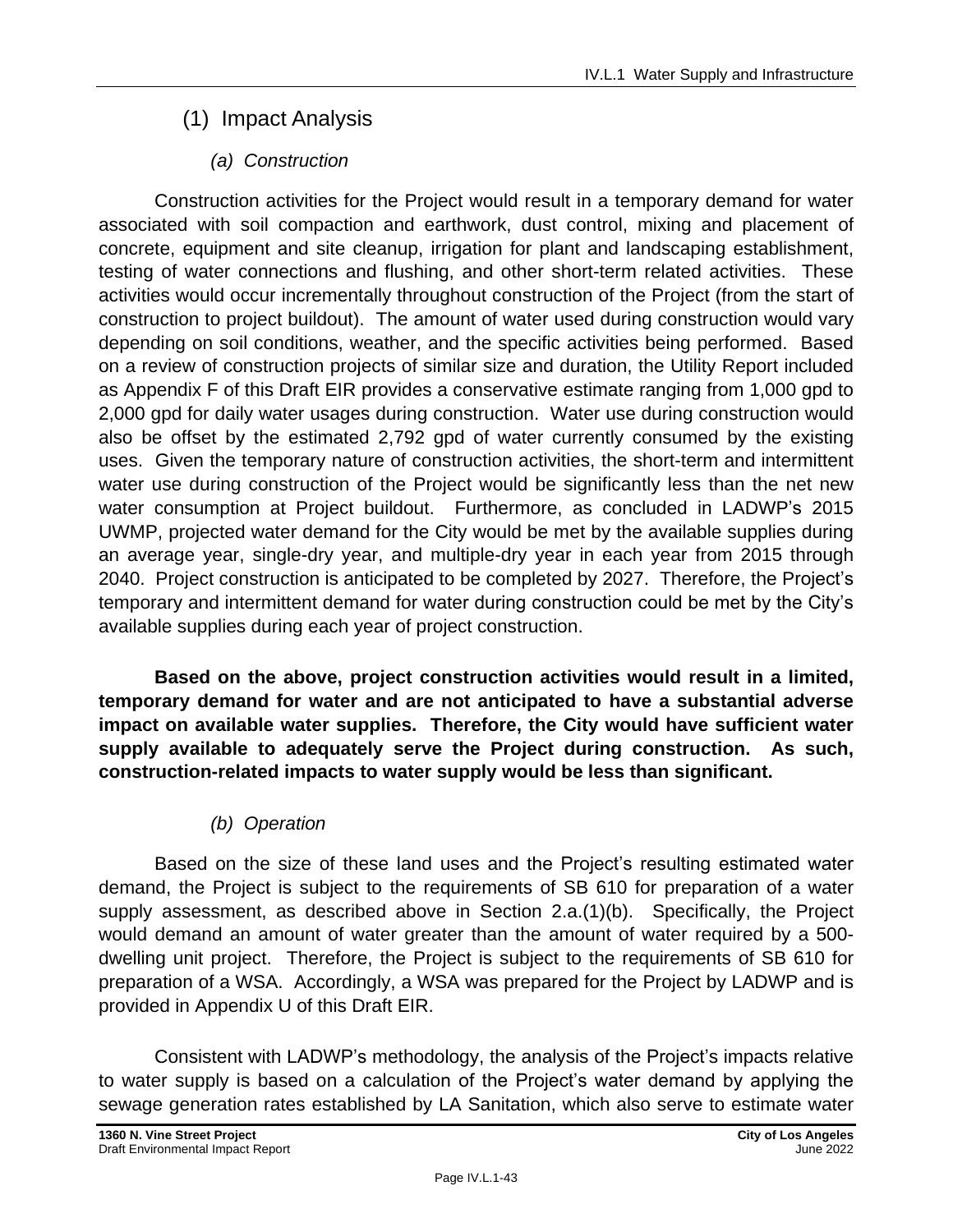### (1) Impact Analysis

#### *(a) Construction*

Construction activities for the Project would result in a temporary demand for water associated with soil compaction and earthwork, dust control, mixing and placement of concrete, equipment and site cleanup, irrigation for plant and landscaping establishment, testing of water connections and flushing, and other short-term related activities. These activities would occur incrementally throughout construction of the Project (from the start of construction to project buildout). The amount of water used during construction would vary depending on soil conditions, weather, and the specific activities being performed. Based on a review of construction projects of similar size and duration, the Utility Report included as Appendix F of this Draft EIR provides a conservative estimate ranging from 1,000 gpd to 2,000 gpd for daily water usages during construction. Water use during construction would also be offset by the estimated 2,792 gpd of water currently consumed by the existing uses. Given the temporary nature of construction activities, the short-term and intermittent water use during construction of the Project would be significantly less than the net new water consumption at Project buildout. Furthermore, as concluded in LADWP's 2015 UWMP, projected water demand for the City would be met by the available supplies during an average year, single-dry year, and multiple-dry year in each year from 2015 through 2040. Project construction is anticipated to be completed by 2027. Therefore, the Project's temporary and intermittent demand for water during construction could be met by the City's available supplies during each year of project construction.

**Based on the above, project construction activities would result in a limited, temporary demand for water and are not anticipated to have a substantial adverse impact on available water supplies. Therefore, the City would have sufficient water supply available to adequately serve the Project during construction. As such, construction-related impacts to water supply would be less than significant.**

#### *(b) Operation*

Based on the size of these land uses and the Project's resulting estimated water demand, the Project is subject to the requirements of SB 610 for preparation of a water supply assessment, as described above in Section 2.a.(1)(b). Specifically, the Project would demand an amount of water greater than the amount of water required by a 500-dwelling unit project. Therefore, the Project is subject to the requirements of SB 610 for preparation of a WSA. Accordingly, a WSA was prepared for the Project by LADWP and is provided in Appendix U of this Draft EIR.

Consistent with LADWP's methodology, the analysis of the Project's impacts relative to water supply is based on a calculation of the Project's water demand by applying the sewage generation rates established by LA Sanitation, which also serve to estimate water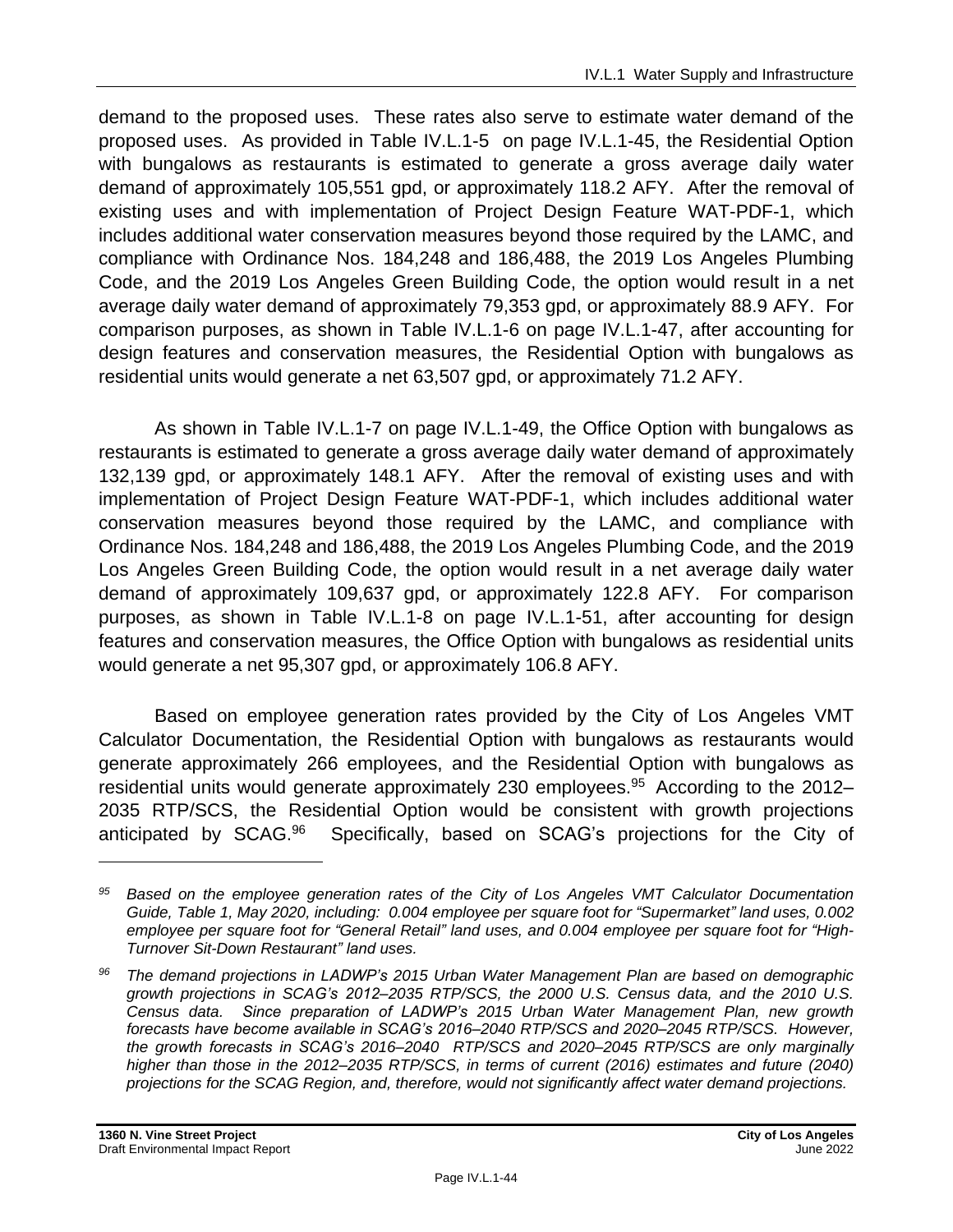demand to the proposed uses. These rates also serve to estimate water demand of the proposed uses. As provided in Table IV.L.1-5 on page IV.L.1-45, the Residential Option with bungalows as restaurants is estimated to generate a gross average daily water demand of approximately 105,551 gpd, or approximately 118.2 AFY. After the removal of existing uses and with implementation of Project Design Feature WAT-PDF-1, which includes additional water conservation measures beyond those required by the LAMC, and compliance with Ordinance Nos. 184,248 and 186,488, the 2019 Los Angeles Plumbing Code, and the 2019 Los Angeles Green Building Code, the option would result in a net average daily water demand of approximately 79,353 gpd, or approximately 88.9 AFY. For comparison purposes, as shown in Table IV.L.1-6 on page IV.L.1-47, after accounting for design features and conservation measures, the Residential Option with bungalows as residential units would generate a net 63,507 gpd, or approximately 71.2 AFY.

As shown in Table IV.L.1-7 on page IV.L.1-49, the Office Option with bungalows as restaurants is estimated to generate a gross average daily water demand of approximately 132,139 gpd, or approximately 148.1 AFY. After the removal of existing uses and with implementation of Project Design Feature WAT-PDF-1, which includes additional water conservation measures beyond those required by the LAMC, and compliance with Ordinance Nos. 184,248 and 186,488, the 2019 Los Angeles Plumbing Code, and the 2019 Los Angeles Green Building Code, the option would result in a net average daily water demand of approximately 109,637 gpd, or approximately 122.8 AFY. For comparison purposes, as shown in Table IV.L.1-8 on page IV.L.1-51, after accounting for design features and conservation measures, the Office Option with bungalows as residential units would generate a net 95,307 gpd, or approximately 106.8 AFY.

Based on employee generation rates provided by the City of Los Angeles VMT Calculator Documentation, the Residential Option with bungalows as restaurants would generate approximately 266 employees, and the Residential Option with bungalows as residential units would generate approximately 230 employees.[95] According to the 2012–2035 RTP/SCS, the Residential Option would be consistent with growth projections anticipated by SCAG.[96] Specifically, based on SCAG's projections for the City of

---

[95] *Based on the employee generation rates of the City of Los Angeles VMT Calculator Documentation Guide, Table 1, May 2020, including: 0.004 employee per square foot for "Supermarket" land uses, 0.002 employee per square foot for "General Retail" land uses, and 0.004 employee per square foot for "High-Turnover Sit-Down Restaurant" land uses.*

[96] *The demand projections in LADWP's 2015 Urban Water Management Plan are based on demographic growth projections in SCAG's 2012–2035 RTP/SCS, the 2000 U.S. Census data, and the 2010 U.S. Census data. Since preparation of LADWP's 2015 Urban Water Management Plan, new growth forecasts have become available in SCAG's 2016–2040 RTP/SCS and 2020–2045 RTP/SCS. However, the growth forecasts in SCAG's 2016–2040 RTP/SCS and 2020–2045 RTP/SCS are only marginally higher than those in the 2012–2035 RTP/SCS, in terms of current (2016) estimates and future (2040) projections for the SCAG Region, and, therefore, would not significantly affect water demand projections.*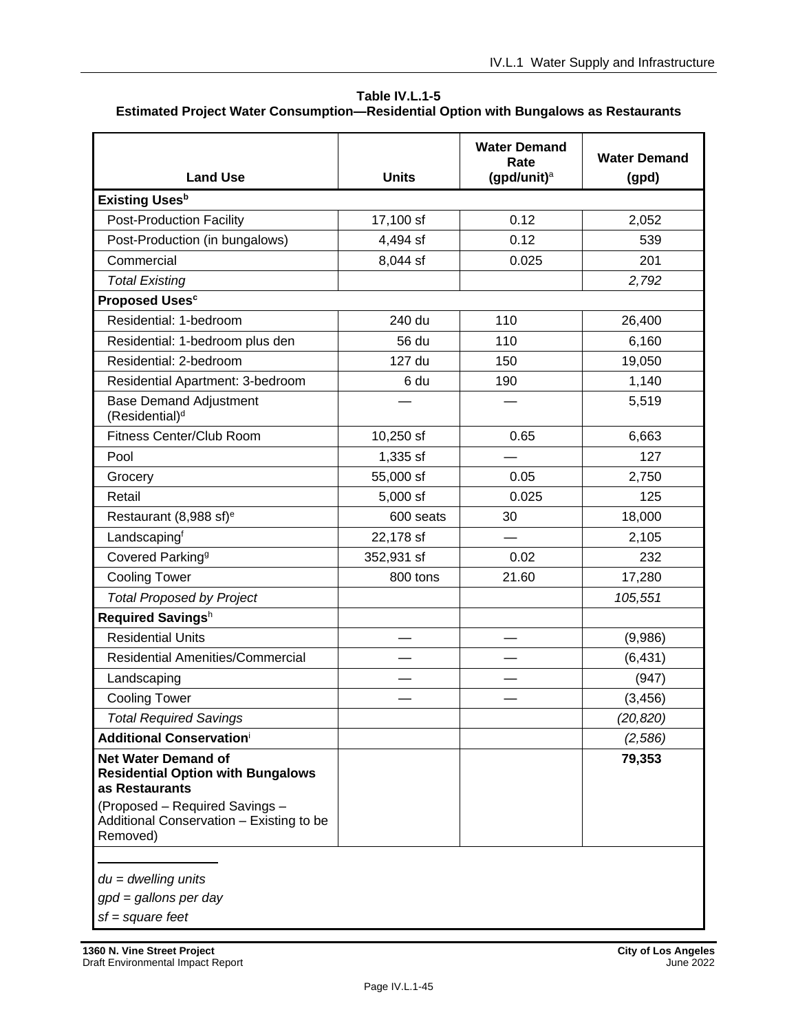**Table IV.L.1-5**
**Estimated Project Water Consumption—Residential Option with Bungalows as Restaurants**

| Land Use | Units | Water Demand Rate (gpd/unit)[a] | Water Demand (gpd) |
|---|---|---|---|
| **Existing Uses[b]** | | | |
| Post-Production Facility | 17,100 sf | 0.12 | 2,052 |
| Post-Production (in bungalows) | 4,494 sf | 0.12 | 539 |
| Commercial | 8,044 sf | 0.025 | 201 |
| *Total Existing* | | | *2,792* |
| **Proposed Uses[c]** | | | |
| Residential: 1-bedroom | 240 du | 110 | 26,400 |
| Residential: 1-bedroom plus den | 56 du | 110 | 6,160 |
| Residential: 2-bedroom | 127 du | 150 | 19,050 |
| Residential Apartment: 3-bedroom | 6 du | 190 | 1,140 |
| Base Demand Adjustment (Residential)[d] | — | — | 5,519 |
| Fitness Center/Club Room | 10,250 sf | 0.65 | 6,663 |
| Pool | 1,335 sf | — | 127 |
| Grocery | 55,000 sf | 0.05 | 2,750 |
| Retail | 5,000 sf | 0.025 | 125 |
| Restaurant (8,988 sf)[e] | 600 seats | 30 | 18,000 |
| Landscaping[f] | 22,178 sf | — | 2,105 |
| Covered Parking[g] | 352,931 sf | 0.02 | 232 |
| Cooling Tower | 800 tons | 21.60 | 17,280 |
| *Total Proposed by Project* | | | *105,551* |
| **Required Savings[h]** | | | |
| Residential Units | — | — | (9,986) |
| Residential Amenities/Commercial | — | — | (6,431) |
| Landscaping | — | — | (947) |
| Cooling Tower | — | — | (3,456) |
| *Total Required Savings* | | | *(20,820)* |
| **Additional Conservation[i]** | | | *(2,586)* |
| **Net Water Demand of Residential Option with Bungalows as Restaurants** (Proposed – Required Savings – Additional Conservation – Existing to be Removed) | | | **79,353** |

*du = dwelling units*

*gpd = gallons per day*

*sf = square feet*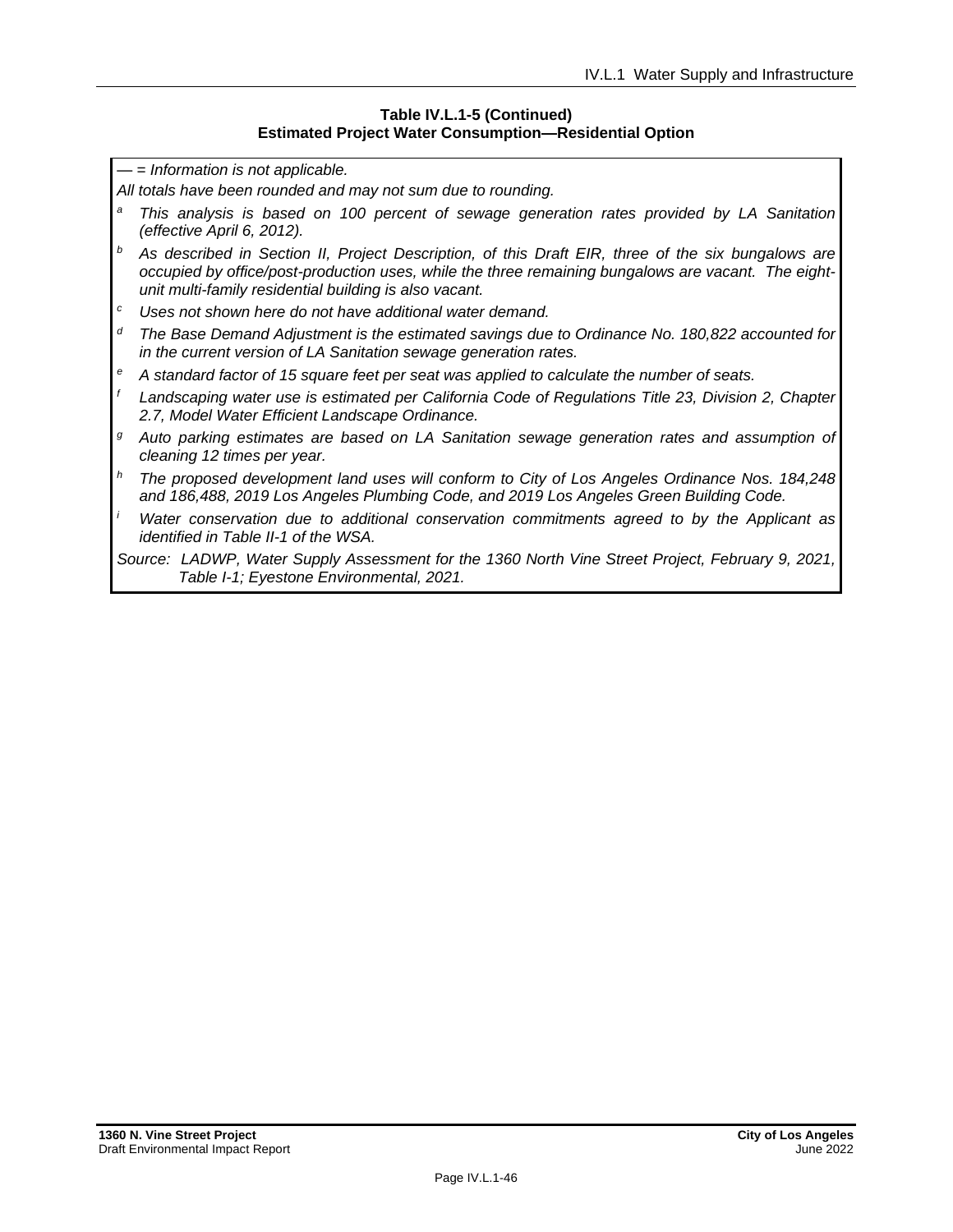**Table IV.L.1-5 (Continued)**
**Estimated Project Water Consumption—Residential Option**

*— = Information is not applicable.*

*All totals have been rounded and may not sum due to rounding.*

[a] *This analysis is based on 100 percent of sewage generation rates provided by LA Sanitation (effective April 6, 2012).*

[b] *As described in Section II, Project Description, of this Draft EIR, three of the six bungalows are occupied by office/post-production uses, while the three remaining bungalows are vacant. The eight-unit multi-family residential building is also vacant.*

[c] *Uses not shown here do not have additional water demand.*

[d] *The Base Demand Adjustment is the estimated savings due to Ordinance No. 180,822 accounted for in the current version of LA Sanitation sewage generation rates.*

[e] *A standard factor of 15 square feet per seat was applied to calculate the number of seats.*

[f] *Landscaping water use is estimated per California Code of Regulations Title 23, Division 2, Chapter 2.7, Model Water Efficient Landscape Ordinance.*

[g] *Auto parking estimates are based on LA Sanitation sewage generation rates and assumption of cleaning 12 times per year.*

[h] *The proposed development land uses will conform to City of Los Angeles Ordinance Nos. 184,248 and 186,488, 2019 Los Angeles Plumbing Code, and 2019 Los Angeles Green Building Code.*

[i] *Water conservation due to additional conservation commitments agreed to by the Applicant as identified in Table II-1 of the WSA.*

*Source: LADWP, Water Supply Assessment for the 1360 North Vine Street Project, February 9, 2021, Table I-1; Eyestone Environmental, 2021.*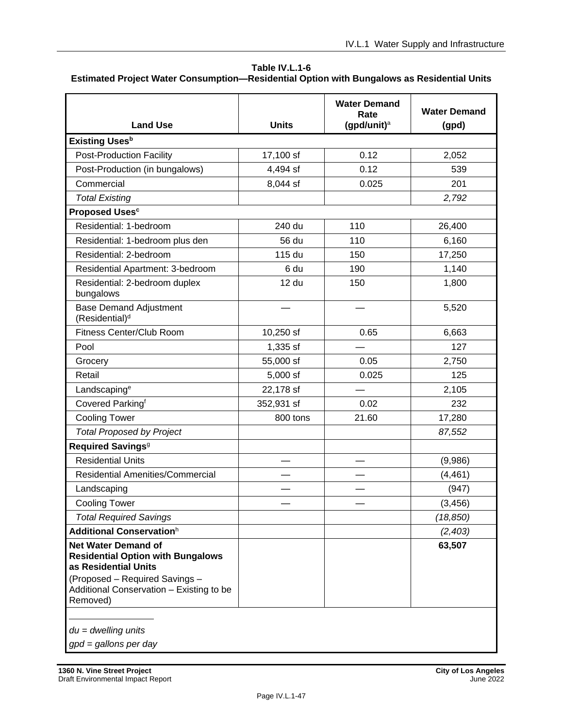**Table IV.L.1-6**
**Estimated Project Water Consumption—Residential Option with Bungalows as Residential Units**

| Land Use | Units | Water Demand Rate (gpd/unit)[a] | Water Demand (gpd) |
|---|---|---|---|
| **Existing Uses[b]** | | | |
| Post-Production Facility | 17,100 sf | 0.12 | 2,052 |
| Post-Production (in bungalows) | 4,494 sf | 0.12 | 539 |
| Commercial | 8,044 sf | 0.025 | 201 |
| *Total Existing* | | | *2,792* |
| **Proposed Uses[c]** | | | |
| Residential: 1-bedroom | 240 du | 110 | 26,400 |
| Residential: 1-bedroom plus den | 56 du | 110 | 6,160 |
| Residential: 2-bedroom | 115 du | 150 | 17,250 |
| Residential Apartment: 3-bedroom | 6 du | 190 | 1,140 |
| Residential: 2-bedroom duplex bungalows | 12 du | 150 | 1,800 |
| Base Demand Adjustment (Residential)[d] | — | — | 5,520 |
| Fitness Center/Club Room | 10,250 sf | 0.65 | 6,663 |
| Pool | 1,335 sf | — | 127 |
| Grocery | 55,000 sf | 0.05 | 2,750 |
| Retail | 5,000 sf | 0.025 | 125 |
| Landscaping[e] | 22,178 sf | — | 2,105 |
| Covered Parking[f] | 352,931 sf | 0.02 | 232 |
| Cooling Tower | 800 tons | 21.60 | 17,280 |
| *Total Proposed by Project* | | | *87,552* |
| **Required Savings[g]** | | | |
| Residential Units | — | — | (9,986) |
| Residential Amenities/Commercial | — | — | (4,461) |
| Landscaping | — | — | (947) |
| Cooling Tower | — | — | (3,456) |
| *Total Required Savings* | | | *(18,850)* |
| **Additional Conservation[h]** | | | *(2,403)* |
| **Net Water Demand of Residential Option with Bungalows as Residential Units** (Proposed – Required Savings – Additional Conservation – Existing to be Removed) | | | **63,507** |

*du = dwelling units*

*gpd = gallons per day*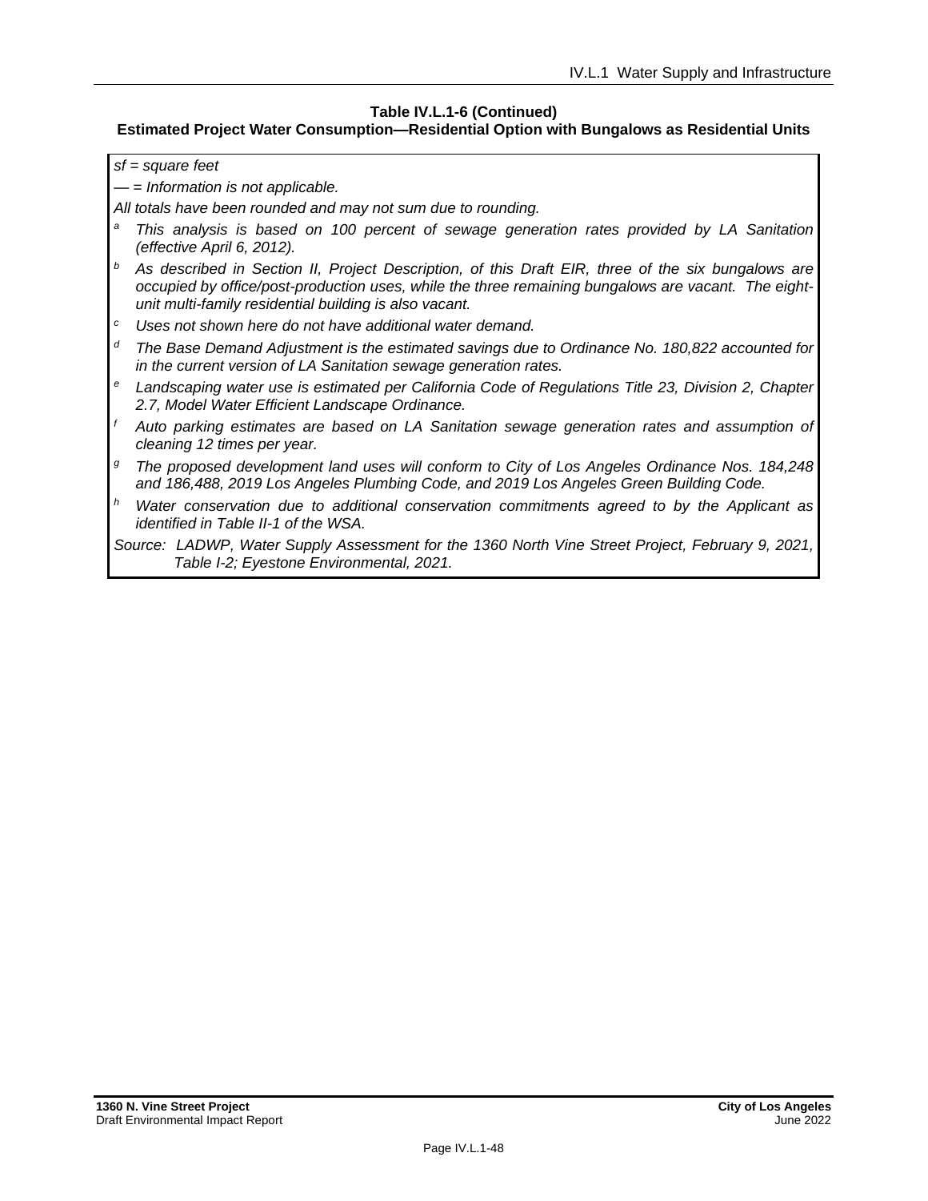**Table IV.L.1-6 (Continued)**
**Estimated Project Water Consumption—Residential Option with Bungalows as Residential Units**

*sf = square feet*

*— = Information is not applicable.*

*All totals have been rounded and may not sum due to rounding.*

[a] *This analysis is based on 100 percent of sewage generation rates provided by LA Sanitation (effective April 6, 2012).*

[b] *As described in Section II, Project Description, of this Draft EIR, three of the six bungalows are occupied by office/post-production uses, while the three remaining bungalows are vacant. The eight-unit multi-family residential building is also vacant.*

[c] *Uses not shown here do not have additional water demand.*

[d] *The Base Demand Adjustment is the estimated savings due to Ordinance No. 180,822 accounted for in the current version of LA Sanitation sewage generation rates.*

[e] *Landscaping water use is estimated per California Code of Regulations Title 23, Division 2, Chapter 2.7, Model Water Efficient Landscape Ordinance.*

[f] *Auto parking estimates are based on LA Sanitation sewage generation rates and assumption of cleaning 12 times per year.*

[g] *The proposed development land uses will conform to City of Los Angeles Ordinance Nos. 184,248 and 186,488, 2019 Los Angeles Plumbing Code, and 2019 Los Angeles Green Building Code.*

[h] *Water conservation due to additional conservation commitments agreed to by the Applicant as identified in Table II-1 of the WSA.*

*Source: LADWP, Water Supply Assessment for the 1360 North Vine Street Project, February 9, 2021, Table I-2; Eyestone Environmental, 2021.*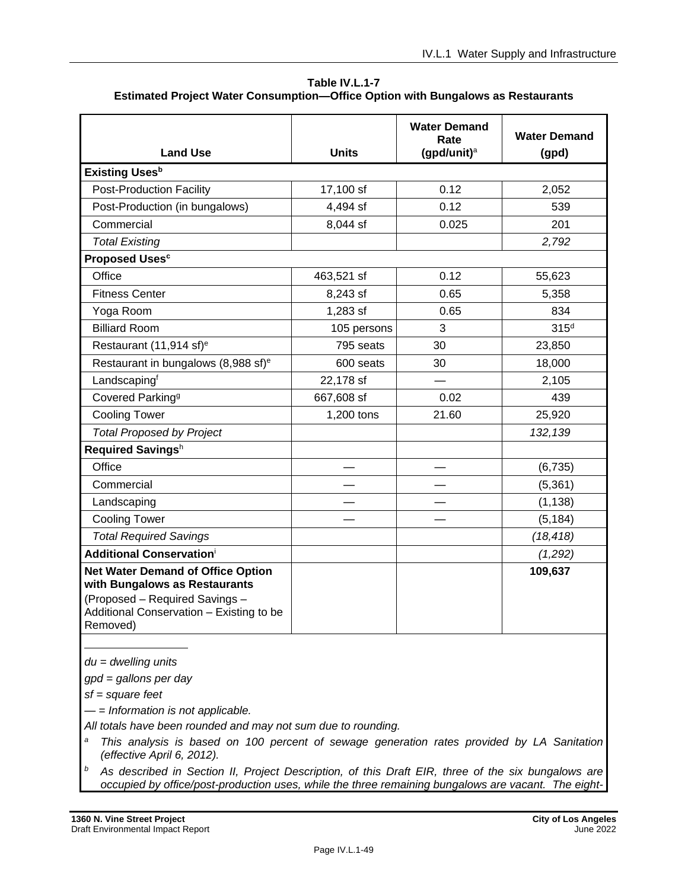**Table IV.L.1-7**
**Estimated Project Water Consumption—Office Option with Bungalows as Restaurants**

| Land Use | Units | Water Demand Rate (gpd/unit)[a] | Water Demand (gpd) |
|---|---|---|---|
| **Existing Uses**[b] | | | |
| Post-Production Facility | 17,100 sf | 0.12 | 2,052 |
| Post-Production (in bungalows) | 4,494 sf | 0.12 | 539 |
| Commercial | 8,044 sf | 0.025 | 201 |
| *Total Existing* | | | *2,792* |
| **Proposed Uses**[c] | | | |
| Office | 463,521 sf | 0.12 | 55,623 |
| Fitness Center | 8,243 sf | 0.65 | 5,358 |
| Yoga Room | 1,283 sf | 0.65 | 834 |
| Billiard Room | 105 persons | 3 | 315[d] |
| Restaurant (11,914 sf)[e] | 795 seats | 30 | 23,850 |
| Restaurant in bungalows (8,988 sf)[e] | 600 seats | 30 | 18,000 |
| Landscaping[f] | 22,178 sf | — | 2,105 |
| Covered Parking[g] | 667,608 sf | 0.02 | 439 |
| Cooling Tower | 1,200 tons | 21.60 | 25,920 |
| *Total Proposed by Project* | | | *132,139* |
| **Required Savings**[h] | | | |
| Office | — | — | (6,735) |
| Commercial | — | — | (5,361) |
| Landscaping | — | — | (1,138) |
| Cooling Tower | — | — | (5,184) |
| *Total Required Savings* | | | *(18,418)* |
| **Additional Conservation**[i] | | | *(1,292)* |
| **Net Water Demand of Office Option with Bungalows as Restaurants** (Proposed – Required Savings – Additional Conservation – Existing to be Removed) | | | **109,637** |

*du = dwelling units*

*gpd = gallons per day*

*sf = square feet*

*— = Information is not applicable.*

*All totals have been rounded and may not sum due to rounding.*

[a] *This analysis is based on 100 percent of sewage generation rates provided by LA Sanitation (effective April 6, 2012).*

[b] *As described in Section II, Project Description, of this Draft EIR, three of the six bungalows are occupied by office/post-production uses, while the three remaining bungalows are vacant. The eight-*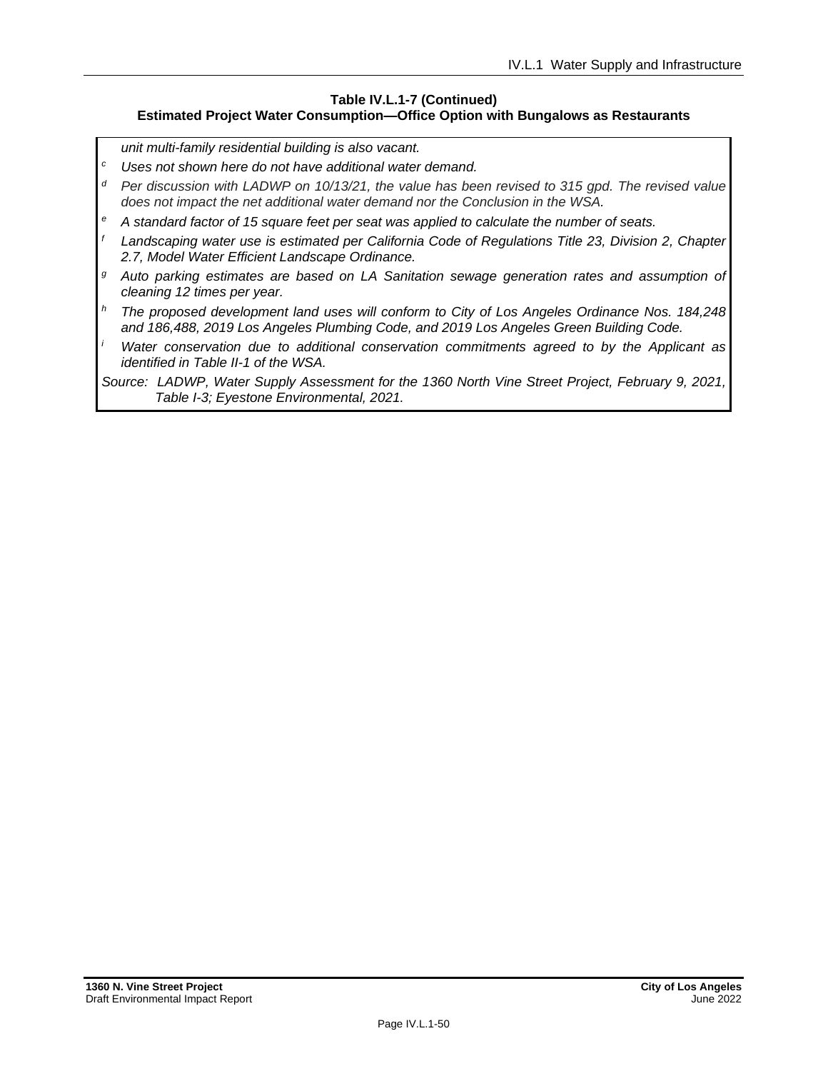**Table IV.L.1-7 (Continued)**
**Estimated Project Water Consumption—Office Option with Bungalows as Restaurants**

*unit multi-family residential building is also vacant.*

[c] *Uses not shown here do not have additional water demand.*

[d] *Per discussion with LADWP on 10/13/21, the value has been revised to 315 gpd. The revised value does not impact the net additional water demand nor the Conclusion in the WSA.*

[e] *A standard factor of 15 square feet per seat was applied to calculate the number of seats.*

[f] *Landscaping water use is estimated per California Code of Regulations Title 23, Division 2, Chapter 2.7, Model Water Efficient Landscape Ordinance.*

[g] *Auto parking estimates are based on LA Sanitation sewage generation rates and assumption of cleaning 12 times per year.*

[h] *The proposed development land uses will conform to City of Los Angeles Ordinance Nos. 184,248 and 186,488, 2019 Los Angeles Plumbing Code, and 2019 Los Angeles Green Building Code.*

[i] *Water conservation due to additional conservation commitments agreed to by the Applicant as identified in Table II-1 of the WSA.*

*Source: LADWP, Water Supply Assessment for the 1360 North Vine Street Project, February 9, 2021, Table I-3; Eyestone Environmental, 2021.*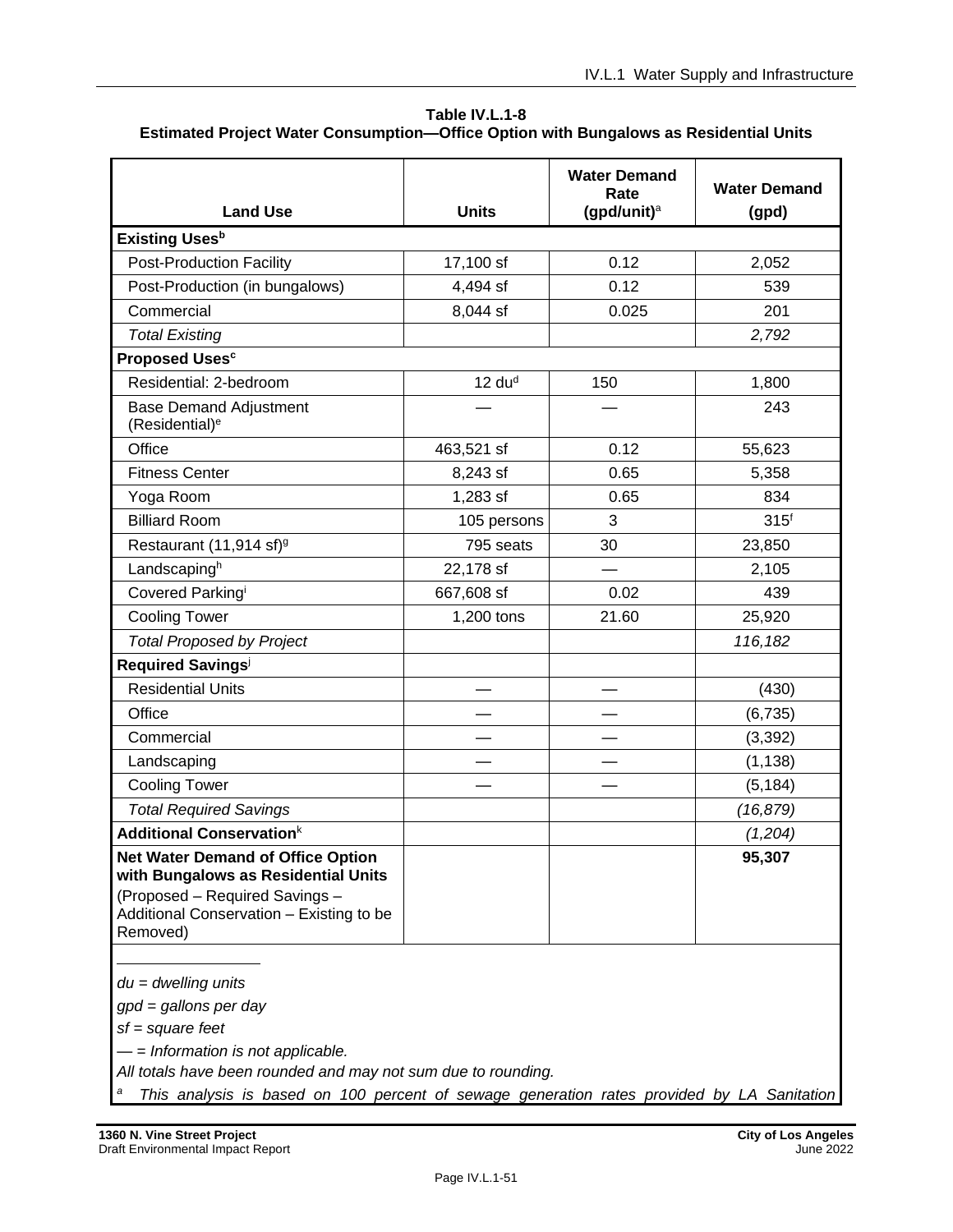**Table IV.L.1-8**
**Estimated Project Water Consumption—Office Option with Bungalows as Residential Units**

| Land Use | Units | Water Demand Rate (gpd/unit)[a] | Water Demand (gpd) |
|---|---|---|---|
| **Existing Uses[b]** | | | |
| Post-Production Facility | 17,100 sf | 0.12 | 2,052 |
| Post-Production (in bungalows) | 4,494 sf | 0.12 | 539 |
| Commercial | 8,044 sf | 0.025 | 201 |
| *Total Existing* | | | *2,792* |
| **Proposed Uses[c]** | | | |
| Residential: 2-bedroom | 12 du[d] | 150 | 1,800 |
| Base Demand Adjustment (Residential)[e] | — | — | 243 |
| Office | 463,521 sf | 0.12 | 55,623 |
| Fitness Center | 8,243 sf | 0.65 | 5,358 |
| Yoga Room | 1,283 sf | 0.65 | 834 |
| Billiard Room | 105 persons | 3 | 315[f] |
| Restaurant (11,914 sf)[g] | 795 seats | 30 | 23,850 |
| Landscaping[h] | 22,178 sf | — | 2,105 |
| Covered Parking[i] | 667,608 sf | 0.02 | 439 |
| Cooling Tower | 1,200 tons | 21.60 | 25,920 |
| *Total Proposed by Project* | | | *116,182* |
| **Required Savings[j]** | | | |
| Residential Units | — | — | (430) |
| Office | — | — | (6,735) |
| Commercial | — | — | (3,392) |
| Landscaping | — | — | (1,138) |
| Cooling Tower | — | — | (5,184) |
| *Total Required Savings* | | | *(16,879)* |
| **Additional Conservation[k]** | | | *(1,204)* |
| **Net Water Demand of Office Option with Bungalows as Residential Units** (Proposed – Required Savings – Additional Conservation – Existing to be Removed) | | | **95,307** |

*du = dwelling units*

*gpd = gallons per day*

*sf = square feet*

*— = Information is not applicable.*

*All totals have been rounded and may not sum due to rounding.*

[a] *This analysis is based on 100 percent of sewage generation rates provided by LA Sanitation*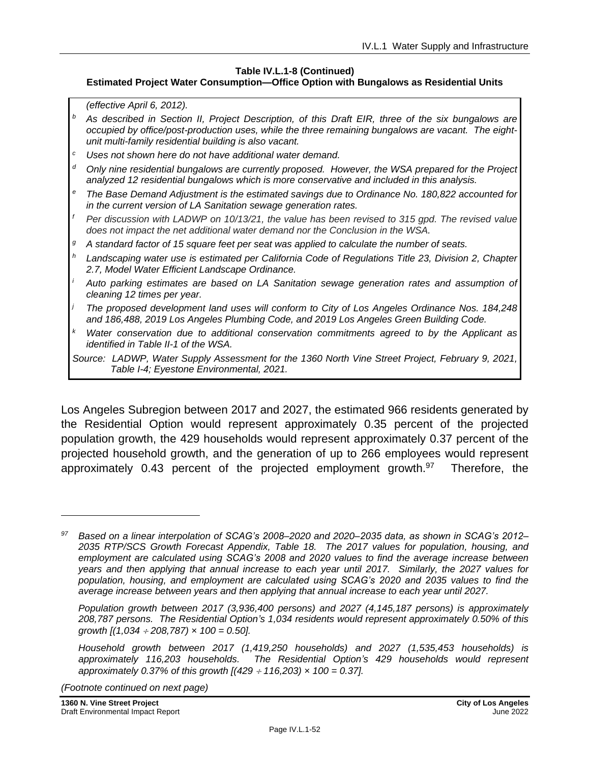**Table IV.L.1-8 (Continued)**
**Estimated Project Water Consumption—Office Option with Bungalows as Residential Units**

*(effective April 6, 2012).*

[b] *As described in Section II, Project Description, of this Draft EIR, three of the six bungalows are occupied by office/post-production uses, while the three remaining bungalows are vacant. The eight-unit multi-family residential building is also vacant.*

[c] *Uses not shown here do not have additional water demand.*

[d] *Only nine residential bungalows are currently proposed. However, the WSA prepared for the Project analyzed 12 residential bungalows which is more conservative and included in this analysis.*

[e] *The Base Demand Adjustment is the estimated savings due to Ordinance No. 180,822 accounted for in the current version of LA Sanitation sewage generation rates.*

[f] *Per discussion with LADWP on 10/13/21, the value has been revised to 315 gpd. The revised value does not impact the net additional water demand nor the Conclusion in the WSA.*

[g] *A standard factor of 15 square feet per seat was applied to calculate the number of seats.*

[h] *Landscaping water use is estimated per California Code of Regulations Title 23, Division 2, Chapter 2.7, Model Water Efficient Landscape Ordinance.*

[i] *Auto parking estimates are based on LA Sanitation sewage generation rates and assumption of cleaning 12 times per year.*

[j] *The proposed development land uses will conform to City of Los Angeles Ordinance Nos. 184,248 and 186,488, 2019 Los Angeles Plumbing Code, and 2019 Los Angeles Green Building Code.*

[k] *Water conservation due to additional conservation commitments agreed to by the Applicant as identified in Table II-1 of the WSA.*

*Source: LADWP, Water Supply Assessment for the 1360 North Vine Street Project, February 9, 2021, Table I-4; Eyestone Environmental, 2021.*

Los Angeles Subregion between 2017 and 2027, the estimated 966 residents generated by the Residential Option would represent approximately 0.35 percent of the projected population growth, the 429 households would represent approximately 0.37 percent of the projected household growth, and the generation of up to 266 employees would represent approximately 0.43 percent of the projected employment growth.[97] Therefore, the

---

[97] *Based on a linear interpolation of SCAG's 2008–2020 and 2020–2035 data, as shown in SCAG's 2012–2035 RTP/SCS Growth Forecast Appendix, Table 18. The 2017 values for population, housing, and employment are calculated using SCAG's 2008 and 2020 values to find the average increase between years and then applying that annual increase to each year until 2017. Similarly, the 2027 values for population, housing, and employment are calculated using SCAG's 2020 and 2035 values to find the average increase between years and then applying that annual increase to each year until 2027.*

*Population growth between 2017 (3,936,400 persons) and 2027 (4,145,187 persons) is approximately 208,787 persons. The Residential Option's 1,034 residents would represent approximately 0.50% of this growth [(1,034 ÷ 208,787) × 100 = 0.50].*

*Household growth between 2017 (1,419,250 households) and 2027 (1,535,453 households) is approximately 116,203 households. The Residential Option's 429 households would represent approximately 0.37% of this growth [(429 ÷ 116,203) × 100 = 0.37].*

*(Footnote continued on next page)*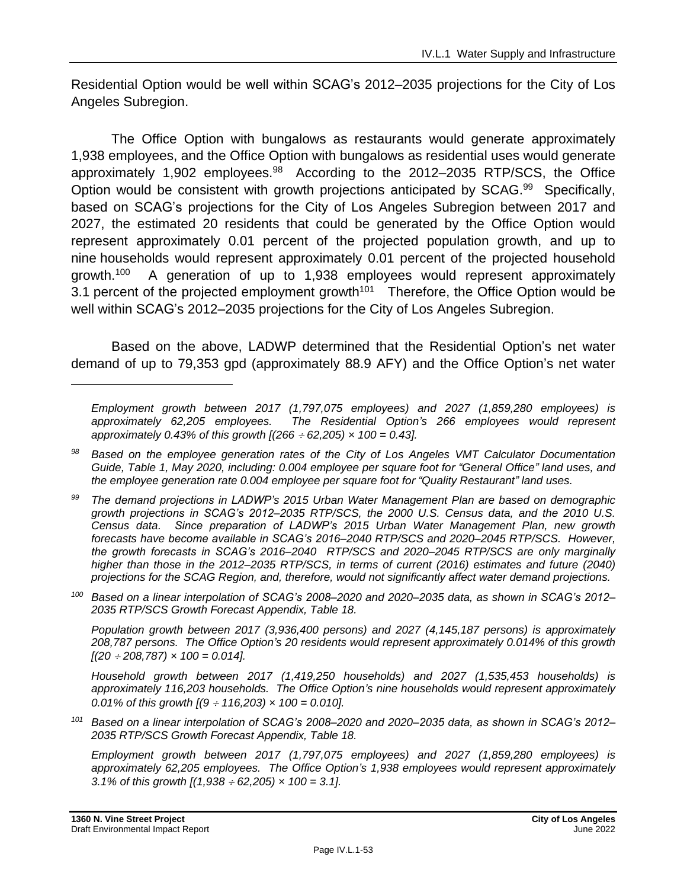Residential Option would be well within SCAG's 2012–2035 projections for the City of Los Angeles Subregion.

The Office Option with bungalows as restaurants would generate approximately 1,938 employees, and the Office Option with bungalows as residential uses would generate approximately 1,902 employees.[98] According to the 2012–2035 RTP/SCS, the Office Option would be consistent with growth projections anticipated by SCAG.[99] Specifically, based on SCAG's projections for the City of Los Angeles Subregion between 2017 and 2027, the estimated 20 residents that could be generated by the Office Option would represent approximately 0.01 percent of the projected population growth, and up to nine households would represent approximately 0.01 percent of the projected household growth.[100] A generation of up to 1,938 employees would represent approximately 3.1 percent of the projected employment growth[101] Therefore, the Office Option would be well within SCAG's 2012–2035 projections for the City of Los Angeles Subregion.

Based on the above, LADWP determined that the Residential Option's net water demand of up to 79,353 gpd (approximately 88.9 AFY) and the Office Option's net water

---

*Employment growth between 2017 (1,797,075 employees) and 2027 (1,859,280 employees) is approximately 62,205 employees. The Residential Option's 266 employees would represent approximately 0.43% of this growth [(266 ÷ 62,205) × 100 = 0.43].*

[98] *Based on the employee generation rates of the City of Los Angeles VMT Calculator Documentation Guide, Table 1, May 2020, including: 0.004 employee per square foot for "General Office" land uses, and the employee generation rate 0.004 employee per square foot for "Quality Restaurant" land uses.*

[99] *The demand projections in LADWP's 2015 Urban Water Management Plan are based on demographic growth projections in SCAG's 2012–2035 RTP/SCS, the 2000 U.S. Census data, and the 2010 U.S. Census data. Since preparation of LADWP's 2015 Urban Water Management Plan, new growth forecasts have become available in SCAG's 2016–2040 RTP/SCS and 2020–2045 RTP/SCS. However, the growth forecasts in SCAG's 2016–2040 RTP/SCS and 2020–2045 RTP/SCS are only marginally higher than those in the 2012–2035 RTP/SCS, in terms of current (2016) estimates and future (2040) projections for the SCAG Region, and, therefore, would not significantly affect water demand projections.*

[100] *Based on a linear interpolation of SCAG's 2008–2020 and 2020–2035 data, as shown in SCAG's 2012–2035 RTP/SCS Growth Forecast Appendix, Table 18.*

*Population growth between 2017 (3,936,400 persons) and 2027 (4,145,187 persons) is approximately 208,787 persons. The Office Option's 20 residents would represent approximately 0.014% of this growth [(20 ÷ 208,787) × 100 = 0.014].*

*Household growth between 2017 (1,419,250 households) and 2027 (1,535,453 households) is approximately 116,203 households. The Office Option's nine households would represent approximately 0.01% of this growth [(9 ÷ 116,203) × 100 = 0.010].*

[101] *Based on a linear interpolation of SCAG's 2008–2020 and 2020–2035 data, as shown in SCAG's 2012–2035 RTP/SCS Growth Forecast Appendix, Table 18.*

*Employment growth between 2017 (1,797,075 employees) and 2027 (1,859,280 employees) is approximately 62,205 employees. The Office Option's 1,938 employees would represent approximately 3.1% of this growth [(1,938 ÷ 62,205) × 100 = 3.1].*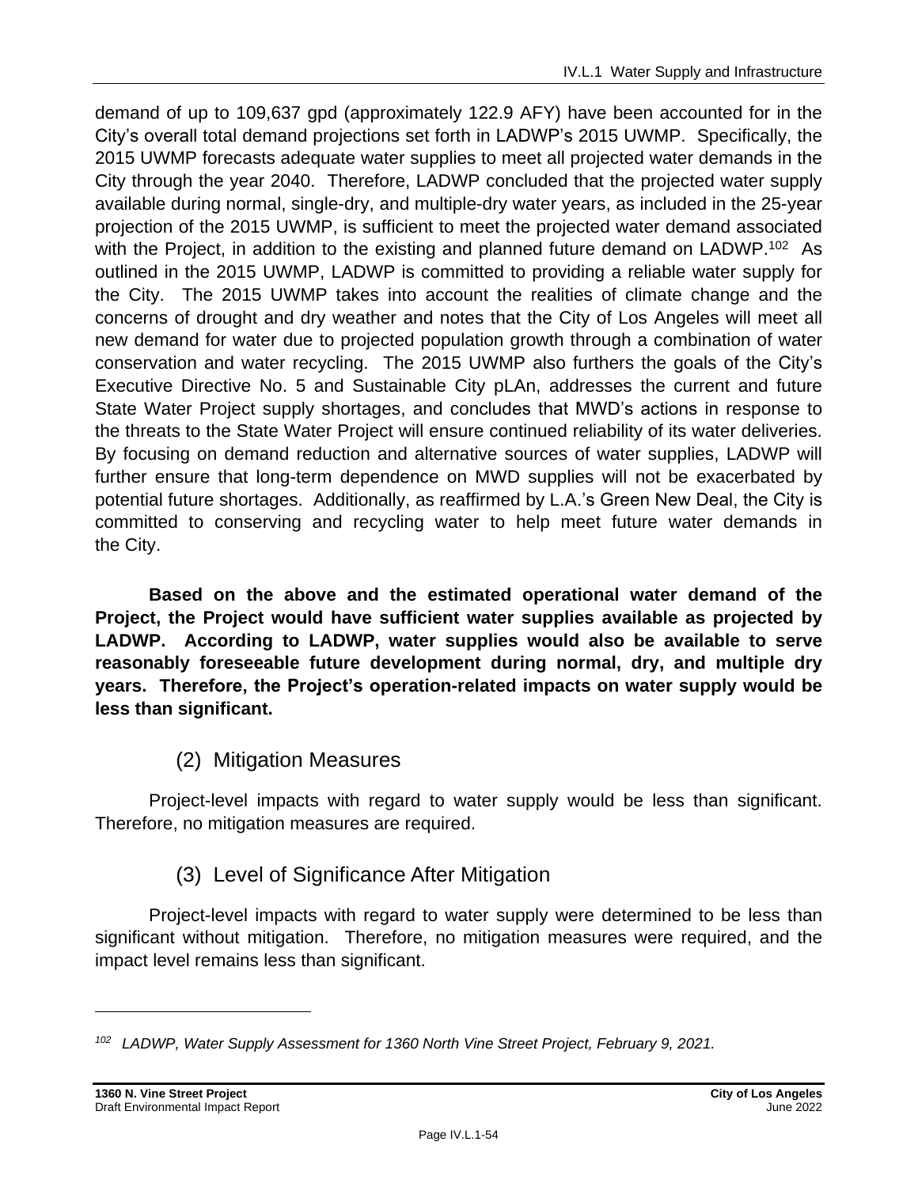demand of up to 109,637 gpd (approximately 122.9 AFY) have been accounted for in the City's overall total demand projections set forth in LADWP's 2015 UWMP. Specifically, the 2015 UWMP forecasts adequate water supplies to meet all projected water demands in the City through the year 2040. Therefore, LADWP concluded that the projected water supply available during normal, single-dry, and multiple-dry water years, as included in the 25-year projection of the 2015 UWMP, is sufficient to meet the projected water demand associated with the Project, in addition to the existing and planned future demand on LADWP.[102] As outlined in the 2015 UWMP, LADWP is committed to providing a reliable water supply for the City. The 2015 UWMP takes into account the realities of climate change and the concerns of drought and dry weather and notes that the City of Los Angeles will meet all new demand for water due to projected population growth through a combination of water conservation and water recycling. The 2015 UWMP also furthers the goals of the City's Executive Directive No. 5 and Sustainable City pLAn, addresses the current and future State Water Project supply shortages, and concludes that MWD's actions in response to the threats to the State Water Project will ensure continued reliability of its water deliveries. By focusing on demand reduction and alternative sources of water supplies, LADWP will further ensure that long-term dependence on MWD supplies will not be exacerbated by potential future shortages. Additionally, as reaffirmed by L.A.'s Green New Deal, the City is committed to conserving and recycling water to help meet future water demands in the City.

**Based on the above and the estimated operational water demand of the Project, the Project would have sufficient water supplies available as projected by LADWP. According to LADWP, water supplies would also be available to serve reasonably foreseeable future development during normal, dry, and multiple dry years. Therefore, the Project's operation-related impacts on water supply would be less than significant.**

### (2) Mitigation Measures

Project-level impacts with regard to water supply would be less than significant. Therefore, no mitigation measures are required.

### (3) Level of Significance After Mitigation

Project-level impacts with regard to water supply were determined to be less than significant without mitigation. Therefore, no mitigation measures were required, and the impact level remains less than significant.

---

[102] *LADWP, Water Supply Assessment for 1360 North Vine Street Project, February 9, 2021.*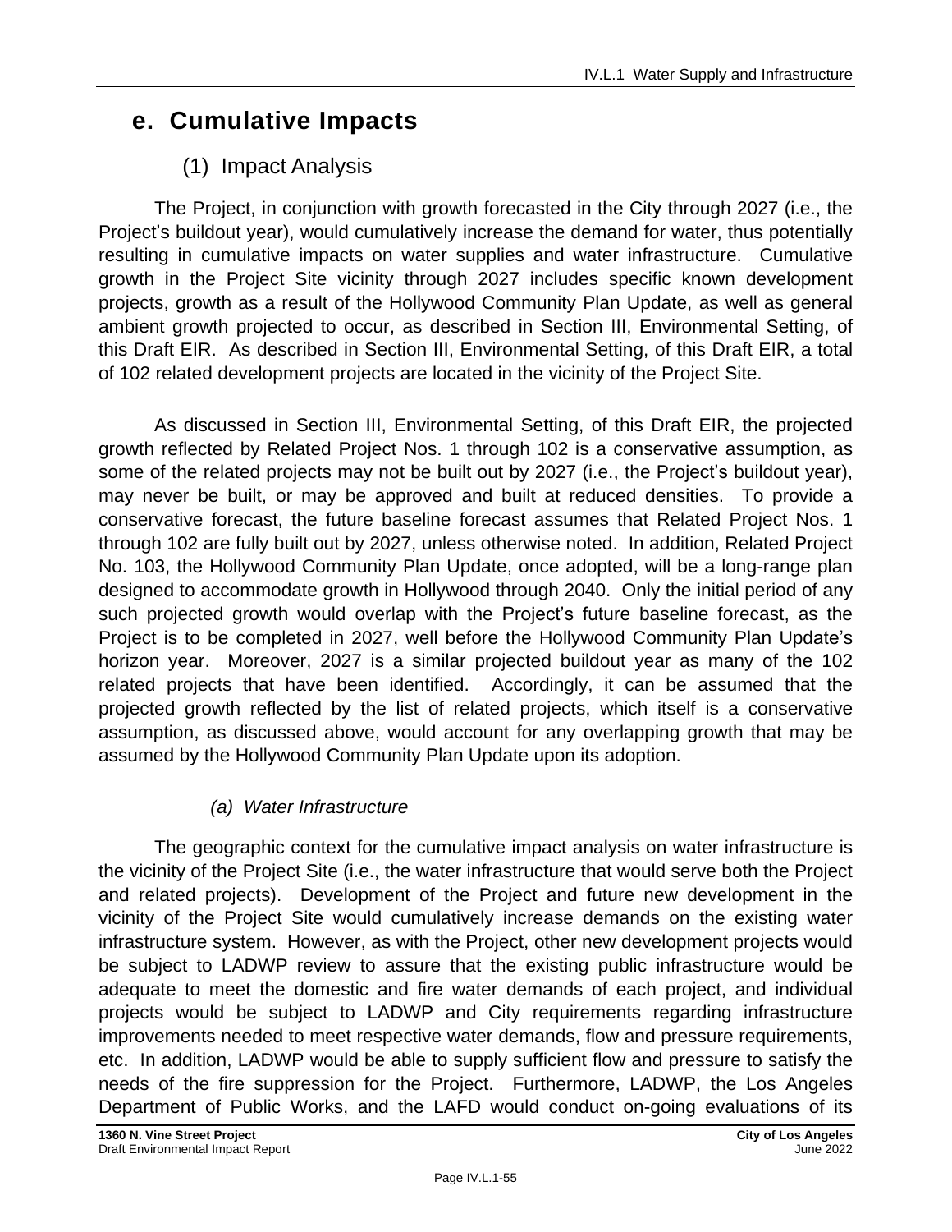## e. Cumulative Impacts

### (1) Impact Analysis

The Project, in conjunction with growth forecasted in the City through 2027 (i.e., the Project's buildout year), would cumulatively increase the demand for water, thus potentially resulting in cumulative impacts on water supplies and water infrastructure. Cumulative growth in the Project Site vicinity through 2027 includes specific known development projects, growth as a result of the Hollywood Community Plan Update, as well as general ambient growth projected to occur, as described in Section III, Environmental Setting, of this Draft EIR. As described in Section III, Environmental Setting, of this Draft EIR, a total of 102 related development projects are located in the vicinity of the Project Site.

As discussed in Section III, Environmental Setting, of this Draft EIR, the projected growth reflected by Related Project Nos. 1 through 102 is a conservative assumption, as some of the related projects may not be built out by 2027 (i.e., the Project's buildout year), may never be built, or may be approved and built at reduced densities. To provide a conservative forecast, the future baseline forecast assumes that Related Project Nos. 1 through 102 are fully built out by 2027, unless otherwise noted. In addition, Related Project No. 103, the Hollywood Community Plan Update, once adopted, will be a long-range plan designed to accommodate growth in Hollywood through 2040. Only the initial period of any such projected growth would overlap with the Project's future baseline forecast, as the Project is to be completed in 2027, well before the Hollywood Community Plan Update's horizon year. Moreover, 2027 is a similar projected buildout year as many of the 102 related projects that have been identified. Accordingly, it can be assumed that the projected growth reflected by the list of related projects, which itself is a conservative assumption, as discussed above, would account for any overlapping growth that may be assumed by the Hollywood Community Plan Update upon its adoption.

#### *(a) Water Infrastructure*

The geographic context for the cumulative impact analysis on water infrastructure is the vicinity of the Project Site (i.e., the water infrastructure that would serve both the Project and related projects). Development of the Project and future new development in the vicinity of the Project Site would cumulatively increase demands on the existing water infrastructure system. However, as with the Project, other new development projects would be subject to LADWP review to assure that the existing public infrastructure would be adequate to meet the domestic and fire water demands of each project, and individual projects would be subject to LADWP and City requirements regarding infrastructure improvements needed to meet respective water demands, flow and pressure requirements, etc. In addition, LADWP would be able to supply sufficient flow and pressure to satisfy the needs of the fire suppression for the Project. Furthermore, LADWP, the Los Angeles Department of Public Works, and the LAFD would conduct on-going evaluations of its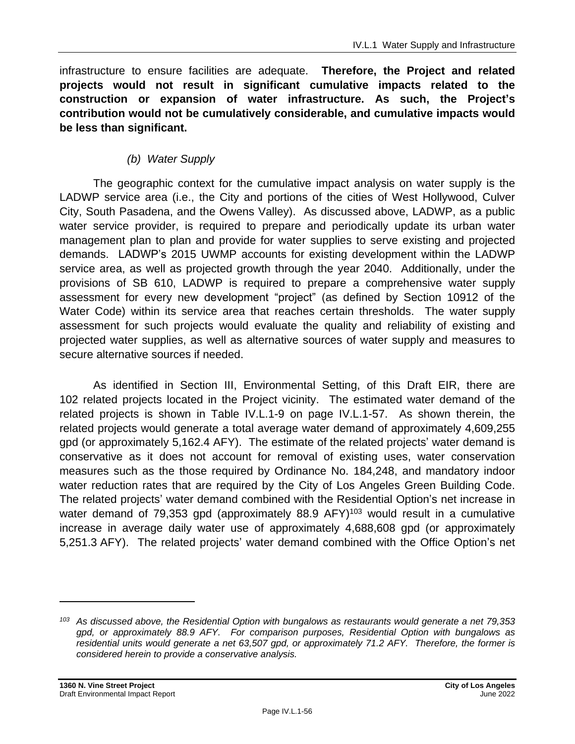infrastructure to ensure facilities are adequate. **Therefore, the Project and related projects would not result in significant cumulative impacts related to the construction or expansion of water infrastructure. As such, the Project's contribution would not be cumulatively considerable, and cumulative impacts would be less than significant.**

*(b) Water Supply*

The geographic context for the cumulative impact analysis on water supply is the LADWP service area (i.e., the City and portions of the cities of West Hollywood, Culver City, South Pasadena, and the Owens Valley). As discussed above, LADWP, as a public water service provider, is required to prepare and periodically update its urban water management plan to plan and provide for water supplies to serve existing and projected demands. LADWP's 2015 UWMP accounts for existing development within the LADWP service area, as well as projected growth through the year 2040. Additionally, under the provisions of SB 610, LADWP is required to prepare a comprehensive water supply assessment for every new development "project" (as defined by Section 10912 of the Water Code) within its service area that reaches certain thresholds. The water supply assessment for such projects would evaluate the quality and reliability of existing and projected water supplies, as well as alternative sources of water supply and measures to secure alternative sources if needed.

As identified in Section III, Environmental Setting, of this Draft EIR, there are 102 related projects located in the Project vicinity. The estimated water demand of the related projects is shown in Table IV.L.1-9 on page IV.L.1-57. As shown therein, the related projects would generate a total average water demand of approximately 4,609,255 gpd (or approximately 5,162.4 AFY). The estimate of the related projects' water demand is conservative as it does not account for removal of existing uses, water conservation measures such as the those required by Ordinance No. 184,248, and mandatory indoor water reduction rates that are required by the City of Los Angeles Green Building Code. The related projects' water demand combined with the Residential Option's net increase in water demand of 79,353 gpd (approximately 88.9 AFY)[103] would result in a cumulative increase in average daily water use of approximately 4,688,608 gpd (or approximately 5,251.3 AFY). The related projects' water demand combined with the Office Option's net

---

[103] *As discussed above, the Residential Option with bungalows as restaurants would generate a net 79,353 gpd, or approximately 88.9 AFY. For comparison purposes, Residential Option with bungalows as residential units would generate a net 63,507 gpd, or approximately 71.2 AFY. Therefore, the former is considered herein to provide a conservative analysis.*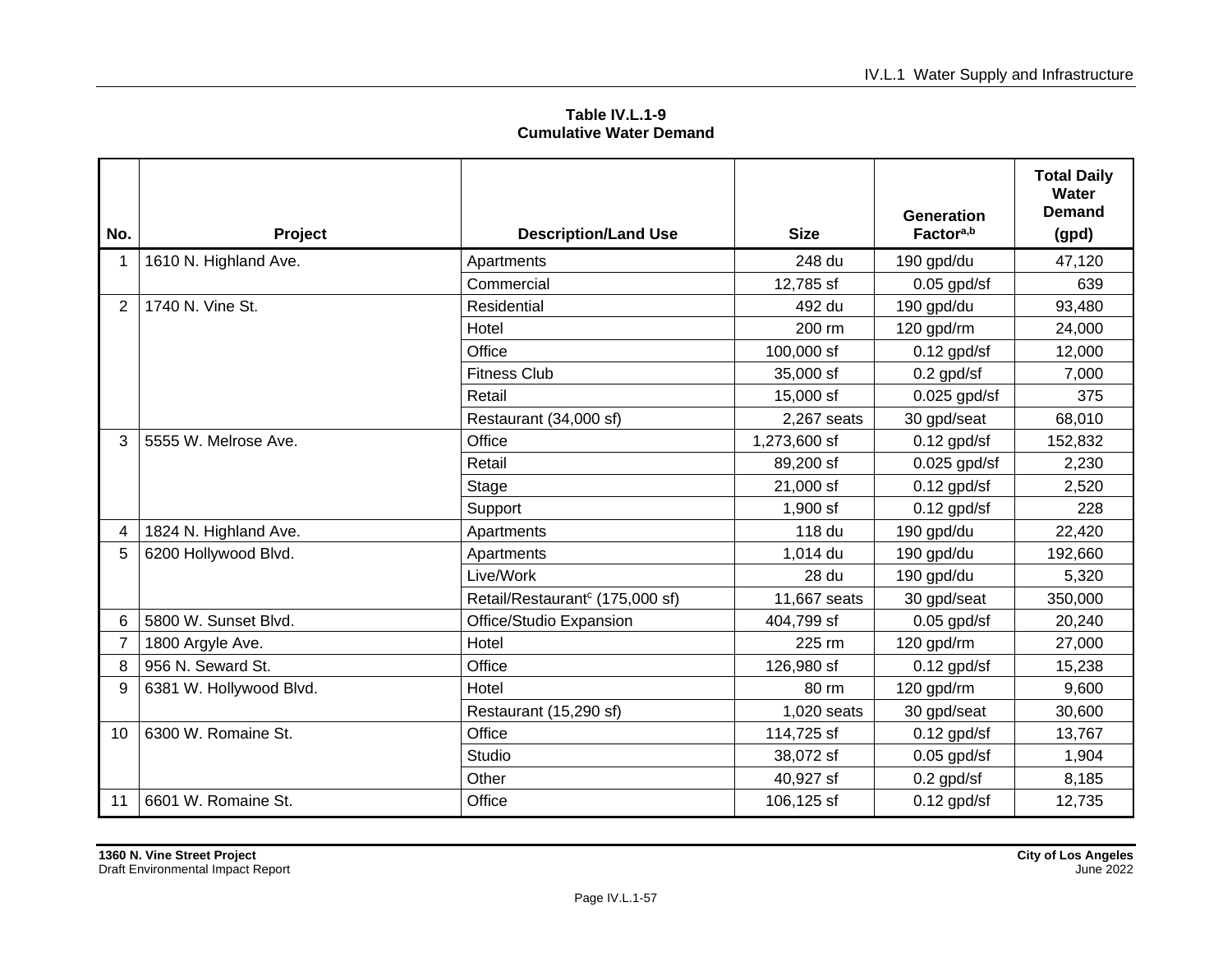**Table IV.L.1-9**
**Cumulative Water Demand**

| No. | Project | Description/Land Use | Size | Generation Factor[a,b] | Total Daily Water Demand (gpd) |
|---|---|---|---|---|---|
| 1 | 1610 N. Highland Ave. | Apartments | 248 du | 190 gpd/du | 47,120 |
| | | Commercial | 12,785 sf | 0.05 gpd/sf | 639 |
| 2 | 1740 N. Vine St. | Residential | 492 du | 190 gpd/du | 93,480 |
| | | Hotel | 200 rm | 120 gpd/rm | 24,000 |
| | | Office | 100,000 sf | 0.12 gpd/sf | 12,000 |
| | | Fitness Club | 35,000 sf | 0.2 gpd/sf | 7,000 |
| | | Retail | 15,000 sf | 0.025 gpd/sf | 375 |
| | | Restaurant (34,000 sf) | 2,267 seats | 30 gpd/seat | 68,010 |
| 3 | 5555 W. Melrose Ave. | Office | 1,273,600 sf | 0.12 gpd/sf | 152,832 |
| | | Retail | 89,200 sf | 0.025 gpd/sf | 2,230 |
| | | Stage | 21,000 sf | 0.12 gpd/sf | 2,520 |
| | | Support | 1,900 sf | 0.12 gpd/sf | 228 |
| 4 | 1824 N. Highland Ave. | Apartments | 118 du | 190 gpd/du | 22,420 |
| 5 | 6200 Hollywood Blvd. | Apartments | 1,014 du | 190 gpd/du | 192,660 |
| | | Live/Work | 28 du | 190 gpd/du | 5,320 |
| | | Retail/Restaurant[c] (175,000 sf) | 11,667 seats | 30 gpd/seat | 350,000 |
| 6 | 5800 W. Sunset Blvd. | Office/Studio Expansion | 404,799 sf | 0.05 gpd/sf | 20,240 |
| 7 | 1800 Argyle Ave. | Hotel | 225 rm | 120 gpd/rm | 27,000 |
| 8 | 956 N. Seward St. | Office | 126,980 sf | 0.12 gpd/sf | 15,238 |
| 9 | 6381 W. Hollywood Blvd. | Hotel | 80 rm | 120 gpd/rm | 9,600 |
| | | Restaurant (15,290 sf) | 1,020 seats | 30 gpd/seat | 30,600 |
| 10 | 6300 W. Romaine St. | Office | 114,725 sf | 0.12 gpd/sf | 13,767 |
| | | Studio | 38,072 sf | 0.05 gpd/sf | 1,904 |
| | | Other | 40,927 sf | 0.2 gpd/sf | 8,185 |
| 11 | 6601 W. Romaine St. | Office | 106,125 sf | 0.12 gpd/sf | 12,735 |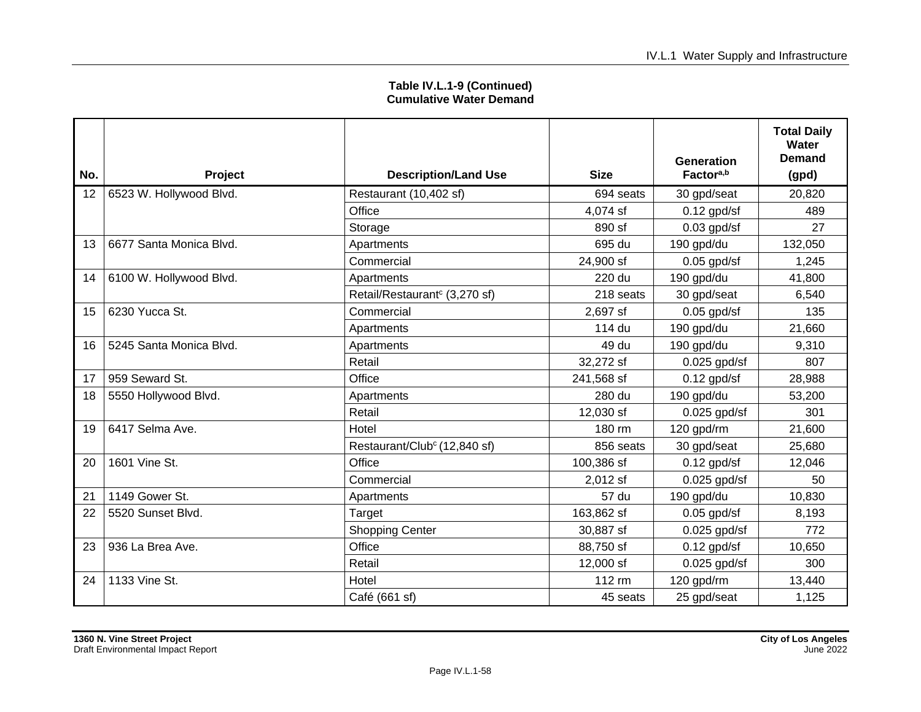**Table IV.L.1-9 (Continued)**
**Cumulative Water Demand**

| No. | Project | Description/Land Use | Size | Generation Factor[a,b] | Total Daily Water Demand (gpd) |
|---|---|---|---|---|---|
| 12 | 6523 W. Hollywood Blvd. | Restaurant (10,402 sf) | 694 seats | 30 gpd/seat | 20,820 |
| | | Office | 4,074 sf | 0.12 gpd/sf | 489 |
| | | Storage | 890 sf | 0.03 gpd/sf | 27 |
| 13 | 6677 Santa Monica Blvd. | Apartments | 695 du | 190 gpd/du | 132,050 |
| | | Commercial | 24,900 sf | 0.05 gpd/sf | 1,245 |
| 14 | 6100 W. Hollywood Blvd. | Apartments | 220 du | 190 gpd/du | 41,800 |
| | | Retail/Restaurant[c] (3,270 sf) | 218 seats | 30 gpd/seat | 6,540 |
| 15 | 6230 Yucca St. | Commercial | 2,697 sf | 0.05 gpd/sf | 135 |
| | | Apartments | 114 du | 190 gpd/du | 21,660 |
| 16 | 5245 Santa Monica Blvd. | Apartments | 49 du | 190 gpd/du | 9,310 |
| | | Retail | 32,272 sf | 0.025 gpd/sf | 807 |
| 17 | 959 Seward St. | Office | 241,568 sf | 0.12 gpd/sf | 28,988 |
| 18 | 5550 Hollywood Blvd. | Apartments | 280 du | 190 gpd/du | 53,200 |
| | | Retail | 12,030 sf | 0.025 gpd/sf | 301 |
| 19 | 6417 Selma Ave. | Hotel | 180 rm | 120 gpd/rm | 21,600 |
| | | Restaurant/Club[c] (12,840 sf) | 856 seats | 30 gpd/seat | 25,680 |
| 20 | 1601 Vine St. | Office | 100,386 sf | 0.12 gpd/sf | 12,046 |
| | | Commercial | 2,012 sf | 0.025 gpd/sf | 50 |
| 21 | 1149 Gower St. | Apartments | 57 du | 190 gpd/du | 10,830 |
| 22 | 5520 Sunset Blvd. | Target | 163,862 sf | 0.05 gpd/sf | 8,193 |
| | | Shopping Center | 30,887 sf | 0.025 gpd/sf | 772 |
| 23 | 936 La Brea Ave. | Office | 88,750 sf | 0.12 gpd/sf | 10,650 |
| | | Retail | 12,000 sf | 0.025 gpd/sf | 300 |
| 24 | 1133 Vine St. | Hotel | 112 rm | 120 gpd/rm | 13,440 |
| | | Café (661 sf) | 45 seats | 25 gpd/seat | 1,125 |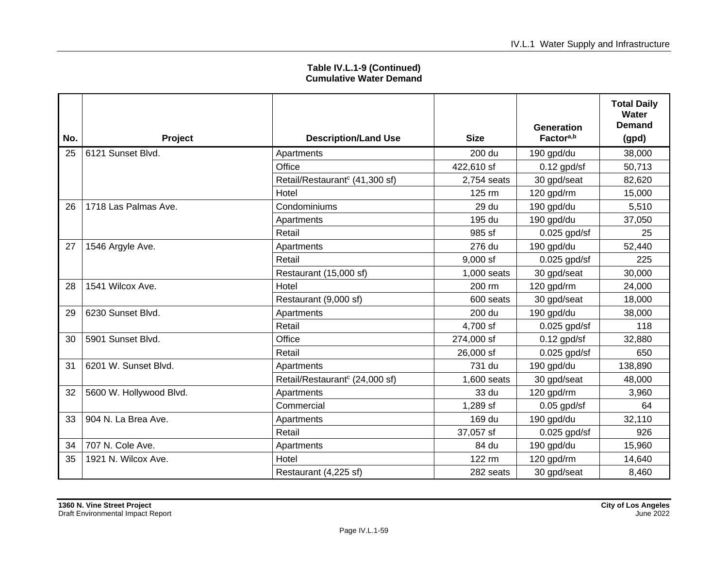**Table IV.L.1-9 (Continued)**
**Cumulative Water Demand**

| No. | Project | Description/Land Use | Size | Generation Factor[a,b] | Total Daily Water Demand (gpd) |
|---|---|---|---|---|---|
| 25 | 6121 Sunset Blvd. | Apartments | 200 du | 190 gpd/du | 38,000 |
| | | Office | 422,610 sf | 0.12 gpd/sf | 50,713 |
| | | Retail/Restaurant[c] (41,300 sf) | 2,754 seats | 30 gpd/seat | 82,620 |
| | | Hotel | 125 rm | 120 gpd/rm | 15,000 |
| 26 | 1718 Las Palmas Ave. | Condominiums | 29 du | 190 gpd/du | 5,510 |
| | | Apartments | 195 du | 190 gpd/du | 37,050 |
| | | Retail | 985 sf | 0.025 gpd/sf | 25 |
| 27 | 1546 Argyle Ave. | Apartments | 276 du | 190 gpd/du | 52,440 |
| | | Retail | 9,000 sf | 0.025 gpd/sf | 225 |
| | | Restaurant (15,000 sf) | 1,000 seats | 30 gpd/seat | 30,000 |
| 28 | 1541 Wilcox Ave. | Hotel | 200 rm | 120 gpd/rm | 24,000 |
| | | Restaurant (9,000 sf) | 600 seats | 30 gpd/seat | 18,000 |
| 29 | 6230 Sunset Blvd. | Apartments | 200 du | 190 gpd/du | 38,000 |
| | | Retail | 4,700 sf | 0.025 gpd/sf | 118 |
| 30 | 5901 Sunset Blvd. | Office | 274,000 sf | 0.12 gpd/sf | 32,880 |
| | | Retail | 26,000 sf | 0.025 gpd/sf | 650 |
| 31 | 6201 W. Sunset Blvd. | Apartments | 731 du | 190 gpd/du | 138,890 |
| | | Retail/Restaurant[c] (24,000 sf) | 1,600 seats | 30 gpd/seat | 48,000 |
| 32 | 5600 W. Hollywood Blvd. | Apartments | 33 du | 120 gpd/rm | 3,960 |
| | | Commercial | 1,289 sf | 0.05 gpd/sf | 64 |
| 33 | 904 N. La Brea Ave. | Apartments | 169 du | 190 gpd/du | 32,110 |
| | | Retail | 37,057 sf | 0.025 gpd/sf | 926 |
| 34 | 707 N. Cole Ave. | Apartments | 84 du | 190 gpd/du | 15,960 |
| 35 | 1921 N. Wilcox Ave. | Hotel | 122 rm | 120 gpd/rm | 14,640 |
| | | Restaurant (4,225 sf) | 282 seats | 30 gpd/seat | 8,460 |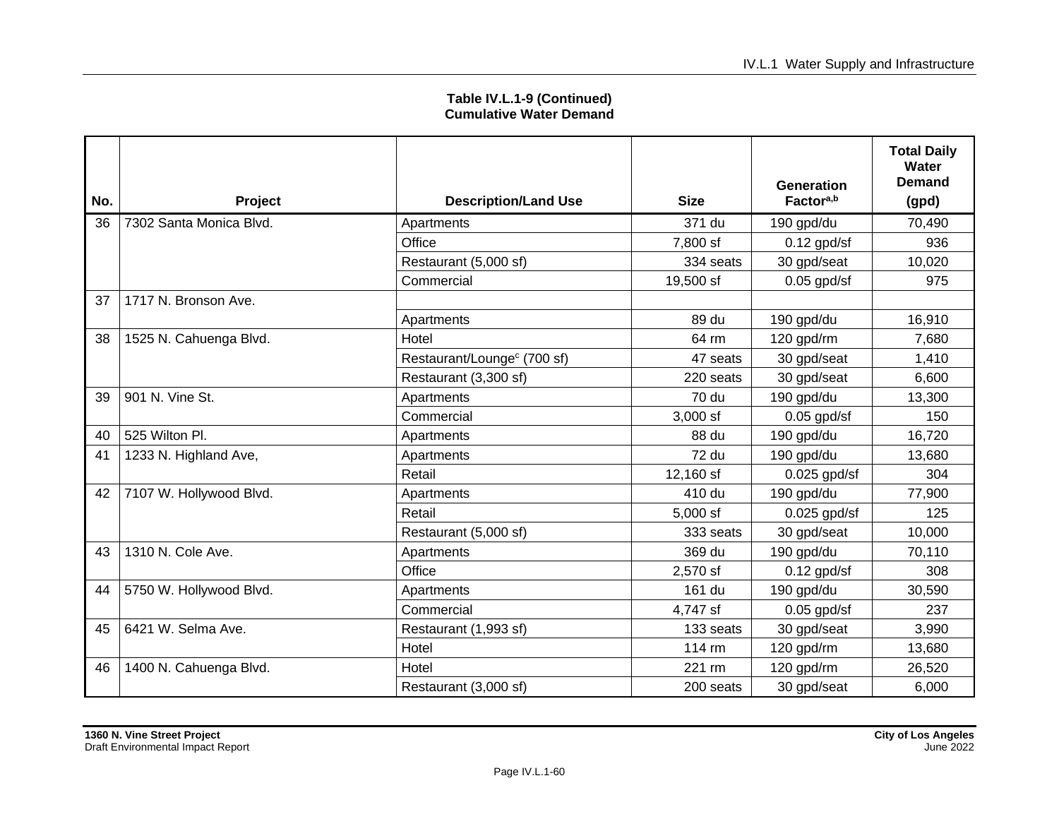**Table IV.L.1-9 (Continued)**
**Cumulative Water Demand**

| No. | Project | Description/Land Use | Size | Generation Factor[a,b] | Total Daily Water Demand (gpd) |
|---|---|---|---|---|---|
| 36 | 7302 Santa Monica Blvd. | Apartments | 371 du | 190 gpd/du | 70,490 |
| | | Office | 7,800 sf | 0.12 gpd/sf | 936 |
| | | Restaurant (5,000 sf) | 334 seats | 30 gpd/seat | 10,020 |
| | | Commercial | 19,500 sf | 0.05 gpd/sf | 975 |
| 37 | 1717 N. Bronson Ave. | | | | |
| | | Apartments | 89 du | 190 gpd/du | 16,910 |
| 38 | 1525 N. Cahuenga Blvd. | Hotel | 64 rm | 120 gpd/rm | 7,680 |
| | | Restaurant/Lounge[c] (700 sf) | 47 seats | 30 gpd/seat | 1,410 |
| | | Restaurant (3,300 sf) | 220 seats | 30 gpd/seat | 6,600 |
| 39 | 901 N. Vine St. | Apartments | 70 du | 190 gpd/du | 13,300 |
| | | Commercial | 3,000 sf | 0.05 gpd/sf | 150 |
| 40 | 525 Wilton Pl. | Apartments | 88 du | 190 gpd/du | 16,720 |
| 41 | 1233 N. Highland Ave, | Apartments | 72 du | 190 gpd/du | 13,680 |
| | | Retail | 12,160 sf | 0.025 gpd/sf | 304 |
| 42 | 7107 W. Hollywood Blvd. | Apartments | 410 du | 190 gpd/du | 77,900 |
| | | Retail | 5,000 sf | 0.025 gpd/sf | 125 |
| | | Restaurant (5,000 sf) | 333 seats | 30 gpd/seat | 10,000 |
| 43 | 1310 N. Cole Ave. | Apartments | 369 du | 190 gpd/du | 70,110 |
| | | Office | 2,570 sf | 0.12 gpd/sf | 308 |
| 44 | 5750 W. Hollywood Blvd. | Apartments | 161 du | 190 gpd/du | 30,590 |
| | | Commercial | 4,747 sf | 0.05 gpd/sf | 237 |
| 45 | 6421 W. Selma Ave. | Restaurant (1,993 sf) | 133 seats | 30 gpd/seat | 3,990 |
| | | Hotel | 114 rm | 120 gpd/rm | 13,680 |
| 46 | 1400 N. Cahuenga Blvd. | Hotel | 221 rm | 120 gpd/rm | 26,520 |
| | | Restaurant (3,000 sf) | 200 seats | 30 gpd/seat | 6,000 |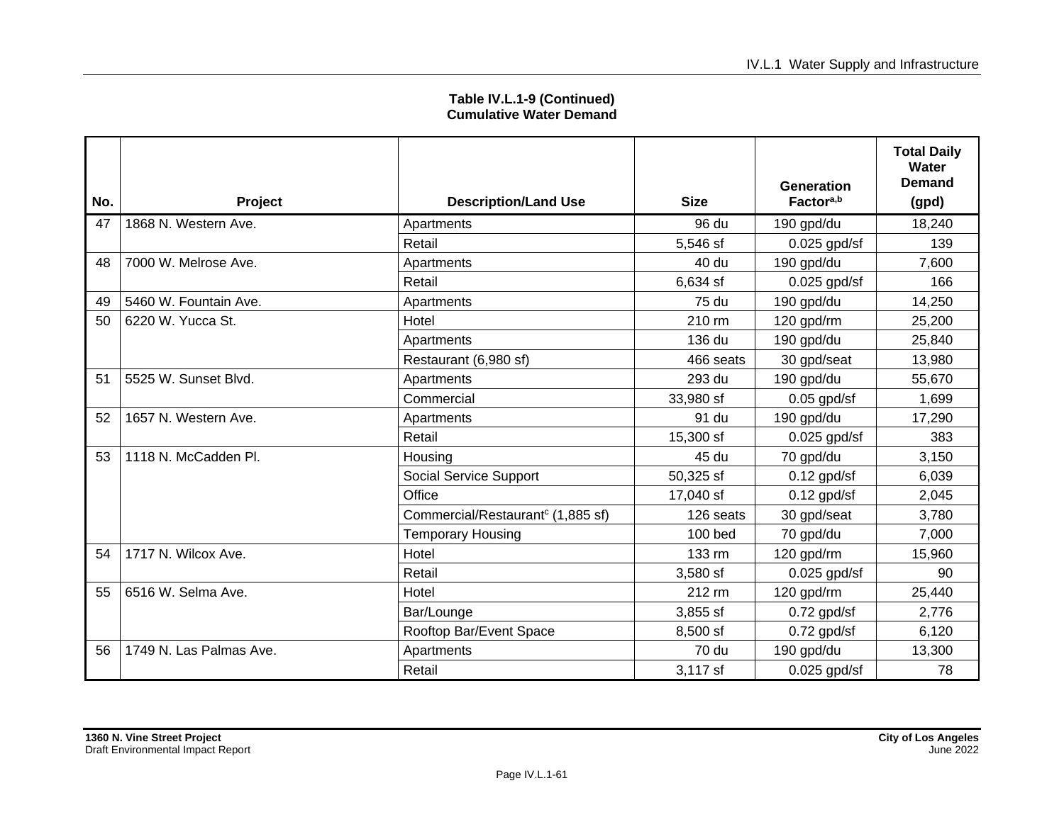**Table IV.L.1-9 (Continued)**
**Cumulative Water Demand**

| No. | Project | Description/Land Use | Size | Generation Factor[a,b] | Total Daily Water Demand (gpd) |
|---|---|---|---|---|---|
| 47 | 1868 N. Western Ave. | Apartments | 96 du | 190 gpd/du | 18,240 |
| | | Retail | 5,546 sf | 0.025 gpd/sf | 139 |
| 48 | 7000 W. Melrose Ave. | Apartments | 40 du | 190 gpd/du | 7,600 |
| | | Retail | 6,634 sf | 0.025 gpd/sf | 166 |
| 49 | 5460 W. Fountain Ave. | Apartments | 75 du | 190 gpd/du | 14,250 |
| 50 | 6220 W. Yucca St. | Hotel | 210 rm | 120 gpd/rm | 25,200 |
| | | Apartments | 136 du | 190 gpd/du | 25,840 |
| | | Restaurant (6,980 sf) | 466 seats | 30 gpd/seat | 13,980 |
| 51 | 5525 W. Sunset Blvd. | Apartments | 293 du | 190 gpd/du | 55,670 |
| | | Commercial | 33,980 sf | 0.05 gpd/sf | 1,699 |
| 52 | 1657 N. Western Ave. | Apartments | 91 du | 190 gpd/du | 17,290 |
| | | Retail | 15,300 sf | 0.025 gpd/sf | 383 |
| 53 | 1118 N. McCadden Pl. | Housing | 45 du | 70 gpd/du | 3,150 |
| | | Social Service Support | 50,325 sf | 0.12 gpd/sf | 6,039 |
| | | Office | 17,040 sf | 0.12 gpd/sf | 2,045 |
| | | Commercial/Restaurant[c] (1,885 sf) | 126 seats | 30 gpd/seat | 3,780 |
| | | Temporary Housing | 100 bed | 70 gpd/du | 7,000 |
| 54 | 1717 N. Wilcox Ave. | Hotel | 133 rm | 120 gpd/rm | 15,960 |
| | | Retail | 3,580 sf | 0.025 gpd/sf | 90 |
| 55 | 6516 W. Selma Ave. | Hotel | 212 rm | 120 gpd/rm | 25,440 |
| | | Bar/Lounge | 3,855 sf | 0.72 gpd/sf | 2,776 |
| | | Rooftop Bar/Event Space | 8,500 sf | 0.72 gpd/sf | 6,120 |
| 56 | 1749 N. Las Palmas Ave. | Apartments | 70 du | 190 gpd/du | 13,300 |
| | | Retail | 3,117 sf | 0.025 gpd/sf | 78 |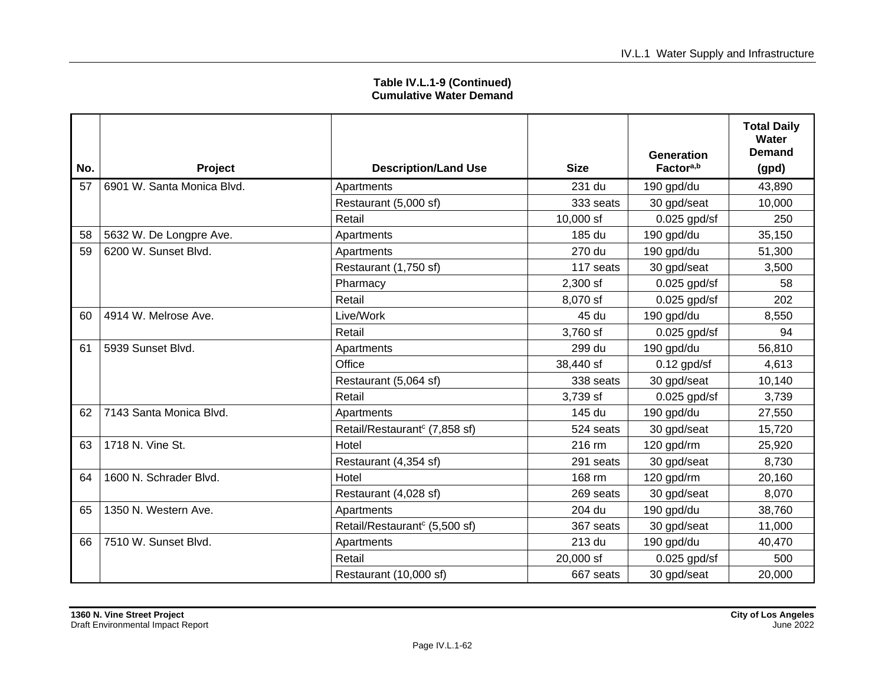**Table IV.L.1-9 (Continued)**
**Cumulative Water Demand**

| No. | Project | Description/Land Use | Size | Generation Factor[a,b] | Total Daily Water Demand (gpd) |
|---|---|---|---|---|---|
| 57 | 6901 W. Santa Monica Blvd. | Apartments | 231 du | 190 gpd/du | 43,890 |
| | | Restaurant (5,000 sf) | 333 seats | 30 gpd/seat | 10,000 |
| | | Retail | 10,000 sf | 0.025 gpd/sf | 250 |
| 58 | 5632 W. De Longpre Ave. | Apartments | 185 du | 190 gpd/du | 35,150 |
| 59 | 6200 W. Sunset Blvd. | Apartments | 270 du | 190 gpd/du | 51,300 |
| | | Restaurant (1,750 sf) | 117 seats | 30 gpd/seat | 3,500 |
| | | Pharmacy | 2,300 sf | 0.025 gpd/sf | 58 |
| | | Retail | 8,070 sf | 0.025 gpd/sf | 202 |
| 60 | 4914 W. Melrose Ave. | Live/Work | 45 du | 190 gpd/du | 8,550 |
| | | Retail | 3,760 sf | 0.025 gpd/sf | 94 |
| 61 | 5939 Sunset Blvd. | Apartments | 299 du | 190 gpd/du | 56,810 |
| | | Office | 38,440 sf | 0.12 gpd/sf | 4,613 |
| | | Restaurant (5,064 sf) | 338 seats | 30 gpd/seat | 10,140 |
| | | Retail | 3,739 sf | 0.025 gpd/sf | 3,739 |
| 62 | 7143 Santa Monica Blvd. | Apartments | 145 du | 190 gpd/du | 27,550 |
| | | Retail/Restaurant[c] (7,858 sf) | 524 seats | 30 gpd/seat | 15,720 |
| 63 | 1718 N. Vine St. | Hotel | 216 rm | 120 gpd/rm | 25,920 |
| | | Restaurant (4,354 sf) | 291 seats | 30 gpd/seat | 8,730 |
| 64 | 1600 N. Schrader Blvd. | Hotel | 168 rm | 120 gpd/rm | 20,160 |
| | | Restaurant (4,028 sf) | 269 seats | 30 gpd/seat | 8,070 |
| 65 | 1350 N. Western Ave. | Apartments | 204 du | 190 gpd/du | 38,760 |
| | | Retail/Restaurant[c] (5,500 sf) | 367 seats | 30 gpd/seat | 11,000 |
| 66 | 7510 W. Sunset Blvd. | Apartments | 213 du | 190 gpd/du | 40,470 |
| | | Retail | 20,000 sf | 0.025 gpd/sf | 500 |
| | | Restaurant (10,000 sf) | 667 seats | 30 gpd/seat | 20,000 |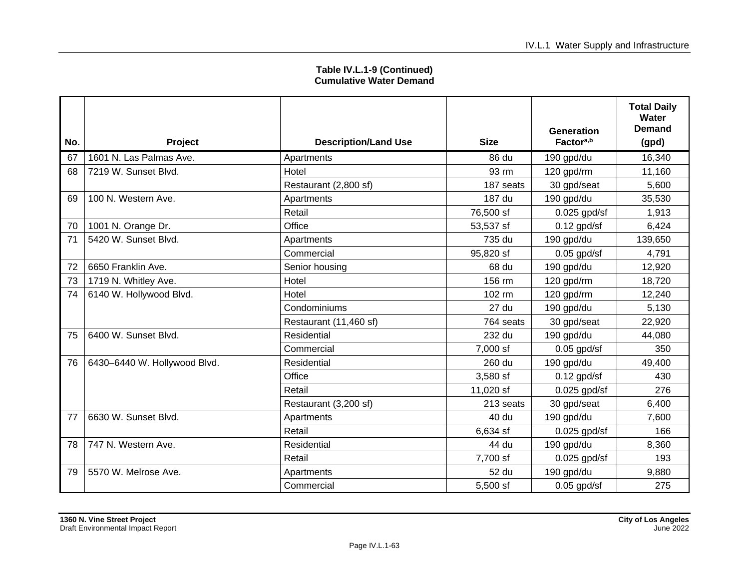**Table IV.L.1-9 (Continued)**
**Cumulative Water Demand**

| No. | Project | Description/Land Use | Size | Generation Factor[a,b] | Total Daily Water Demand (gpd) |
|---|---|---|---|---|---|
| 67 | 1601 N. Las Palmas Ave. | Apartments | 86 du | 190 gpd/du | 16,340 |
| 68 | 7219 W. Sunset Blvd. | Hotel | 93 rm | 120 gpd/rm | 11,160 |
| | | Restaurant (2,800 sf) | 187 seats | 30 gpd/seat | 5,600 |
| 69 | 100 N. Western Ave. | Apartments | 187 du | 190 gpd/du | 35,530 |
| | | Retail | 76,500 sf | 0.025 gpd/sf | 1,913 |
| 70 | 1001 N. Orange Dr. | Office | 53,537 sf | 0.12 gpd/sf | 6,424 |
| 71 | 5420 W. Sunset Blvd. | Apartments | 735 du | 190 gpd/du | 139,650 |
| | | Commercial | 95,820 sf | 0.05 gpd/sf | 4,791 |
| 72 | 6650 Franklin Ave. | Senior housing | 68 du | 190 gpd/du | 12,920 |
| 73 | 1719 N. Whitley Ave. | Hotel | 156 rm | 120 gpd/rm | 18,720 |
| 74 | 6140 W. Hollywood Blvd. | Hotel | 102 rm | 120 gpd/rm | 12,240 |
| | | Condominiums | 27 du | 190 gpd/du | 5,130 |
| | | Restaurant (11,460 sf) | 764 seats | 30 gpd/seat | 22,920 |
| 75 | 6400 W. Sunset Blvd. | Residential | 232 du | 190 gpd/du | 44,080 |
| | | Commercial | 7,000 sf | 0.05 gpd/sf | 350 |
| 76 | 6430–6440 W. Hollywood Blvd. | Residential | 260 du | 190 gpd/du | 49,400 |
| | | Office | 3,580 sf | 0.12 gpd/sf | 430 |
| | | Retail | 11,020 sf | 0.025 gpd/sf | 276 |
| | | Restaurant (3,200 sf) | 213 seats | 30 gpd/seat | 6,400 |
| 77 | 6630 W. Sunset Blvd. | Apartments | 40 du | 190 gpd/du | 7,600 |
| | | Retail | 6,634 sf | 0.025 gpd/sf | 166 |
| 78 | 747 N. Western Ave. | Residential | 44 du | 190 gpd/du | 8,360 |
| | | Retail | 7,700 sf | 0.025 gpd/sf | 193 |
| 79 | 5570 W. Melrose Ave. | Apartments | 52 du | 190 gpd/du | 9,880 |
| | | Commercial | 5,500 sf | 0.05 gpd/sf | 275 |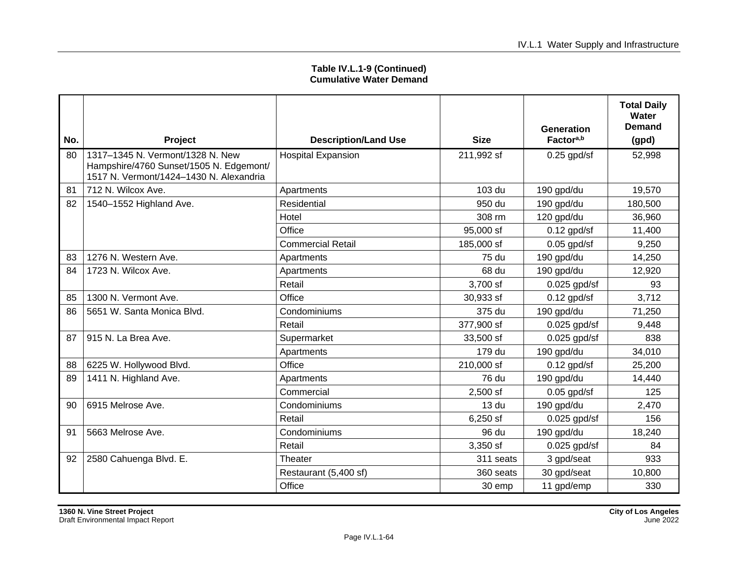**Table IV.L.1-9 (Continued)**
**Cumulative Water Demand**

| No. | Project | Description/Land Use | Size | Generation Factor[a,b] | Total Daily Water Demand (gpd) |
|---|---|---|---|---|---|
| 80 | 1317–1345 N. Vermont/1328 N. New Hampshire/4760 Sunset/1505 N. Edgemont/ 1517 N. Vermont/1424–1430 N. Alexandria | Hospital Expansion | 211,992 sf | 0.25 gpd/sf | 52,998 |
| 81 | 712 N. Wilcox Ave. | Apartments | 103 du | 190 gpd/du | 19,570 |
| 82 | 1540–1552 Highland Ave. | Residential | 950 du | 190 gpd/du | 180,500 |
| | | Hotel | 308 rm | 120 gpd/du | 36,960 |
| | | Office | 95,000 sf | 0.12 gpd/sf | 11,400 |
| | | Commercial Retail | 185,000 sf | 0.05 gpd/sf | 9,250 |
| 83 | 1276 N. Western Ave. | Apartments | 75 du | 190 gpd/du | 14,250 |
| 84 | 1723 N. Wilcox Ave. | Apartments | 68 du | 190 gpd/du | 12,920 |
| | | Retail | 3,700 sf | 0.025 gpd/sf | 93 |
| 85 | 1300 N. Vermont Ave. | Office | 30,933 sf | 0.12 gpd/sf | 3,712 |
| 86 | 5651 W. Santa Monica Blvd. | Condominiums | 375 du | 190 gpd/du | 71,250 |
| | | Retail | 377,900 sf | 0.025 gpd/sf | 9,448 |
| 87 | 915 N. La Brea Ave. | Supermarket | 33,500 sf | 0.025 gpd/sf | 838 |
| | | Apartments | 179 du | 190 gpd/du | 34,010 |
| 88 | 6225 W. Hollywood Blvd. | Office | 210,000 sf | 0.12 gpd/sf | 25,200 |
| 89 | 1411 N. Highland Ave. | Apartments | 76 du | 190 gpd/du | 14,440 |
| | | Commercial | 2,500 sf | 0.05 gpd/sf | 125 |
| 90 | 6915 Melrose Ave. | Condominiums | 13 du | 190 gpd/du | 2,470 |
| | | Retail | 6,250 sf | 0.025 gpd/sf | 156 |
| 91 | 5663 Melrose Ave. | Condominiums | 96 du | 190 gpd/du | 18,240 |
| | | Retail | 3,350 sf | 0.025 gpd/sf | 84 |
| 92 | 2580 Cahuenga Blvd. E. | Theater | 311 seats | 3 gpd/seat | 933 |
| | | Restaurant (5,400 sf) | 360 seats | 30 gpd/seat | 10,800 |
| | | Office | 30 emp | 11 gpd/emp | 330 |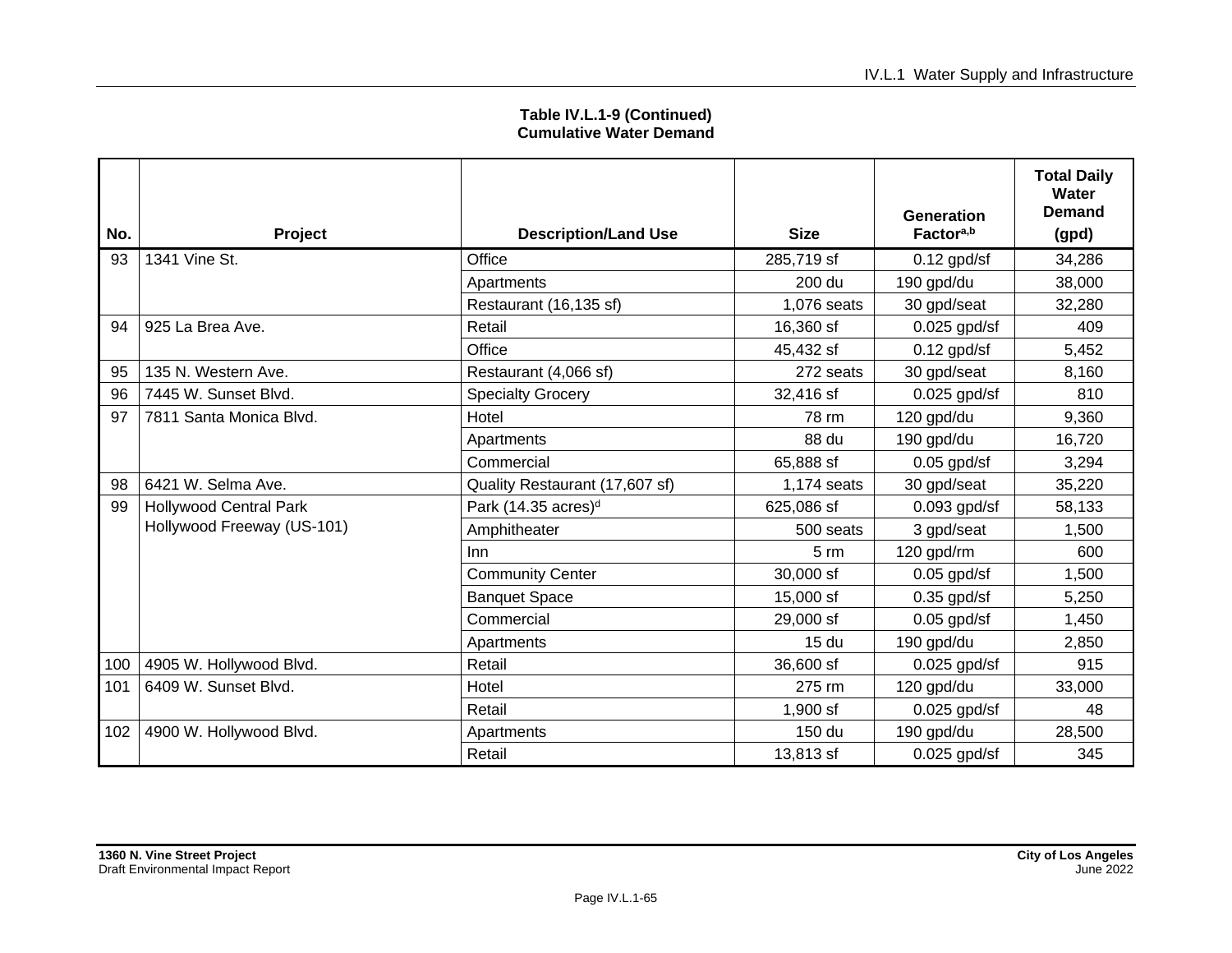**Table IV.L.1-9 (Continued)**
**Cumulative Water Demand**

| No. | Project | Description/Land Use | Size | Generation Factor[a,b] | Total Daily Water Demand (gpd) |
|---|---|---|---|---|---|
| 93 | 1341 Vine St. | Office | 285,719 sf | 0.12 gpd/sf | 34,286 |
| | | Apartments | 200 du | 190 gpd/du | 38,000 |
| | | Restaurant (16,135 sf) | 1,076 seats | 30 gpd/seat | 32,280 |
| 94 | 925 La Brea Ave. | Retail | 16,360 sf | 0.025 gpd/sf | 409 |
| | | Office | 45,432 sf | 0.12 gpd/sf | 5,452 |
| 95 | 135 N. Western Ave. | Restaurant (4,066 sf) | 272 seats | 30 gpd/seat | 8,160 |
| 96 | 7445 W. Sunset Blvd. | Specialty Grocery | 32,416 sf | 0.025 gpd/sf | 810 |
| 97 | 7811 Santa Monica Blvd. | Hotel | 78 rm | 120 gpd/du | 9,360 |
| | | Apartments | 88 du | 190 gpd/du | 16,720 |
| | | Commercial | 65,888 sf | 0.05 gpd/sf | 3,294 |
| 98 | 6421 W. Selma Ave. | Quality Restaurant (17,607 sf) | 1,174 seats | 30 gpd/seat | 35,220 |
| 99 | Hollywood Central Park Hollywood Freeway (US-101) | Park (14.35 acres)[d] | 625,086 sf | 0.093 gpd/sf | 58,133 |
| | | Amphitheater | 500 seats | 3 gpd/seat | 1,500 |
| | | Inn | 5 rm | 120 gpd/rm | 600 |
| | | Community Center | 30,000 sf | 0.05 gpd/sf | 1,500 |
| | | Banquet Space | 15,000 sf | 0.35 gpd/sf | 5,250 |
| | | Commercial | 29,000 sf | 0.05 gpd/sf | 1,450 |
| | | Apartments | 15 du | 190 gpd/du | 2,850 |
| 100 | 4905 W. Hollywood Blvd. | Retail | 36,600 sf | 0.025 gpd/sf | 915 |
| 101 | 6409 W. Sunset Blvd. | Hotel | 275 rm | 120 gpd/du | 33,000 |
| | | Retail | 1,900 sf | 0.025 gpd/sf | 48 |
| 102 | 4900 W. Hollywood Blvd. | Apartments | 150 du | 190 gpd/du | 28,500 |
| | | Retail | 13,813 sf | 0.025 gpd/sf | 345 |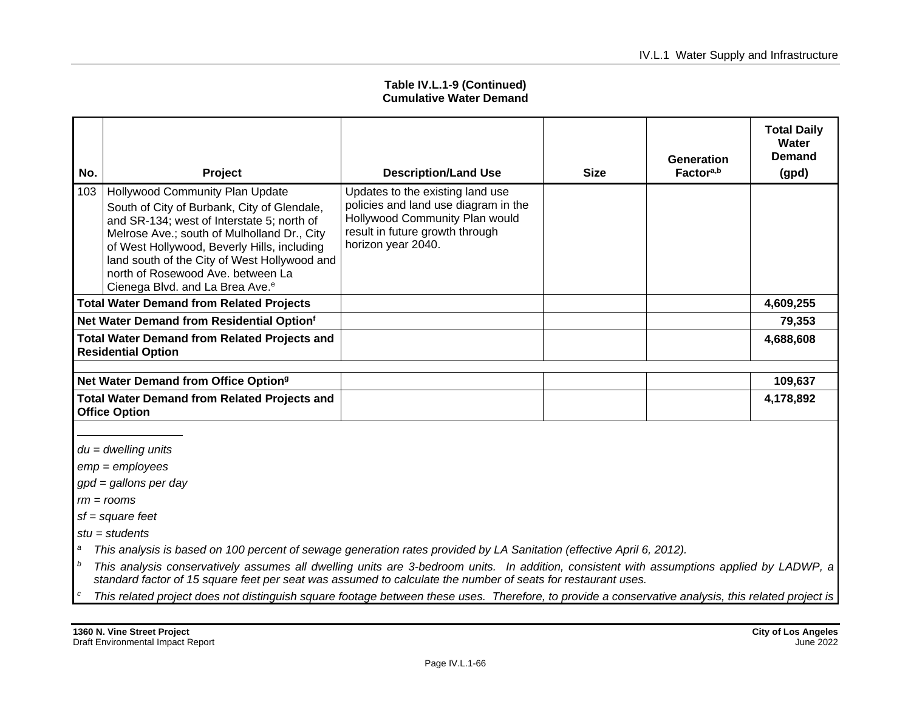**Table IV.L.1-9 (Continued)**
**Cumulative Water Demand**

| No. | Project | Description/Land Use | Size | Generation Factor[a,b] | Total Daily Water Demand (gpd) |
|---|---|---|---|---|---|
| 103 | Hollywood Community Plan Update<br>South of City of Burbank, City of Glendale, and SR-134; west of Interstate 5; north of Melrose Ave.; south of Mulholland Dr., City of West Hollywood, Beverly Hills, including land south of the City of West Hollywood and north of Rosewood Ave. between La Cienega Blvd. and La Brea Ave.[e] | Updates to the existing land use policies and land use diagram in the Hollywood Community Plan would result in future growth through horizon year 2040. | | | |
| **Total Water Demand from Related Projects** | | | | | **4,609,255** |
| **Net Water Demand from Residential Option[f]** | | | | | **79,353** |
| **Total Water Demand from Related Projects and Residential Option** | | | | | **4,688,608** |
| | | | | | |
| **Net Water Demand from Office Option[g]** | | | | | **109,637** |
| **Total Water Demand from Related Projects and Office Option** | | | | | **4,178,892** |

*du = dwelling units*

*emp = employees*

*gpd = gallons per day*

*rm = rooms*

*sf = square feet*

*stu = students*

[a] *This analysis is based on 100 percent of sewage generation rates provided by LA Sanitation (effective April 6, 2012).*

[b] *This analysis conservatively assumes all dwelling units are 3-bedroom units. In addition, consistent with assumptions applied by LADWP, a standard factor of 15 square feet per seat was assumed to calculate the number of seats for restaurant uses.*

[c] *This related project does not distinguish square footage between these uses. Therefore, to provide a conservative analysis, this related project is*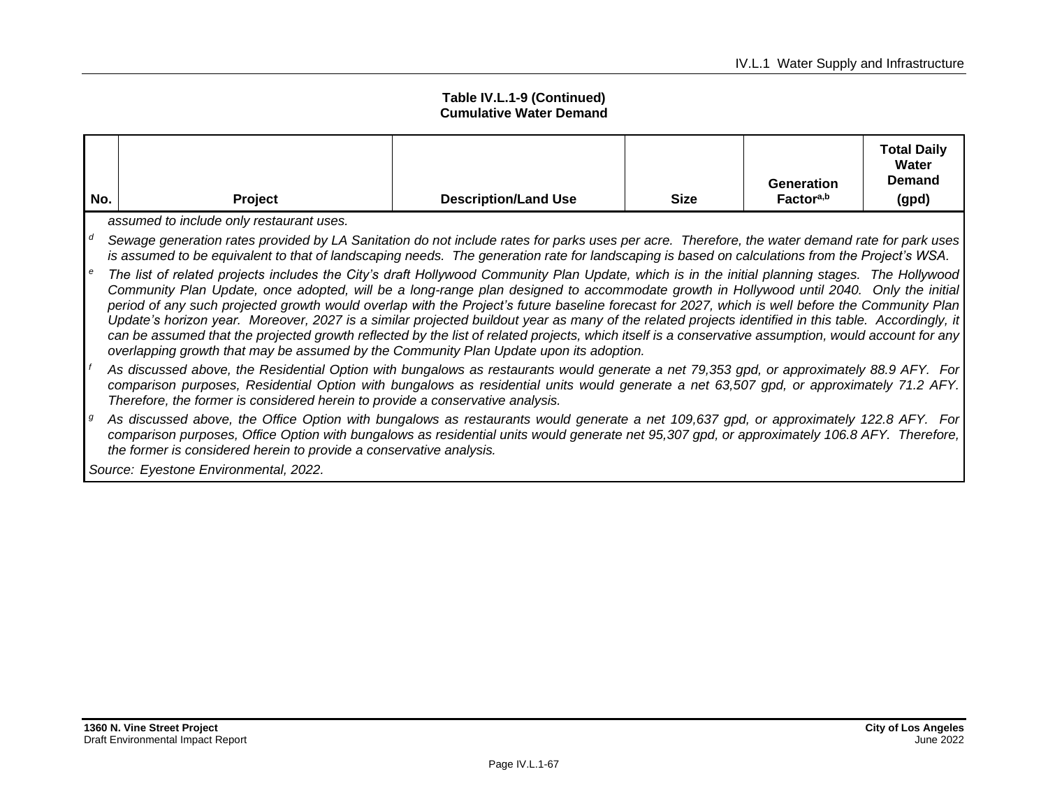**Table IV.L.1-9 (Continued)**
**Cumulative Water Demand**

| No. | Project | Description/Land Use | Size | Generation Factor[a,b] | Total Daily Water Demand (gpd) |
|---|---|---|---|---|---|

*assumed to include only restaurant uses.*

[d] *Sewage generation rates provided by LA Sanitation do not include rates for parks uses per acre. Therefore, the water demand rate for park uses is assumed to be equivalent to that of landscaping needs. The generation rate for landscaping is based on calculations from the Project's WSA.*

[e] *The list of related projects includes the City's draft Hollywood Community Plan Update, which is in the initial planning stages. The Hollywood Community Plan Update, once adopted, will be a long-range plan designed to accommodate growth in Hollywood until 2040. Only the initial period of any such projected growth would overlap with the Project's future baseline forecast for 2027, which is well before the Community Plan Update's horizon year. Moreover, 2027 is a similar projected buildout year as many of the related projects identified in this table. Accordingly, it can be assumed that the projected growth reflected by the list of related projects, which itself is a conservative assumption, would account for any overlapping growth that may be assumed by the Community Plan Update upon its adoption.*

[f] *As discussed above, the Residential Option with bungalows as restaurants would generate a net 79,353 gpd, or approximately 88.9 AFY. For comparison purposes, Residential Option with bungalows as residential units would generate a net 63,507 gpd, or approximately 71.2 AFY. Therefore, the former is considered herein to provide a conservative analysis.*

[g] *As discussed above, the Office Option with bungalows as restaurants would generate a net 109,637 gpd, or approximately 122.8 AFY. For comparison purposes, Office Option with bungalows as residential units would generate net 95,307 gpd, or approximately 106.8 AFY. Therefore, the former is considered herein to provide a conservative analysis.*

*Source: Eyestone Environmental, 2022.*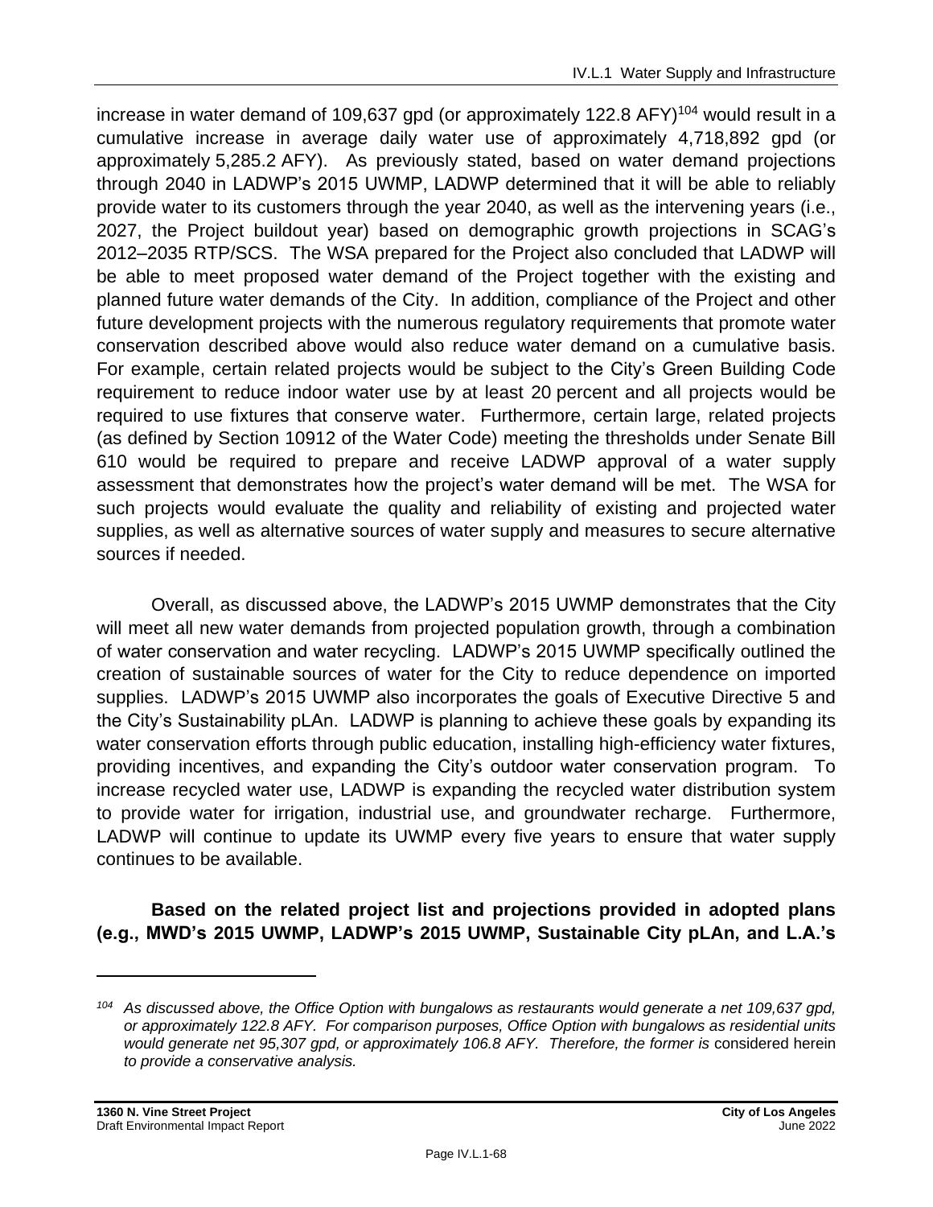increase in water demand of 109,637 gpd (or approximately 122.8 AFY)[104] would result in a cumulative increase in average daily water use of approximately 4,718,892 gpd (or approximately 5,285.2 AFY). As previously stated, based on water demand projections through 2040 in LADWP's 2015 UWMP, LADWP determined that it will be able to reliably provide water to its customers through the year 2040, as well as the intervening years (i.e., 2027, the Project buildout year) based on demographic growth projections in SCAG's 2012–2035 RTP/SCS. The WSA prepared for the Project also concluded that LADWP will be able to meet proposed water demand of the Project together with the existing and planned future water demands of the City. In addition, compliance of the Project and other future development projects with the numerous regulatory requirements that promote water conservation described above would also reduce water demand on a cumulative basis. For example, certain related projects would be subject to the City's Green Building Code requirement to reduce indoor water use by at least 20 percent and all projects would be required to use fixtures that conserve water. Furthermore, certain large, related projects (as defined by Section 10912 of the Water Code) meeting the thresholds under Senate Bill 610 would be required to prepare and receive LADWP approval of a water supply assessment that demonstrates how the project's water demand will be met. The WSA for such projects would evaluate the quality and reliability of existing and projected water supplies, as well as alternative sources of water supply and measures to secure alternative sources if needed.

Overall, as discussed above, the LADWP's 2015 UWMP demonstrates that the City will meet all new water demands from projected population growth, through a combination of water conservation and water recycling. LADWP's 2015 UWMP specifically outlined the creation of sustainable sources of water for the City to reduce dependence on imported supplies. LADWP's 2015 UWMP also incorporates the goals of Executive Directive 5 and the City's Sustainability pLAn. LADWP is planning to achieve these goals by expanding its water conservation efforts through public education, installing high-efficiency water fixtures, providing incentives, and expanding the City's outdoor water conservation program. To increase recycled water use, LADWP is expanding the recycled water distribution system to provide water for irrigation, industrial use, and groundwater recharge. Furthermore, LADWP will continue to update its UWMP every five years to ensure that water supply continues to be available.

**Based on the related project list and projections provided in adopted plans (e.g., MWD's 2015 UWMP, LADWP's 2015 UWMP, Sustainable City pLAn, and L.A.'s**

---

[104] *As discussed above, the Office Option with bungalows as restaurants would generate a net 109,637 gpd, or approximately 122.8 AFY. For comparison purposes, Office Option with bungalows as residential units would generate net 95,307 gpd, or approximately 106.8 AFY. Therefore, the former is* considered herein *to provide a conservative analysis.*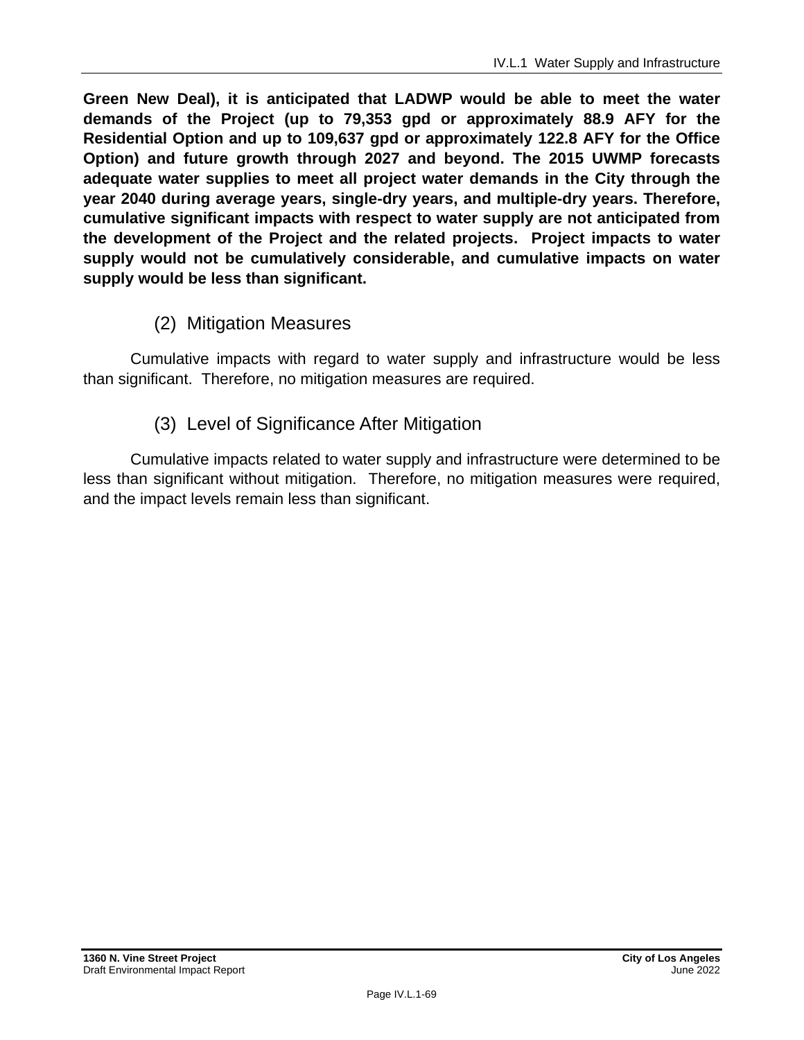**Green New Deal), it is anticipated that LADWP would be able to meet the water demands of the Project (up to 79,353 gpd or approximately 88.9 AFY for the Residential Option and up to 109,637 gpd or approximately 122.8 AFY for the Office Option) and future growth through 2027 and beyond. The 2015 UWMP forecasts adequate water supplies to meet all project water demands in the City through the year 2040 during average years, single-dry years, and multiple-dry years. Therefore, cumulative significant impacts with respect to water supply are not anticipated from the development of the Project and the related projects. Project impacts to water supply would not be cumulatively considerable, and cumulative impacts on water supply would be less than significant.**

#### (2) Mitigation Measures

Cumulative impacts with regard to water supply and infrastructure would be less than significant. Therefore, no mitigation measures are required.

#### (3) Level of Significance After Mitigation

Cumulative impacts related to water supply and infrastructure were determined to be less than significant without mitigation. Therefore, no mitigation measures were required, and the impact levels remain less than significant.